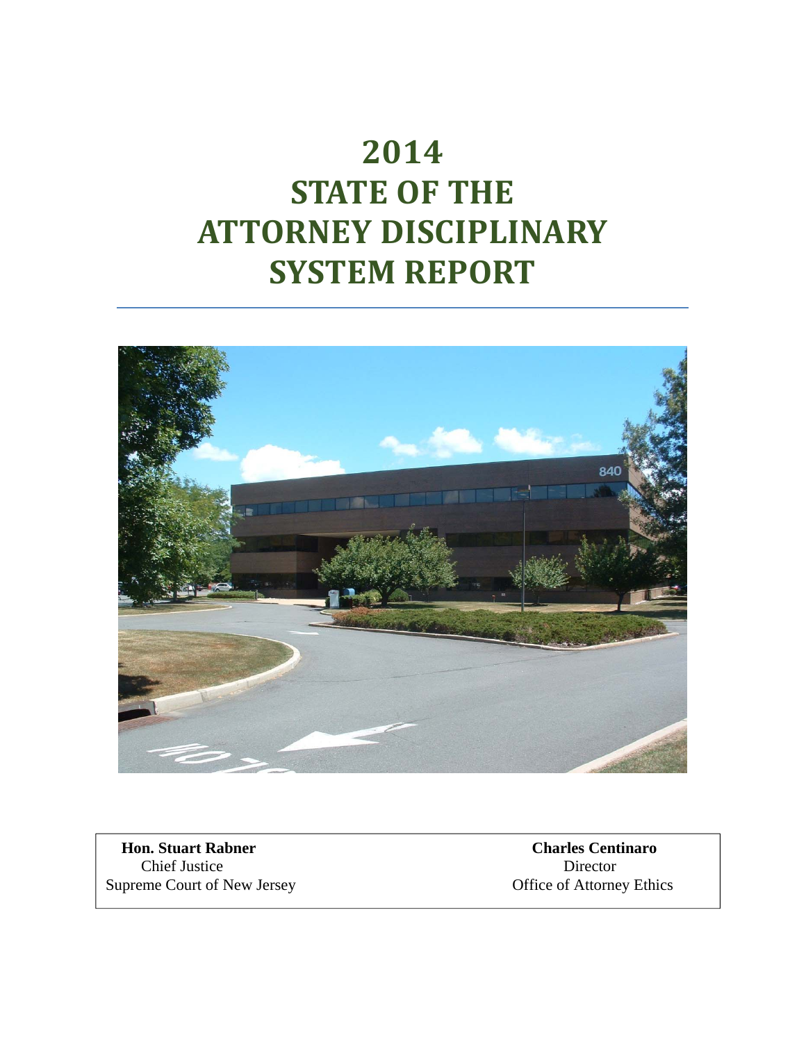# 2014 STATE OF THE ATTORNEY DISCIPLINARY SYSTEM REPORT

| **Hon. Stuart Rabner** | **Charles Centinaro** |
| --- | --- |
| Chief Justice | Director |
| Supreme Court of New Jersey | Office of Attorney Ethics |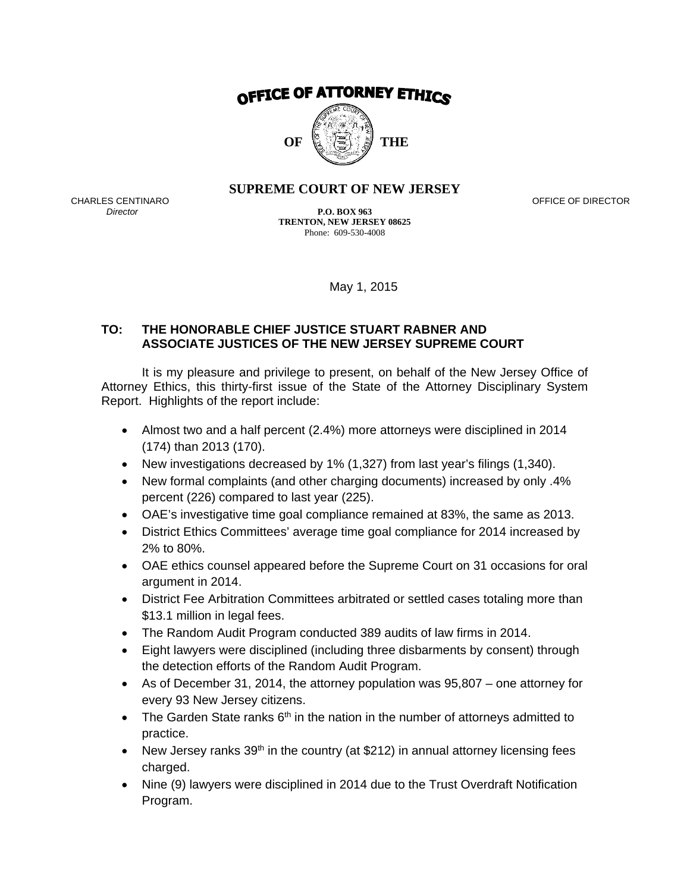# OFFICE OF ATTORNEY ETHICS

OF THE

## SUPREME COURT OF NEW JERSEY

CHARLES CENTINARO
*Director*

OFFICE OF DIRECTOR

**P.O. BOX 963**
**TRENTON, NEW JERSEY 08625**
Phone: 609-530-4008

May 1, 2015

**TO: THE HONORABLE CHIEF JUSTICE STUART RABNER AND ASSOCIATE JUSTICES OF THE NEW JERSEY SUPREME COURT**

It is my pleasure and privilege to present, on behalf of the New Jersey Office of Attorney Ethics, this thirty-first issue of the State of the Attorney Disciplinary System Report. Highlights of the report include:

- Almost two and a half percent (2.4%) more attorneys were disciplined in 2014 (174) than 2013 (170).
- New investigations decreased by 1% (1,327) from last year's filings (1,340).
- New formal complaints (and other charging documents) increased by only .4% percent (226) compared to last year (225).
- OAE's investigative time goal compliance remained at 83%, the same as 2013.
- District Ethics Committees' average time goal compliance for 2014 increased by 2% to 80%.
- OAE ethics counsel appeared before the Supreme Court on 31 occasions for oral argument in 2014.
- District Fee Arbitration Committees arbitrated or settled cases totaling more than $13.1 million in legal fees.
- The Random Audit Program conducted 389 audits of law firms in 2014.
- Eight lawyers were disciplined (including three disbarments by consent) through the detection efforts of the Random Audit Program.
- As of December 31, 2014, the attorney population was 95,807 – one attorney for every 93 New Jersey citizens.
- The Garden State ranks 6th in the nation in the number of attorneys admitted to practice.
- New Jersey ranks 39th in the country (at $212) in annual attorney licensing fees charged.
- Nine (9) lawyers were disciplined in 2014 due to the Trust Overdraft Notification Program.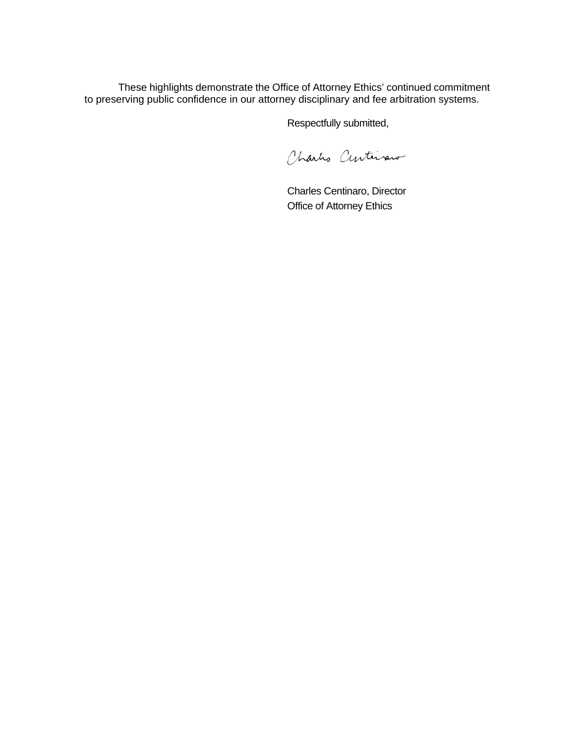These highlights demonstrate the Office of Attorney Ethics' continued commitment to preserving public confidence in our attorney disciplinary and fee arbitration systems.

Respectfully submitted,

Charles Centinaro, Director
Office of Attorney Ethics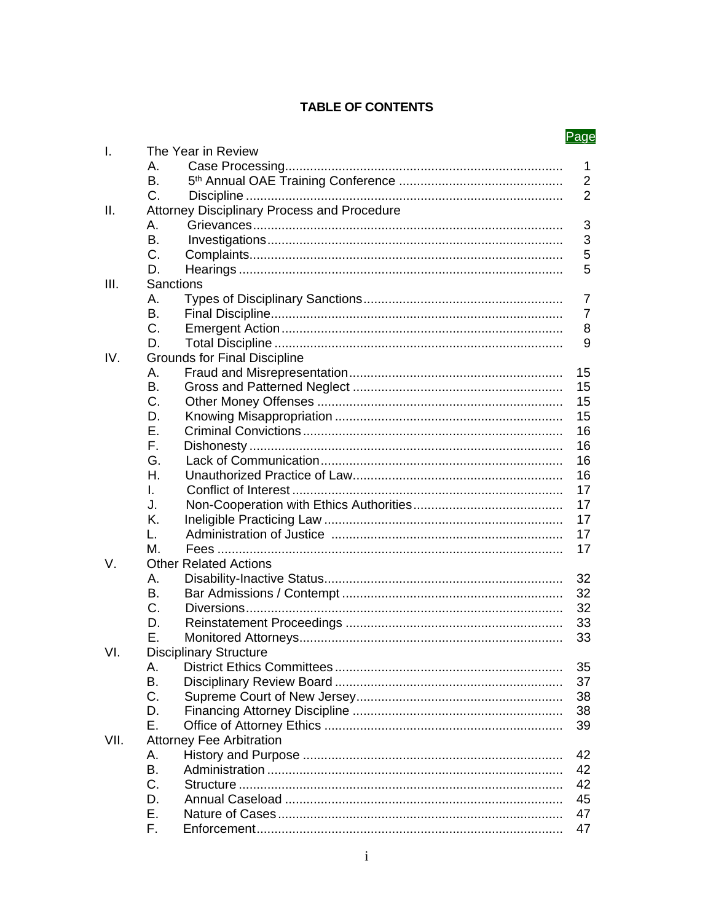# TABLE OF CONTENTS

| | | Page |
|---|---|---|
| I. | The Year in Review | |
| | A. Case Processing | 1 |
| | B. 5th Annual OAE Training Conference | 2 |
| | C. Discipline | 2 |
| II. | Attorney Disciplinary Process and Procedure | |
| | A. Grievances | 3 |
| | B. Investigations | 3 |
| | C. Complaints | 5 |
| | D. Hearings | 5 |
| III. | Sanctions | |
| | A. Types of Disciplinary Sanctions | 7 |
| | B. Final Discipline | 7 |
| | C. Emergent Action | 8 |
| | D. Total Discipline | 9 |
| IV. | Grounds for Final Discipline | |
| | A. Fraud and Misrepresentation | 15 |
| | B. Gross and Patterned Neglect | 15 |
| | C. Other Money Offenses | 15 |
| | D. Knowing Misappropriation | 15 |
| | E. Criminal Convictions | 16 |
| | F. Dishonesty | 16 |
| | G. Lack of Communication | 16 |
| | H. Unauthorized Practice of Law | 16 |
| | I. Conflict of Interest | 17 |
| | J. Non-Cooperation with Ethics Authorities | 17 |
| | K. Ineligible Practicing Law | 17 |
| | L. Administration of Justice | 17 |
| | M. Fees | 17 |
| V. | Other Related Actions | |
| | A. Disability-Inactive Status | 32 |
| | B. Bar Admissions / Contempt | 32 |
| | C. Diversions | 32 |
| | D. Reinstatement Proceedings | 33 |
| | E. Monitored Attorneys | 33 |
| VI. | Disciplinary Structure | |
| | A. District Ethics Committees | 35 |
| | B. Disciplinary Review Board | 37 |
| | C. Supreme Court of New Jersey | 38 |
| | D. Financing Attorney Discipline | 38 |
| | E. Office of Attorney Ethics | 39 |
| VII. | Attorney Fee Arbitration | |
| | A. History and Purpose | 42 |
| | B. Administration | 42 |
| | C. Structure | 42 |
| | D. Annual Caseload | 45 |
| | E. Nature of Cases | 47 |
| | F. Enforcement | 47 |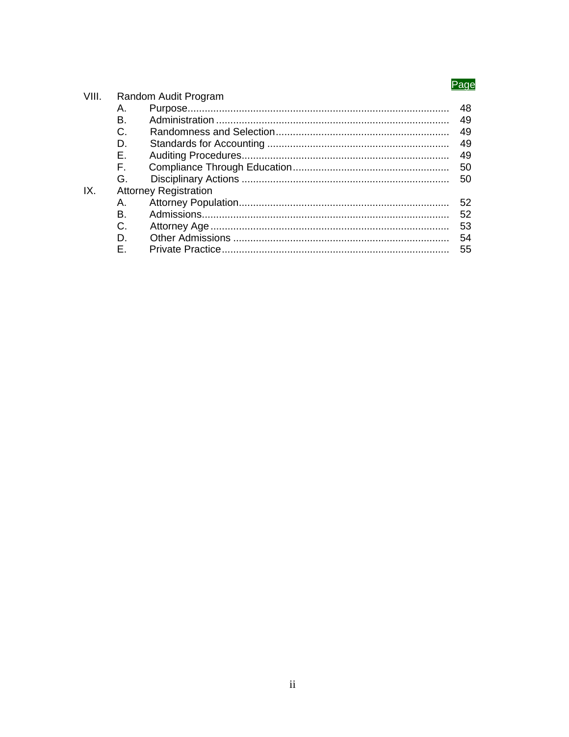| | | Page |
|---|---|---|
| VIII. | Random Audit Program | |
| | A. Purpose | 48 |
| | B. Administration | 49 |
| | C. Randomness and Selection | 49 |
| | D. Standards for Accounting | 49 |
| | E. Auditing Procedures | 49 |
| | F. Compliance Through Education | 50 |
| | G. Disciplinary Actions | 50 |
| IX. | Attorney Registration | |
| | A. Attorney Population | 52 |
| | B. Admissions | 52 |
| | C. Attorney Age | 53 |
| | D. Other Admissions | 54 |
| | E. Private Practice | 55 |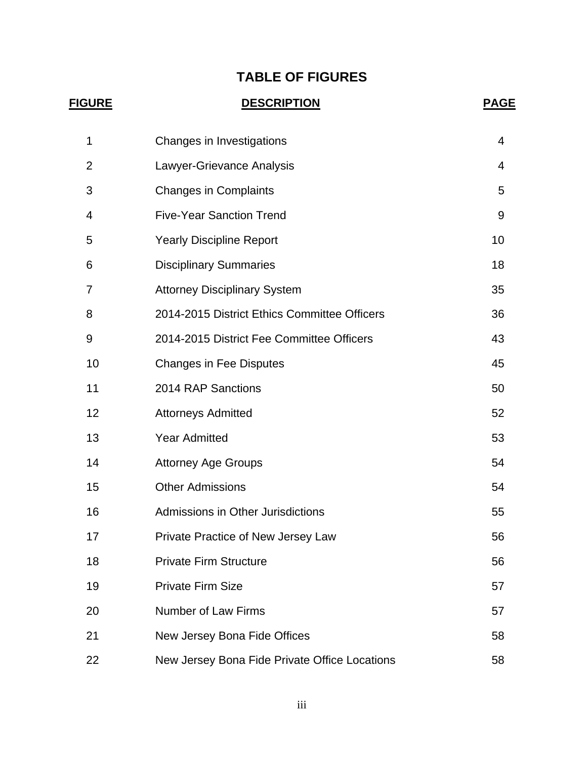# TABLE OF FIGURES

| FIGURE | DESCRIPTION | PAGE |
|---|---|---|
| 1 | Changes in Investigations | 4 |
| 2 | Lawyer-Grievance Analysis | 4 |
| 3 | Changes in Complaints | 5 |
| 4 | Five-Year Sanction Trend | 9 |
| 5 | Yearly Discipline Report | 10 |
| 6 | Disciplinary Summaries | 18 |
| 7 | Attorney Disciplinary System | 35 |
| 8 | 2014-2015 District Ethics Committee Officers | 36 |
| 9 | 2014-2015 District Fee Committee Officers | 43 |
| 10 | Changes in Fee Disputes | 45 |
| 11 | 2014 RAP Sanctions | 50 |
| 12 | Attorneys Admitted | 52 |
| 13 | Year Admitted | 53 |
| 14 | Attorney Age Groups | 54 |
| 15 | Other Admissions | 54 |
| 16 | Admissions in Other Jurisdictions | 55 |
| 17 | Private Practice of New Jersey Law | 56 |
| 18 | Private Firm Structure | 56 |
| 19 | Private Firm Size | 57 |
| 20 | Number of Law Firms | 57 |
| 21 | New Jersey Bona Fide Offices | 58 |
| 22 | New Jersey Bona Fide Private Office Locations | 58 |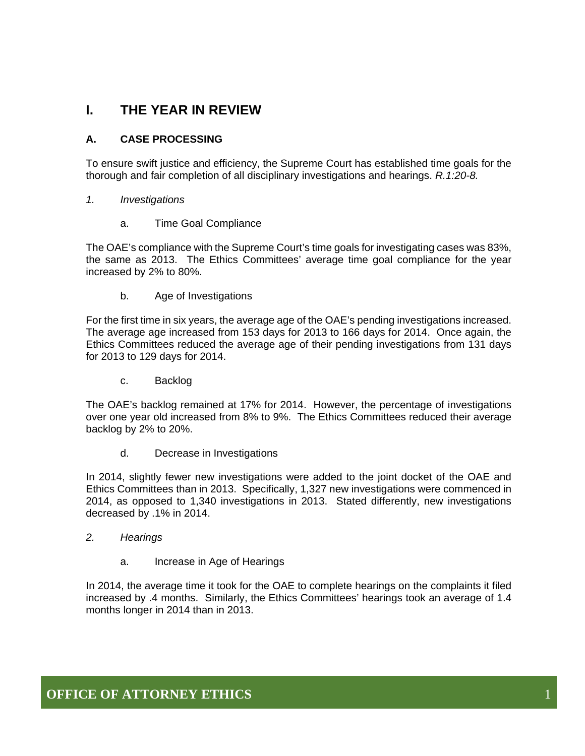# I. THE YEAR IN REVIEW

## A. CASE PROCESSING

To ensure swift justice and efficiency, the Supreme Court has established time goals for the thorough and fair completion of all disciplinary investigations and hearings. *R.1:20-8.*

### *1. Investigations*

#### a. Time Goal Compliance

The OAE's compliance with the Supreme Court's time goals for investigating cases was 83%, the same as 2013. The Ethics Committees' average time goal compliance for the year increased by 2% to 80%.

#### b. Age of Investigations

For the first time in six years, the average age of the OAE's pending investigations increased. The average age increased from 153 days for 2013 to 166 days for 2014. Once again, the Ethics Committees reduced the average age of their pending investigations from 131 days for 2013 to 129 days for 2014.

#### c. Backlog

The OAE's backlog remained at 17% for 2014. However, the percentage of investigations over one year old increased from 8% to 9%. The Ethics Committees reduced their average backlog by 2% to 20%.

#### d. Decrease in Investigations

In 2014, slightly fewer new investigations were added to the joint docket of the OAE and Ethics Committees than in 2013. Specifically, 1,327 new investigations were commenced in 2014, as opposed to 1,340 investigations in 2013. Stated differently, new investigations decreased by .1% in 2014.

### *2. Hearings*

#### a. Increase in Age of Hearings

In 2014, the average time it took for the OAE to complete hearings on the complaints it filed increased by .4 months. Similarly, the Ethics Committees' hearings took an average of 1.4 months longer in 2014 than in 2013.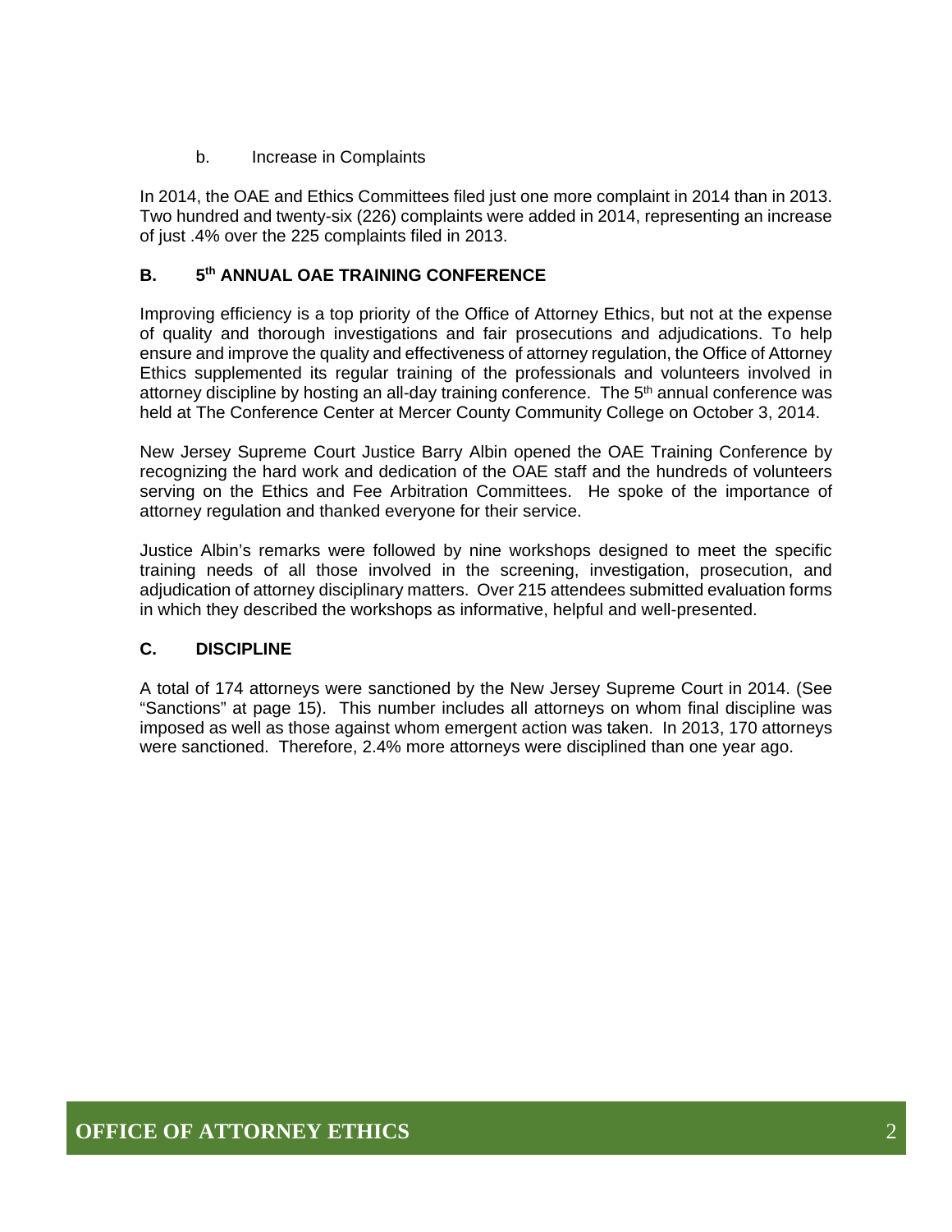b. Increase in Complaints

In 2014, the OAE and Ethics Committees filed just one more complaint in 2014 than in 2013. Two hundred and twenty-six (226) complaints were added in 2014, representing an increase of just .4% over the 225 complaints filed in 2013.

## B. 5th ANNUAL OAE TRAINING CONFERENCE

Improving efficiency is a top priority of the Office of Attorney Ethics, but not at the expense of quality and thorough investigations and fair prosecutions and adjudications. To help ensure and improve the quality and effectiveness of attorney regulation, the Office of Attorney Ethics supplemented its regular training of the professionals and volunteers involved in attorney discipline by hosting an all-day training conference. The 5th annual conference was held at The Conference Center at Mercer County Community College on October 3, 2014.

New Jersey Supreme Court Justice Barry Albin opened the OAE Training Conference by recognizing the hard work and dedication of the OAE staff and the hundreds of volunteers serving on the Ethics and Fee Arbitration Committees. He spoke of the importance of attorney regulation and thanked everyone for their service.

Justice Albin's remarks were followed by nine workshops designed to meet the specific training needs of all those involved in the screening, investigation, prosecution, and adjudication of attorney disciplinary matters. Over 215 attendees submitted evaluation forms in which they described the workshops as informative, helpful and well-presented.

## C. DISCIPLINE

A total of 174 attorneys were sanctioned by the New Jersey Supreme Court in 2014. (See "Sanctions" at page 15). This number includes all attorneys on whom final discipline was imposed as well as those against whom emergent action was taken. In 2013, 170 attorneys were sanctioned. Therefore, 2.4% more attorneys were disciplined than one year ago.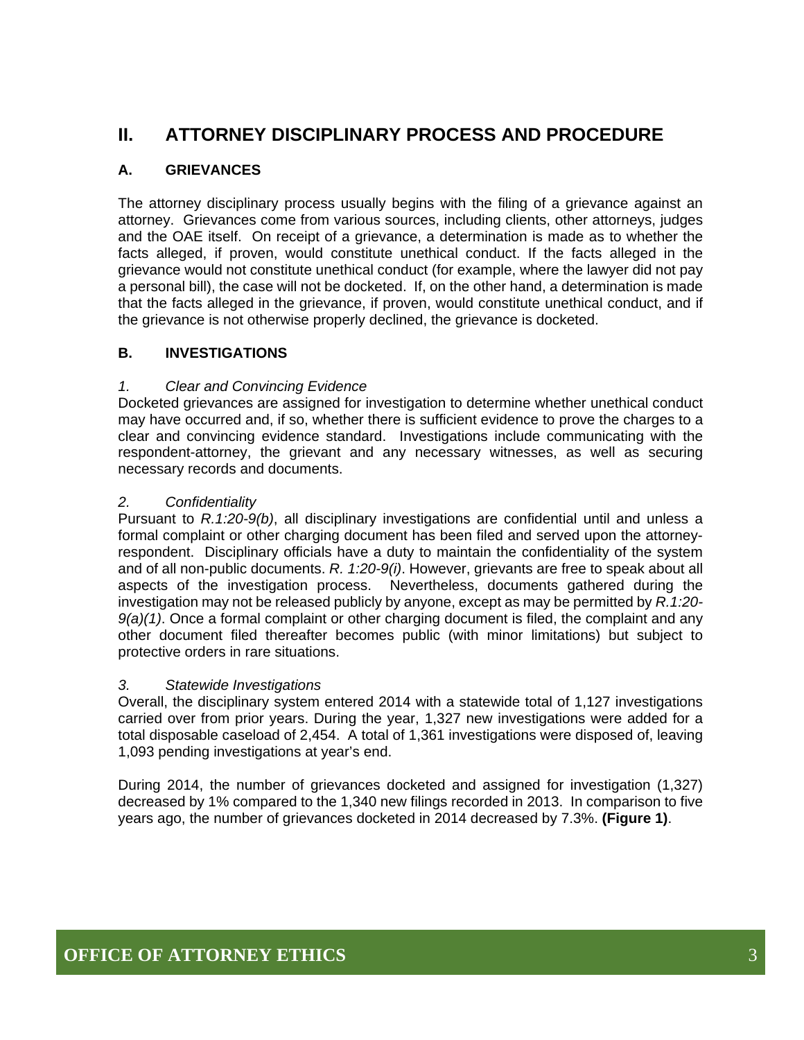## II. ATTORNEY DISCIPLINARY PROCESS AND PROCEDURE

### A. GRIEVANCES

The attorney disciplinary process usually begins with the filing of a grievance against an attorney. Grievances come from various sources, including clients, other attorneys, judges and the OAE itself. On receipt of a grievance, a determination is made as to whether the facts alleged, if proven, would constitute unethical conduct. If the facts alleged in the grievance would not constitute unethical conduct (for example, where the lawyer did not pay a personal bill), the case will not be docketed. If, on the other hand, a determination is made that the facts alleged in the grievance, if proven, would constitute unethical conduct, and if the grievance is not otherwise properly declined, the grievance is docketed.

### B. INVESTIGATIONS

*1. Clear and Convincing Evidence*

Docketed grievances are assigned for investigation to determine whether unethical conduct may have occurred and, if so, whether there is sufficient evidence to prove the charges to a clear and convincing evidence standard. Investigations include communicating with the respondent-attorney, the grievant and any necessary witnesses, as well as securing necessary records and documents.

*2. Confidentiality*

Pursuant to *R.1:20-9(b)*, all disciplinary investigations are confidential until and unless a formal complaint or other charging document has been filed and served upon the attorney-respondent. Disciplinary officials have a duty to maintain the confidentiality of the system and of all non-public documents. *R. 1:20-9(i)*. However, grievants are free to speak about all aspects of the investigation process. Nevertheless, documents gathered during the investigation may not be released publicly by anyone, except as may be permitted by *R.1:20-9(a)(1)*. Once a formal complaint or other charging document is filed, the complaint and any other document filed thereafter becomes public (with minor limitations) but subject to protective orders in rare situations.

*3. Statewide Investigations*

Overall, the disciplinary system entered 2014 with a statewide total of 1,127 investigations carried over from prior years. During the year, 1,327 new investigations were added for a total disposable caseload of 2,454. A total of 1,361 investigations were disposed of, leaving 1,093 pending investigations at year's end.

During 2014, the number of grievances docketed and assigned for investigation (1,327) decreased by 1% compared to the 1,340 new filings recorded in 2013. In comparison to five years ago, the number of grievances docketed in 2014 decreased by 7.3%. **(Figure 1)**.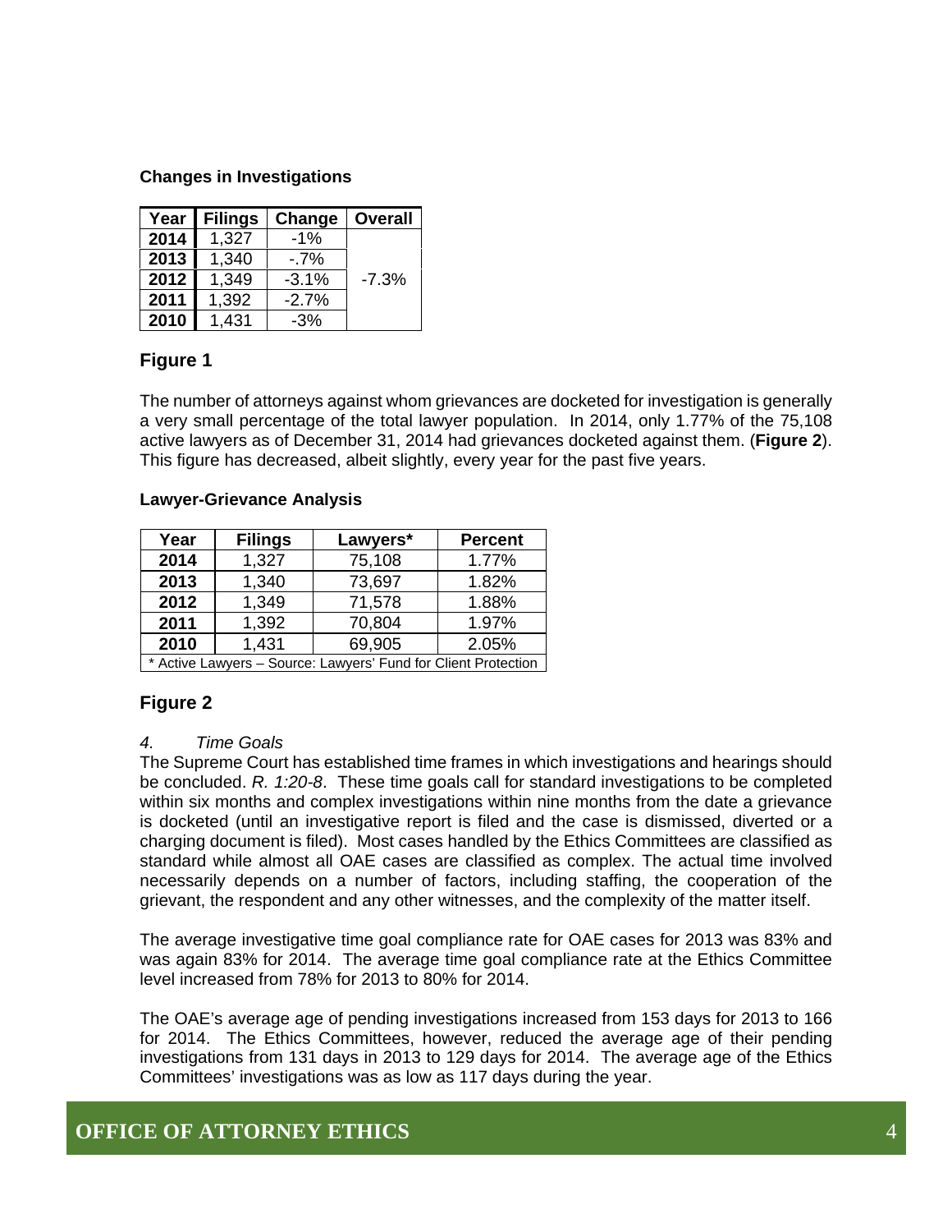**Changes in Investigations**

| Year | Filings | Change | Overall |
|---|---|---|---|
| 2014 | 1,327 | -1% | |
| 2013 | 1,340 | -.7% | |
| 2012 | 1,349 | -3.1% | -7.3% |
| 2011 | 1,392 | -2.7% | |
| 2010 | 1,431 | -3% | |

## Figure 1

The number of attorneys against whom grievances are docketed for investigation is generally a very small percentage of the total lawyer population. In 2014, only 1.77% of the 75,108 active lawyers as of December 31, 2014 had grievances docketed against them. (**Figure 2**). This figure has decreased, albeit slightly, every year for the past five years.

**Lawyer-Grievance Analysis**

| Year | Filings | Lawyers* | Percent |
|---|---|---|---|
| 2014 | 1,327 | 75,108 | 1.77% |
| 2013 | 1,340 | 73,697 | 1.82% |
| 2012 | 1,349 | 71,578 | 1.88% |
| 2011 | 1,392 | 70,804 | 1.97% |
| 2010 | 1,431 | 69,905 | 2.05% |

\* Active Lawyers – Source: Lawyers' Fund for Client Protection

## Figure 2

*4. Time Goals*

The Supreme Court has established time frames in which investigations and hearings should be concluded. *R. 1:20-8*. These time goals call for standard investigations to be completed within six months and complex investigations within nine months from the date a grievance is docketed (until an investigative report is filed and the case is dismissed, diverted or a charging document is filed). Most cases handled by the Ethics Committees are classified as standard while almost all OAE cases are classified as complex. The actual time involved necessarily depends on a number of factors, including staffing, the cooperation of the grievant, the respondent and any other witnesses, and the complexity of the matter itself.

The average investigative time goal compliance rate for OAE cases for 2013 was 83% and was again 83% for 2014. The average time goal compliance rate at the Ethics Committee level increased from 78% for 2013 to 80% for 2014.

The OAE's average age of pending investigations increased from 153 days for 2013 to 166 for 2014. The Ethics Committees, however, reduced the average age of their pending investigations from 131 days in 2013 to 129 days for 2014. The average age of the Ethics Committees' investigations was as low as 117 days during the year.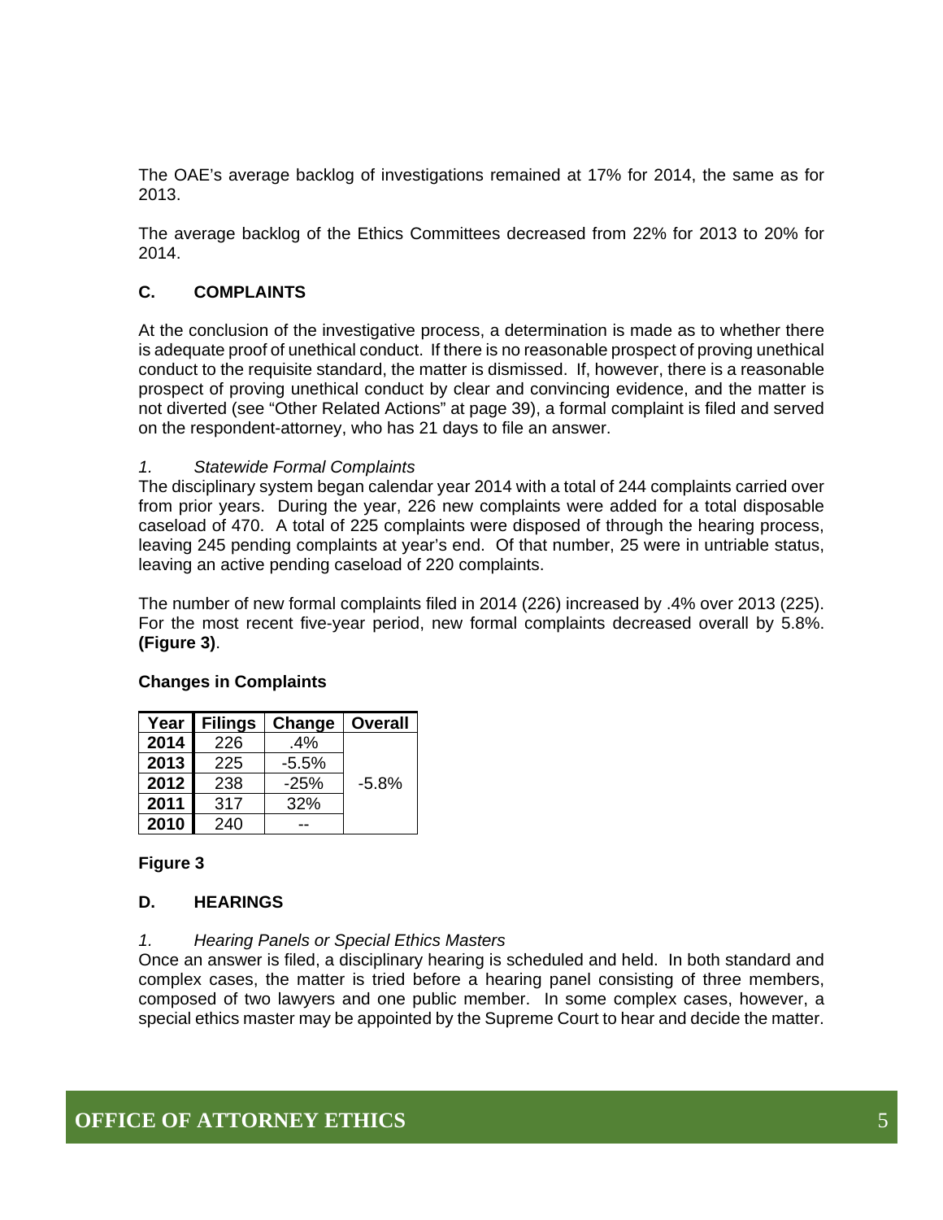The OAE's average backlog of investigations remained at 17% for 2014, the same as for 2013.

The average backlog of the Ethics Committees decreased from 22% for 2013 to 20% for 2014.

## C. COMPLAINTS

At the conclusion of the investigative process, a determination is made as to whether there is adequate proof of unethical conduct. If there is no reasonable prospect of proving unethical conduct to the requisite standard, the matter is dismissed. If, however, there is a reasonable prospect of proving unethical conduct by clear and convincing evidence, and the matter is not diverted (see "Other Related Actions" at page 39), a formal complaint is filed and served on the respondent-attorney, who has 21 days to file an answer.

### *1. Statewide Formal Complaints*

The disciplinary system began calendar year 2014 with a total of 244 complaints carried over from prior years. During the year, 226 new complaints were added for a total disposable caseload of 470. A total of 225 complaints were disposed of through the hearing process, leaving 245 pending complaints at year's end. Of that number, 25 were in untriable status, leaving an active pending caseload of 220 complaints.

The number of new formal complaints filed in 2014 (226) increased by .4% over 2013 (225). For the most recent five-year period, new formal complaints decreased overall by 5.8%. **(Figure 3)**.

**Changes in Complaints**

| Year | Filings | Change | Overall |
|---|---|---|---|
| **2014** | 226 | .4% | -5.8% |
| **2013** | 225 | -5.5% | |
| **2012** | 238 | -25% | |
| **2011** | 317 | 32% | |
| **2010** | 240 | -- | |

**Figure 3**

## D. HEARINGS

### *1. Hearing Panels or Special Ethics Masters*

Once an answer is filed, a disciplinary hearing is scheduled and held. In both standard and complex cases, the matter is tried before a hearing panel consisting of three members, composed of two lawyers and one public member. In some complex cases, however, a special ethics master may be appointed by the Supreme Court to hear and decide the matter.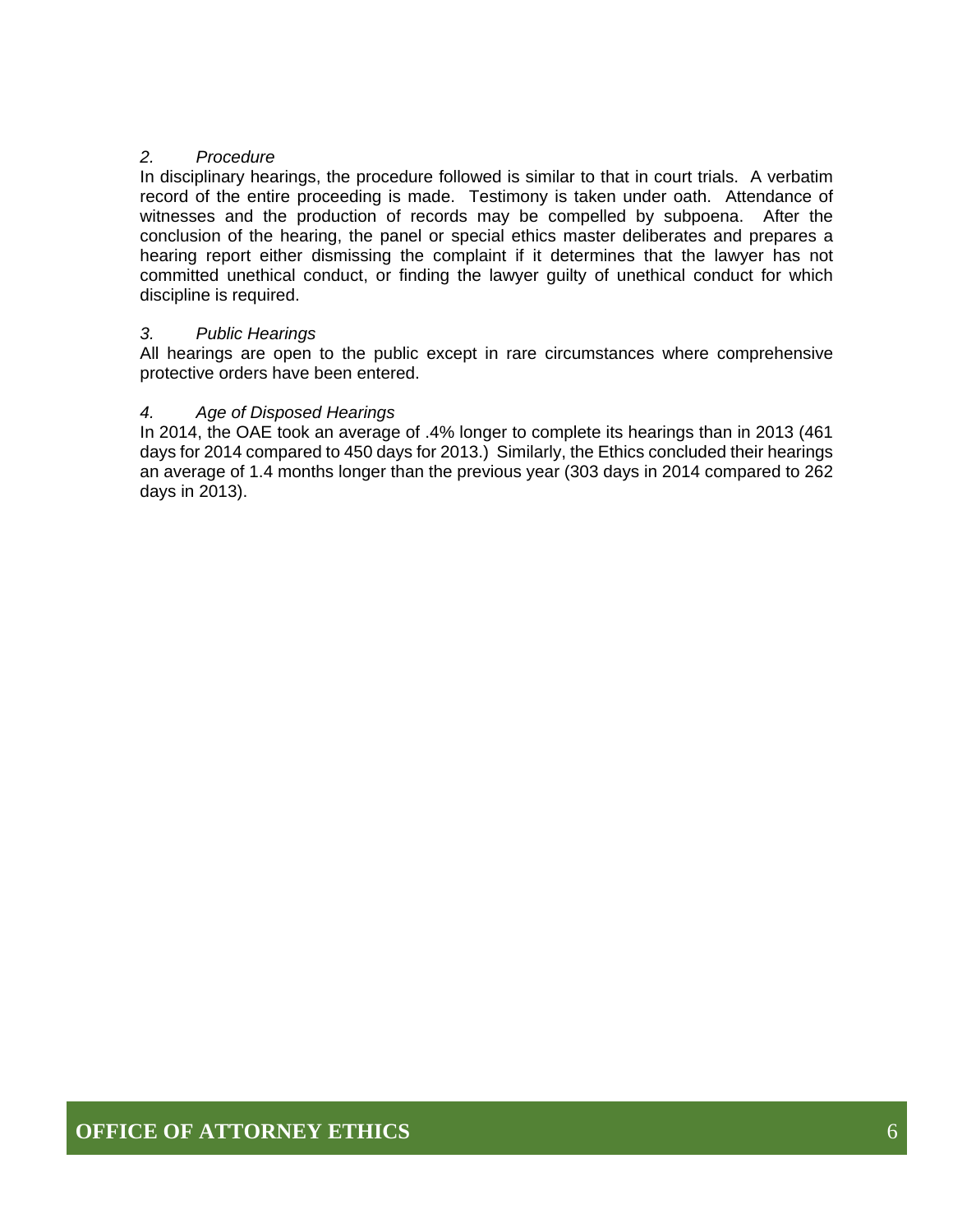*2. Procedure*

In disciplinary hearings, the procedure followed is similar to that in court trials. A verbatim record of the entire proceeding is made. Testimony is taken under oath. Attendance of witnesses and the production of records may be compelled by subpoena. After the conclusion of the hearing, the panel or special ethics master deliberates and prepares a hearing report either dismissing the complaint if it determines that the lawyer has not committed unethical conduct, or finding the lawyer guilty of unethical conduct for which discipline is required.

*3. Public Hearings*

All hearings are open to the public except in rare circumstances where comprehensive protective orders have been entered.

*4. Age of Disposed Hearings*

In 2014, the OAE took an average of .4% longer to complete its hearings than in 2013 (461 days for 2014 compared to 450 days for 2013.) Similarly, the Ethics concluded their hearings an average of 1.4 months longer than the previous year (303 days in 2014 compared to 262 days in 2013).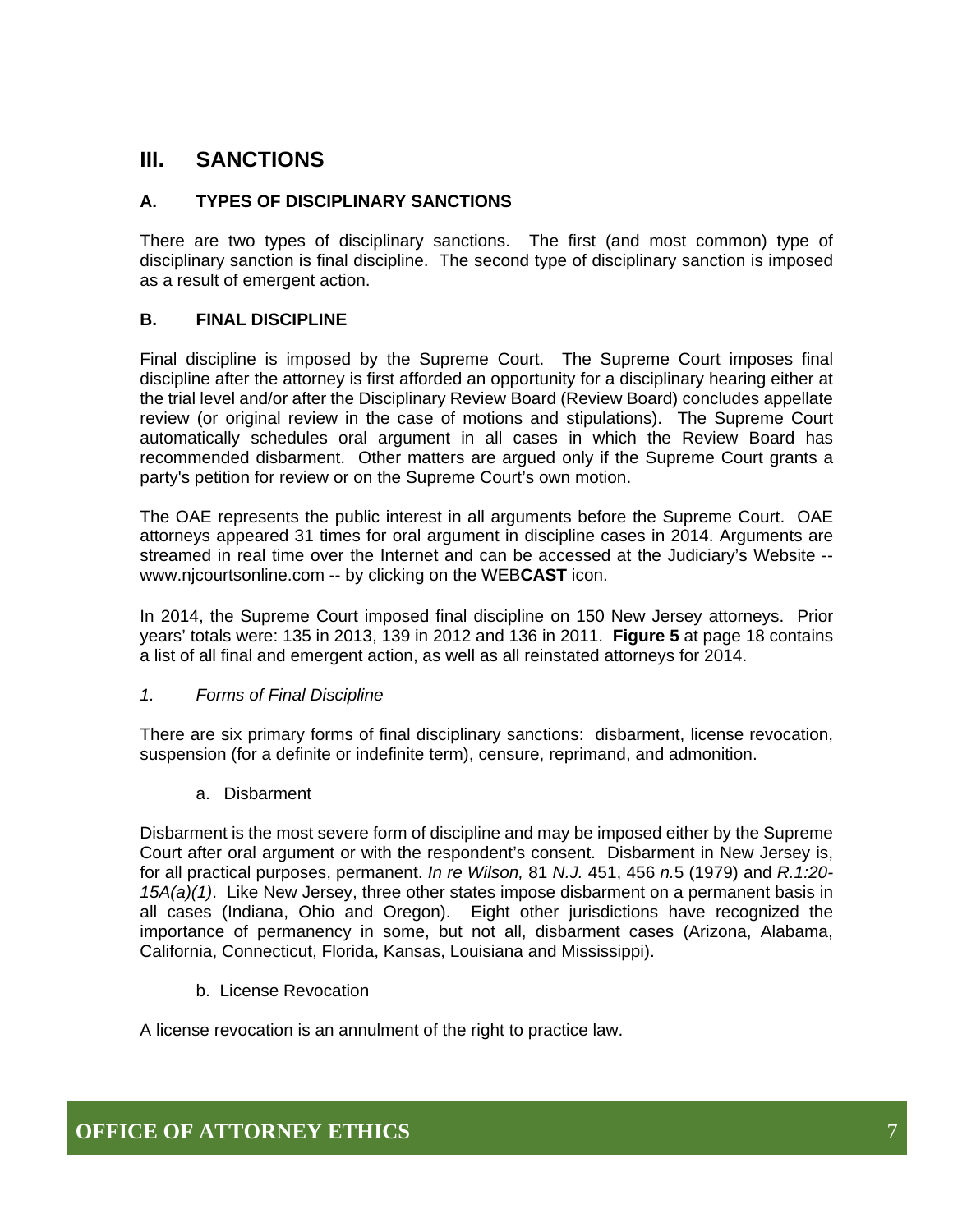# III. SANCTIONS

## A. TYPES OF DISCIPLINARY SANCTIONS

There are two types of disciplinary sanctions. The first (and most common) type of disciplinary sanction is final discipline. The second type of disciplinary sanction is imposed as a result of emergent action.

## B. FINAL DISCIPLINE

Final discipline is imposed by the Supreme Court. The Supreme Court imposes final discipline after the attorney is first afforded an opportunity for a disciplinary hearing either at the trial level and/or after the Disciplinary Review Board (Review Board) concludes appellate review (or original review in the case of motions and stipulations). The Supreme Court automatically schedules oral argument in all cases in which the Review Board has recommended disbarment. Other matters are argued only if the Supreme Court grants a party's petition for review or on the Supreme Court's own motion.

The OAE represents the public interest in all arguments before the Supreme Court. OAE attorneys appeared 31 times for oral argument in discipline cases in 2014. Arguments are streamed in real time over the Internet and can be accessed at the Judiciary's Website -- www.njcourtsonline.com -- by clicking on the WEB**CAST** icon.

In 2014, the Supreme Court imposed final discipline on 150 New Jersey attorneys. Prior years' totals were: 135 in 2013, 139 in 2012 and 136 in 2011. **Figure 5** at page 18 contains a list of all final and emergent action, as well as all reinstated attorneys for 2014.

### *1. Forms of Final Discipline*

There are six primary forms of final disciplinary sanctions: disbarment, license revocation, suspension (for a definite or indefinite term), censure, reprimand, and admonition.

a. Disbarment

Disbarment is the most severe form of discipline and may be imposed either by the Supreme Court after oral argument or with the respondent's consent. Disbarment in New Jersey is, for all practical purposes, permanent. *In re Wilson,* 81 *N.J.* 451, 456 *n.*5 (1979) and *R.1:20-15A(a)(1)*. Like New Jersey, three other states impose disbarment on a permanent basis in all cases (Indiana, Ohio and Oregon). Eight other jurisdictions have recognized the importance of permanency in some, but not all, disbarment cases (Arizona, Alabama, California, Connecticut, Florida, Kansas, Louisiana and Mississippi).

b. License Revocation

A license revocation is an annulment of the right to practice law.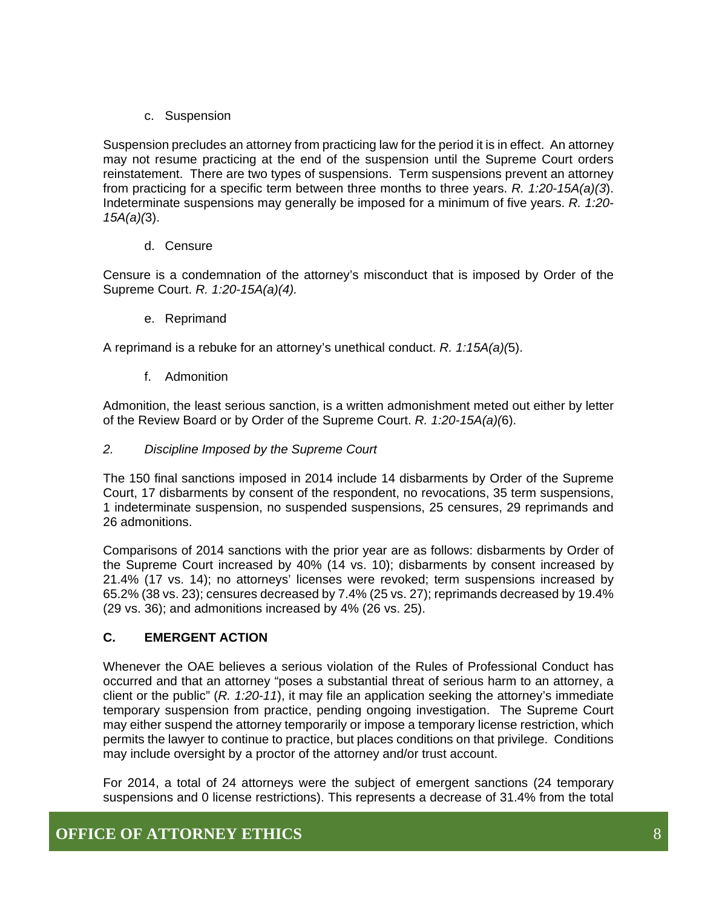c. Suspension

Suspension precludes an attorney from practicing law for the period it is in effect. An attorney may not resume practicing at the end of the suspension until the Supreme Court orders reinstatement. There are two types of suspensions. Term suspensions prevent an attorney from practicing for a specific term between three months to three years. *R. 1:20-15A(a)(3*). Indeterminate suspensions may generally be imposed for a minimum of five years. *R. 1:20-15A(a)(*3).

d. Censure

Censure is a condemnation of the attorney's misconduct that is imposed by Order of the Supreme Court. *R. 1:20-15A(a)(4).*

e. Reprimand

A reprimand is a rebuke for an attorney's unethical conduct. *R. 1:15A(a)(*5).

f. Admonition

Admonition, the least serious sanction, is a written admonishment meted out either by letter of the Review Board or by Order of the Supreme Court. *R. 1:20-15A(a)(*6).

*2. Discipline Imposed by the Supreme Court*

The 150 final sanctions imposed in 2014 include 14 disbarments by Order of the Supreme Court, 17 disbarments by consent of the respondent, no revocations, 35 term suspensions, 1 indeterminate suspension, no suspended suspensions, 25 censures, 29 reprimands and 26 admonitions.

Comparisons of 2014 sanctions with the prior year are as follows: disbarments by Order of the Supreme Court increased by 40% (14 vs. 10); disbarments by consent increased by 21.4% (17 vs. 14); no attorneys' licenses were revoked; term suspensions increased by 65.2% (38 vs. 23); censures decreased by 7.4% (25 vs. 27); reprimands decreased by 19.4% (29 vs. 36); and admonitions increased by 4% (26 vs. 25).

## C. EMERGENT ACTION

Whenever the OAE believes a serious violation of the Rules of Professional Conduct has occurred and that an attorney "poses a substantial threat of serious harm to an attorney, a client or the public" (*R. 1:20-11*), it may file an application seeking the attorney's immediate temporary suspension from practice, pending ongoing investigation. The Supreme Court may either suspend the attorney temporarily or impose a temporary license restriction, which permits the lawyer to continue to practice, but places conditions on that privilege. Conditions may include oversight by a proctor of the attorney and/or trust account.

For 2014, a total of 24 attorneys were the subject of emergent sanctions (24 temporary suspensions and 0 license restrictions). This represents a decrease of 31.4% from the total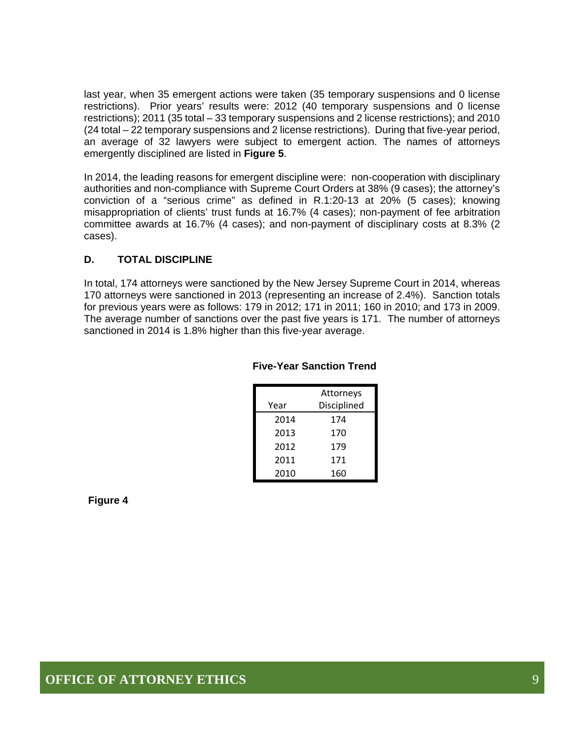last year, when 35 emergent actions were taken (35 temporary suspensions and 0 license restrictions). Prior years' results were: 2012 (40 temporary suspensions and 0 license restrictions); 2011 (35 total – 33 temporary suspensions and 2 license restrictions); and 2010 (24 total – 22 temporary suspensions and 2 license restrictions). During that five-year period, an average of 32 lawyers were subject to emergent action. The names of attorneys emergently disciplined are listed in **Figure 5**.

In 2014, the leading reasons for emergent discipline were: non-cooperation with disciplinary authorities and non-compliance with Supreme Court Orders at 38% (9 cases); the attorney's conviction of a "serious crime" as defined in R.1:20-13 at 20% (5 cases); knowing misappropriation of clients' trust funds at 16.7% (4 cases); non-payment of fee arbitration committee awards at 16.7% (4 cases); and non-payment of disciplinary costs at 8.3% (2 cases).

## D. TOTAL DISCIPLINE

In total, 174 attorneys were sanctioned by the New Jersey Supreme Court in 2014, whereas 170 attorneys were sanctioned in 2013 (representing an increase of 2.4%). Sanction totals for previous years were as follows: 179 in 2012; 171 in 2011; 160 in 2010; and 173 in 2009. The average number of sanctions over the past five years is 171. The number of attorneys sanctioned in 2014 is 1.8% higher than this five-year average.

**Five-Year Sanction Trend**

| Year | Attorneys Disciplined |
|---|---|
| 2014 | 174 |
| 2013 | 170 |
| 2012 | 179 |
| 2011 | 171 |
| 2010 | 160 |

**Figure 4**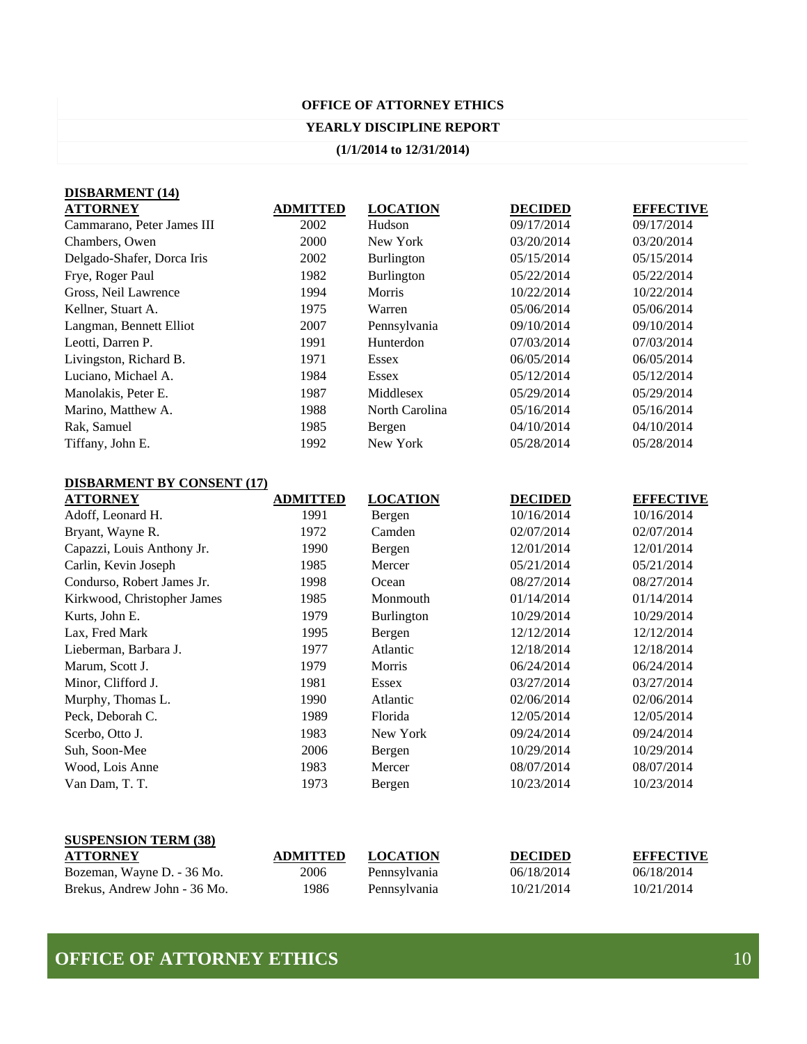**OFFICE OF ATTORNEY ETHICS**

**YEARLY DISCIPLINE REPORT**

**(1/1/2014 to 12/31/2014)**

**DISBARMENT (14)**

| ATTORNEY | ADMITTED | LOCATION | DECIDED | EFFECTIVE |
|---|---|---|---|---|
| Cammarano, Peter James III | 2002 | Hudson | 09/17/2014 | 09/17/2014 |
| Chambers, Owen | 2000 | New York | 03/20/2014 | 03/20/2014 |
| Delgado-Shafer, Dorca Iris | 2002 | Burlington | 05/15/2014 | 05/15/2014 |
| Frye, Roger Paul | 1982 | Burlington | 05/22/2014 | 05/22/2014 |
| Gross, Neil Lawrence | 1994 | Morris | 10/22/2014 | 10/22/2014 |
| Kellner, Stuart A. | 1975 | Warren | 05/06/2014 | 05/06/2014 |
| Langman, Bennett Elliot | 2007 | Pennsylvania | 09/10/2014 | 09/10/2014 |
| Leotti, Darren P. | 1991 | Hunterdon | 07/03/2014 | 07/03/2014 |
| Livingston, Richard B. | 1971 | Essex | 06/05/2014 | 06/05/2014 |
| Luciano, Michael A. | 1984 | Essex | 05/12/2014 | 05/12/2014 |
| Manolakis, Peter E. | 1987 | Middlesex | 05/29/2014 | 05/29/2014 |
| Marino, Matthew A. | 1988 | North Carolina | 05/16/2014 | 05/16/2014 |
| Rak, Samuel | 1985 | Bergen | 04/10/2014 | 04/10/2014 |
| Tiffany, John E. | 1992 | New York | 05/28/2014 | 05/28/2014 |

**DISBARMENT BY CONSENT (17)**

| ATTORNEY | ADMITTED | LOCATION | DECIDED | EFFECTIVE |
|---|---|---|---|---|
| Adoff, Leonard H. | 1991 | Bergen | 10/16/2014 | 10/16/2014 |
| Bryant, Wayne R. | 1972 | Camden | 02/07/2014 | 02/07/2014 |
| Capazzi, Louis Anthony Jr. | 1990 | Bergen | 12/01/2014 | 12/01/2014 |
| Carlin, Kevin Joseph | 1985 | Mercer | 05/21/2014 | 05/21/2014 |
| Condurso, Robert James Jr. | 1998 | Ocean | 08/27/2014 | 08/27/2014 |
| Kirkwood, Christopher James | 1985 | Monmouth | 01/14/2014 | 01/14/2014 |
| Kurts, John E. | 1979 | Burlington | 10/29/2014 | 10/29/2014 |
| Lax, Fred Mark | 1995 | Bergen | 12/12/2014 | 12/12/2014 |
| Lieberman, Barbara J. | 1977 | Atlantic | 12/18/2014 | 12/18/2014 |
| Marum, Scott J. | 1979 | Morris | 06/24/2014 | 06/24/2014 |
| Minor, Clifford J. | 1981 | Essex | 03/27/2014 | 03/27/2014 |
| Murphy, Thomas L. | 1990 | Atlantic | 02/06/2014 | 02/06/2014 |
| Peck, Deborah C. | 1989 | Florida | 12/05/2014 | 12/05/2014 |
| Scerbo, Otto J. | 1983 | New York | 09/24/2014 | 09/24/2014 |
| Suh, Soon-Mee | 2006 | Bergen | 10/29/2014 | 10/29/2014 |
| Wood, Lois Anne | 1983 | Mercer | 08/07/2014 | 08/07/2014 |
| Van Dam, T. T. | 1973 | Bergen | 10/23/2014 | 10/23/2014 |

**SUSPENSION TERM (38)**

| ATTORNEY | ADMITTED | LOCATION | DECIDED | EFFECTIVE |
|---|---|---|---|---|
| Bozeman, Wayne D. - 36 Mo. | 2006 | Pennsylvania | 06/18/2014 | 06/18/2014 |
| Brekus, Andrew John - 36 Mo. | 1986 | Pennsylvania | 10/21/2014 | 10/21/2014 |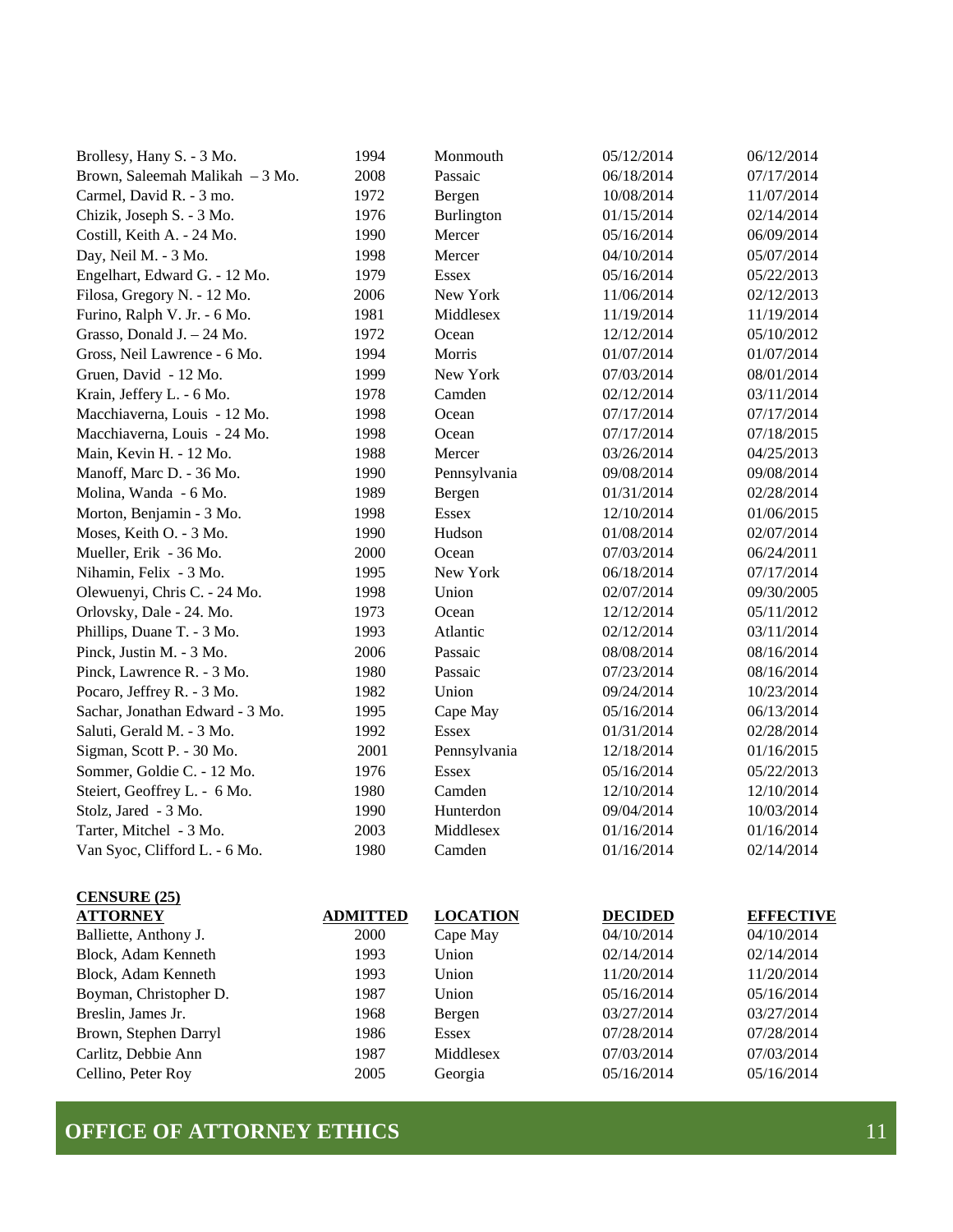| | | | | |
|---|---|---|---|---|
| Brollesy, Hany S. - 3 Mo. | 1994 | Monmouth | 05/12/2014 | 06/12/2014 |
| Brown, Saleemah Malikah – 3 Mo. | 2008 | Passaic | 06/18/2014 | 07/17/2014 |
| Carmel, David R. - 3 mo. | 1972 | Bergen | 10/08/2014 | 11/07/2014 |
| Chizik, Joseph S. - 3 Mo. | 1976 | Burlington | 01/15/2014 | 02/14/2014 |
| Costill, Keith A. - 24 Mo. | 1990 | Mercer | 05/16/2014 | 06/09/2014 |
| Day, Neil M. - 3 Mo. | 1998 | Mercer | 04/10/2014 | 05/07/2014 |
| Engelhart, Edward G. - 12 Mo. | 1979 | Essex | 05/16/2014 | 05/22/2013 |
| Filosa, Gregory N. - 12 Mo. | 2006 | New York | 11/06/2014 | 02/12/2013 |
| Furino, Ralph V. Jr. - 6 Mo. | 1981 | Middlesex | 11/19/2014 | 11/19/2014 |
| Grasso, Donald J. – 24 Mo. | 1972 | Ocean | 12/12/2014 | 05/10/2012 |
| Gross, Neil Lawrence - 6 Mo. | 1994 | Morris | 01/07/2014 | 01/07/2014 |
| Gruen, David - 12 Mo. | 1999 | New York | 07/03/2014 | 08/01/2014 |
| Krain, Jeffery L. - 6 Mo. | 1978 | Camden | 02/12/2014 | 03/11/2014 |
| Macchiaverna, Louis - 12 Mo. | 1998 | Ocean | 07/17/2014 | 07/17/2014 |
| Macchiaverna, Louis - 24 Mo. | 1998 | Ocean | 07/17/2014 | 07/18/2015 |
| Main, Kevin H. - 12 Mo. | 1988 | Mercer | 03/26/2014 | 04/25/2013 |
| Manoff, Marc D. - 36 Mo. | 1990 | Pennsylvania | 09/08/2014 | 09/08/2014 |
| Molina, Wanda - 6 Mo. | 1989 | Bergen | 01/31/2014 | 02/28/2014 |
| Morton, Benjamin - 3 Mo. | 1998 | Essex | 12/10/2014 | 01/06/2015 |
| Moses, Keith O. - 3 Mo. | 1990 | Hudson | 01/08/2014 | 02/07/2014 |
| Mueller, Erik - 36 Mo. | 2000 | Ocean | 07/03/2014 | 06/24/2011 |
| Nihamin, Felix - 3 Mo. | 1995 | New York | 06/18/2014 | 07/17/2014 |
| Olewuenyi, Chris C. - 24 Mo. | 1998 | Union | 02/07/2014 | 09/30/2005 |
| Orlovsky, Dale - 24. Mo. | 1973 | Ocean | 12/12/2014 | 05/11/2012 |
| Phillips, Duane T. - 3 Mo. | 1993 | Atlantic | 02/12/2014 | 03/11/2014 |
| Pinck, Justin M. - 3 Mo. | 2006 | Passaic | 08/08/2014 | 08/16/2014 |
| Pinck, Lawrence R. - 3 Mo. | 1980 | Passaic | 07/23/2014 | 08/16/2014 |
| Pocaro, Jeffrey R. - 3 Mo. | 1982 | Union | 09/24/2014 | 10/23/2014 |
| Sachar, Jonathan Edward - 3 Mo. | 1995 | Cape May | 05/16/2014 | 06/13/2014 |
| Saluti, Gerald M. - 3 Mo. | 1992 | Essex | 01/31/2014 | 02/28/2014 |
| Sigman, Scott P. - 30 Mo. | 2001 | Pennsylvania | 12/18/2014 | 01/16/2015 |
| Sommer, Goldie C. - 12 Mo. | 1976 | Essex | 05/16/2014 | 05/22/2013 |
| Steiert, Geoffrey L. - 6 Mo. | 1980 | Camden | 12/10/2014 | 12/10/2014 |
| Stolz, Jared - 3 Mo. | 1990 | Hunterdon | 09/04/2014 | 10/03/2014 |
| Tarter, Mitchel - 3 Mo. | 2003 | Middlesex | 01/16/2014 | 01/16/2014 |
| Van Syoc, Clifford L. - 6 Mo. | 1980 | Camden | 01/16/2014 | 02/14/2014 |

**CENSURE (25)**

| ATTORNEY | ADMITTED | LOCATION | DECIDED | EFFECTIVE |
|---|---|---|---|---|
| Balliette, Anthony J. | 2000 | Cape May | 04/10/2014 | 04/10/2014 |
| Block, Adam Kenneth | 1993 | Union | 02/14/2014 | 02/14/2014 |
| Block, Adam Kenneth | 1993 | Union | 11/20/2014 | 11/20/2014 |
| Boyman, Christopher D. | 1987 | Union | 05/16/2014 | 05/16/2014 |
| Breslin, James Jr. | 1968 | Bergen | 03/27/2014 | 03/27/2014 |
| Brown, Stephen Darryl | 1986 | Essex | 07/28/2014 | 07/28/2014 |
| Carlitz, Debbie Ann | 1987 | Middlesex | 07/03/2014 | 07/03/2014 |
| Cellino, Peter Roy | 2005 | Georgia | 05/16/2014 | 05/16/2014 |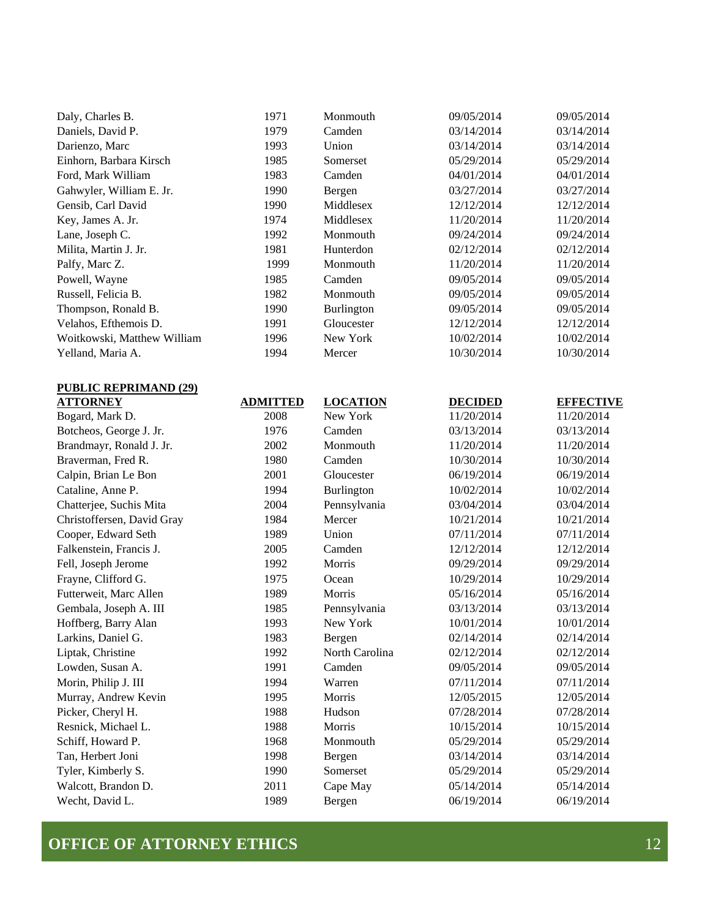| | | | | |
|---|---|---|---|---|
| Daly, Charles B. | 1971 | Monmouth | 09/05/2014 | 09/05/2014 |
| Daniels, David P. | 1979 | Camden | 03/14/2014 | 03/14/2014 |
| Darienzo, Marc | 1993 | Union | 03/14/2014 | 03/14/2014 |
| Einhorn, Barbara Kirsch | 1985 | Somerset | 05/29/2014 | 05/29/2014 |
| Ford, Mark William | 1983 | Camden | 04/01/2014 | 04/01/2014 |
| Gahwyler, William E. Jr. | 1990 | Bergen | 03/27/2014 | 03/27/2014 |
| Gensib, Carl David | 1990 | Middlesex | 12/12/2014 | 12/12/2014 |
| Key, James A. Jr. | 1974 | Middlesex | 11/20/2014 | 11/20/2014 |
| Lane, Joseph C. | 1992 | Monmouth | 09/24/2014 | 09/24/2014 |
| Milita, Martin J. Jr. | 1981 | Hunterdon | 02/12/2014 | 02/12/2014 |
| Palfy, Marc Z. | 1999 | Monmouth | 11/20/2014 | 11/20/2014 |
| Powell, Wayne | 1985 | Camden | 09/05/2014 | 09/05/2014 |
| Russell, Felicia B. | 1982 | Monmouth | 09/05/2014 | 09/05/2014 |
| Thompson, Ronald B. | 1990 | Burlington | 09/05/2014 | 09/05/2014 |
| Velahos, Efthemois D. | 1991 | Gloucester | 12/12/2014 | 12/12/2014 |
| Woitkowski, Matthew William | 1996 | New York | 10/02/2014 | 10/02/2014 |
| Yelland, Maria A. | 1994 | Mercer | 10/30/2014 | 10/30/2014 |

**PUBLIC REPRIMAND (29)**

| ATTORNEY | ADMITTED | LOCATION | DECIDED | EFFECTIVE |
|---|---|---|---|---|
| Bogard, Mark D. | 2008 | New York | 11/20/2014 | 11/20/2014 |
| Botcheos, George J. Jr. | 1976 | Camden | 03/13/2014 | 03/13/2014 |
| Brandmayr, Ronald J. Jr. | 2002 | Monmouth | 11/20/2014 | 11/20/2014 |
| Braverman, Fred R. | 1980 | Camden | 10/30/2014 | 10/30/2014 |
| Calpin, Brian Le Bon | 2001 | Gloucester | 06/19/2014 | 06/19/2014 |
| Cataline, Anne P. | 1994 | Burlington | 10/02/2014 | 10/02/2014 |
| Chatterjee, Suchis Mita | 2004 | Pennsylvania | 03/04/2014 | 03/04/2014 |
| Christoffersen, David Gray | 1984 | Mercer | 10/21/2014 | 10/21/2014 |
| Cooper, Edward Seth | 1989 | Union | 07/11/2014 | 07/11/2014 |
| Falkenstein, Francis J. | 2005 | Camden | 12/12/2014 | 12/12/2014 |
| Fell, Joseph Jerome | 1992 | Morris | 09/29/2014 | 09/29/2014 |
| Frayne, Clifford G. | 1975 | Ocean | 10/29/2014 | 10/29/2014 |
| Futterweit, Marc Allen | 1989 | Morris | 05/16/2014 | 05/16/2014 |
| Gembala, Joseph A. III | 1985 | Pennsylvania | 03/13/2014 | 03/13/2014 |
| Hoffberg, Barry Alan | 1993 | New York | 10/01/2014 | 10/01/2014 |
| Larkins, Daniel G. | 1983 | Bergen | 02/14/2014 | 02/14/2014 |
| Liptak, Christine | 1992 | North Carolina | 02/12/2014 | 02/12/2014 |
| Lowden, Susan A. | 1991 | Camden | 09/05/2014 | 09/05/2014 |
| Morin, Philip J. III | 1994 | Warren | 07/11/2014 | 07/11/2014 |
| Murray, Andrew Kevin | 1995 | Morris | 12/05/2015 | 12/05/2014 |
| Picker, Cheryl H. | 1988 | Hudson | 07/28/2014 | 07/28/2014 |
| Resnick, Michael L. | 1988 | Morris | 10/15/2014 | 10/15/2014 |
| Schiff, Howard P. | 1968 | Monmouth | 05/29/2014 | 05/29/2014 |
| Tan, Herbert Joni | 1998 | Bergen | 03/14/2014 | 03/14/2014 |
| Tyler, Kimberly S. | 1990 | Somerset | 05/29/2014 | 05/29/2014 |
| Walcott, Brandon D. | 2011 | Cape May | 05/14/2014 | 05/14/2014 |
| Wecht, David L. | 1989 | Bergen | 06/19/2014 | 06/19/2014 |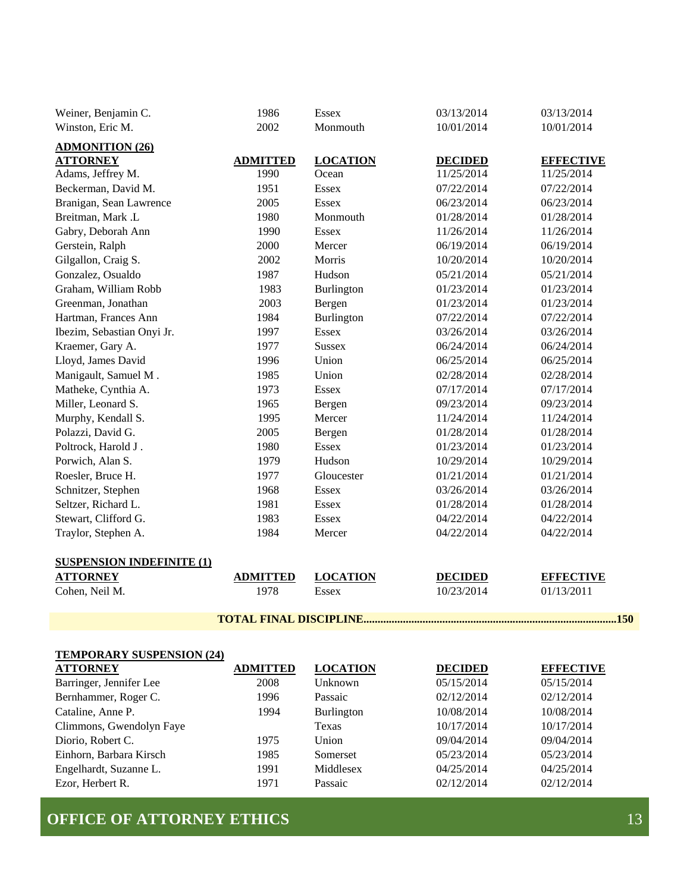| | | | | |
|---|---|---|---|---|
| Weiner, Benjamin C. | 1986 | Essex | 03/13/2014 | 03/13/2014 |
| Winston, Eric M. | 2002 | Monmouth | 10/01/2014 | 10/01/2014 |

**ADMONITION (26)**

| ATTORNEY | ADMITTED | LOCATION | DECIDED | EFFECTIVE |
|---|---|---|---|---|
| Adams, Jeffrey M. | 1990 | Ocean | 11/25/2014 | 11/25/2014 |
| Beckerman, David M. | 1951 | Essex | 07/22/2014 | 07/22/2014 |
| Branigan, Sean Lawrence | 2005 | Essex | 06/23/2014 | 06/23/2014 |
| Breitman, Mark .L | 1980 | Monmouth | 01/28/2014 | 01/28/2014 |
| Gabry, Deborah Ann | 1990 | Essex | 11/26/2014 | 11/26/2014 |
| Gerstein, Ralph | 2000 | Mercer | 06/19/2014 | 06/19/2014 |
| Gilgallon, Craig S. | 2002 | Morris | 10/20/2014 | 10/20/2014 |
| Gonzalez, Osualdo | 1987 | Hudson | 05/21/2014 | 05/21/2014 |
| Graham, William Robb | 1983 | Burlington | 01/23/2014 | 01/23/2014 |
| Greenman, Jonathan | 2003 | Bergen | 01/23/2014 | 01/23/2014 |
| Hartman, Frances Ann | 1984 | Burlington | 07/22/2014 | 07/22/2014 |
| Ibezim, Sebastian Onyi Jr. | 1997 | Essex | 03/26/2014 | 03/26/2014 |
| Kraemer, Gary A. | 1977 | Sussex | 06/24/2014 | 06/24/2014 |
| Lloyd, James David | 1996 | Union | 06/25/2014 | 06/25/2014 |
| Manigault, Samuel M . | 1985 | Union | 02/28/2014 | 02/28/2014 |
| Matheke, Cynthia A. | 1973 | Essex | 07/17/2014 | 07/17/2014 |
| Miller, Leonard S. | 1965 | Bergen | 09/23/2014 | 09/23/2014 |
| Murphy, Kendall S. | 1995 | Mercer | 11/24/2014 | 11/24/2014 |
| Polazzi, David G. | 2005 | Bergen | 01/28/2014 | 01/28/2014 |
| Poltrock, Harold J . | 1980 | Essex | 01/23/2014 | 01/23/2014 |
| Porwich, Alan S. | 1979 | Hudson | 10/29/2014 | 10/29/2014 |
| Roesler, Bruce H. | 1977 | Gloucester | 01/21/2014 | 01/21/2014 |
| Schnitzer, Stephen | 1968 | Essex | 03/26/2014 | 03/26/2014 |
| Seltzer, Richard L. | 1981 | Essex | 01/28/2014 | 01/28/2014 |
| Stewart, Clifford G. | 1983 | Essex | 04/22/2014 | 04/22/2014 |
| Traylor, Stephen A. | 1984 | Mercer | 04/22/2014 | 04/22/2014 |

**SUSPENSION INDEFINITE (1)**

| ATTORNEY | ADMITTED | LOCATION | DECIDED | EFFECTIVE |
|---|---|---|---|---|
| Cohen, Neil M. | 1978 | Essex | 10/23/2014 | 01/13/2011 |

**TOTAL FINAL DISCIPLINE..........................................................................................150**

**TEMPORARY SUSPENSION (24)**

| ATTORNEY | ADMITTED | LOCATION | DECIDED | EFFECTIVE |
|---|---|---|---|---|
| Barringer, Jennifer Lee | 2008 | Unknown | 05/15/2014 | 05/15/2014 |
| Bernhammer, Roger C. | 1996 | Passaic | 02/12/2014 | 02/12/2014 |
| Cataline, Anne P. | 1994 | Burlington | 10/08/2014 | 10/08/2014 |
| Climmons, Gwendolyn Faye | | Texas | 10/17/2014 | 10/17/2014 |
| Diorio, Robert C. | 1975 | Union | 09/04/2014 | 09/04/2014 |
| Einhorn, Barbara Kirsch | 1985 | Somerset | 05/23/2014 | 05/23/2014 |
| Engelhardt, Suzanne L. | 1991 | Middlesex | 04/25/2014 | 04/25/2014 |
| Ezor, Herbert R. | 1971 | Passaic | 02/12/2014 | 02/12/2014 |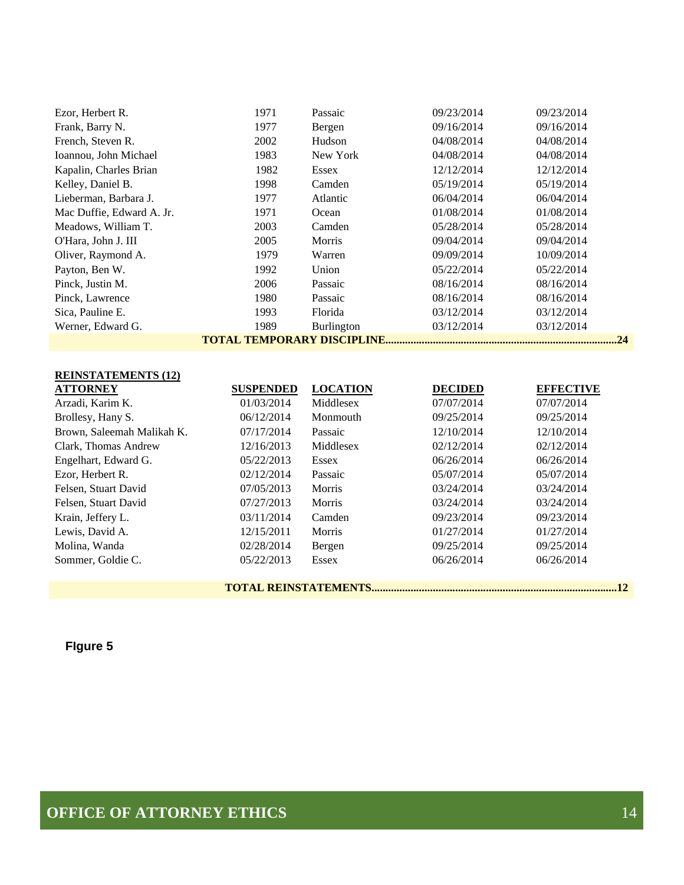| | | | | |
|---|---|---|---|---|
| Ezor, Herbert R. | 1971 | Passaic | 09/23/2014 | 09/23/2014 |
| Frank, Barry N. | 1977 | Bergen | 09/16/2014 | 09/16/2014 |
| French, Steven R. | 2002 | Hudson | 04/08/2014 | 04/08/2014 |
| Ioannou, John Michael | 1983 | New York | 04/08/2014 | 04/08/2014 |
| Kapalin, Charles Brian | 1982 | Essex | 12/12/2014 | 12/12/2014 |
| Kelley, Daniel B. | 1998 | Camden | 05/19/2014 | 05/19/2014 |
| Lieberman, Barbara J. | 1977 | Atlantic | 06/04/2014 | 06/04/2014 |
| Mac Duffie, Edward A. Jr. | 1971 | Ocean | 01/08/2014 | 01/08/2014 |
| Meadows, William T. | 2003 | Camden | 05/28/2014 | 05/28/2014 |
| O'Hara, John J. III | 2005 | Morris | 09/04/2014 | 09/04/2014 |
| Oliver, Raymond A. | 1979 | Warren | 09/09/2014 | 10/09/2014 |
| Payton, Ben W. | 1992 | Union | 05/22/2014 | 05/22/2014 |
| Pinck, Justin M. | 2006 | Passaic | 08/16/2014 | 08/16/2014 |
| Pinck, Lawrence | 1980 | Passaic | 08/16/2014 | 08/16/2014 |
| Sica, Pauline E. | 1993 | Florida | 03/12/2014 | 03/12/2014 |
| Werner, Edward G. | 1989 | Burlington | 03/12/2014 | 03/12/2014 |

**TOTAL TEMPORARY DISCIPLINE.................................................................................24**

**REINSTATEMENTS (12)**

| ATTORNEY | SUSPENDED | LOCATION | DECIDED | EFFECTIVE |
|---|---|---|---|---|
| Arzadi, Karim K. | 01/03/2014 | Middlesex | 07/07/2014 | 07/07/2014 |
| Brollesy, Hany S. | 06/12/2014 | Monmouth | 09/25/2014 | 09/25/2014 |
| Brown, Saleemah Malikah K. | 07/17/2014 | Passaic | 12/10/2014 | 12/10/2014 |
| Clark, Thomas Andrew | 12/16/2013 | Middlesex | 02/12/2014 | 02/12/2014 |
| Engelhart, Edward G. | 05/22/2013 | Essex | 06/26/2014 | 06/26/2014 |
| Ezor, Herbert R. | 02/12/2014 | Passaic | 05/07/2014 | 05/07/2014 |
| Felsen, Stuart David | 07/05/2013 | Morris | 03/24/2014 | 03/24/2014 |
| Felsen, Stuart David | 07/27/2013 | Morris | 03/24/2014 | 03/24/2014 |
| Krain, Jeffery L. | 03/11/2014 | Camden | 09/23/2014 | 09/23/2014 |
| Lewis, David A. | 12/15/2011 | Morris | 01/27/2014 | 01/27/2014 |
| Molina, Wanda | 02/28/2014 | Bergen | 09/25/2014 | 09/25/2014 |
| Sommer, Goldie C. | 05/22/2013 | Essex | 06/26/2014 | 06/26/2014 |

**TOTAL REINSTATEMENTS.....................................................................................12**

**FIgure 5**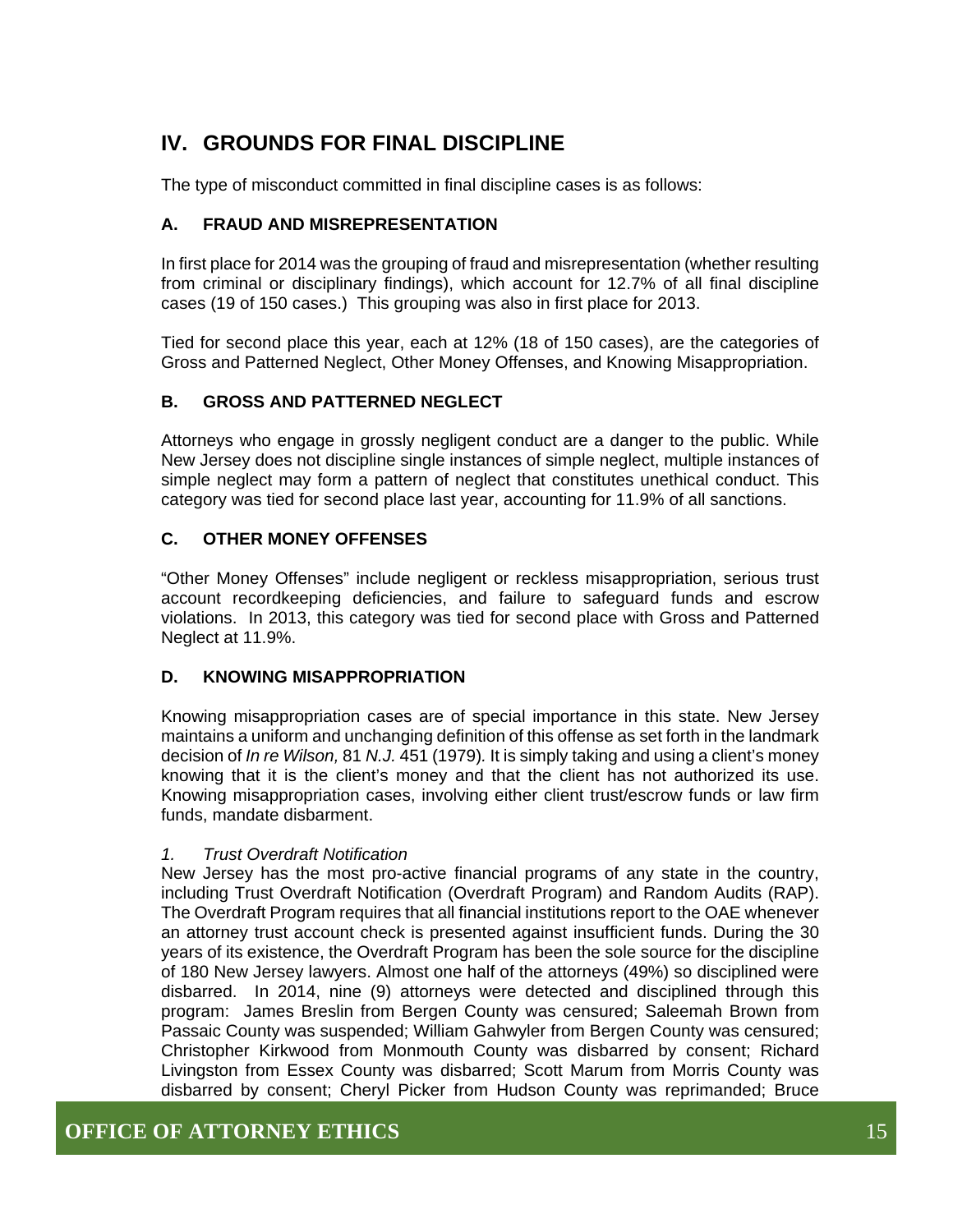## IV. GROUNDS FOR FINAL DISCIPLINE

The type of misconduct committed in final discipline cases is as follows:

### A. FRAUD AND MISREPRESENTATION

In first place for 2014 was the grouping of fraud and misrepresentation (whether resulting from criminal or disciplinary findings), which account for 12.7% of all final discipline cases (19 of 150 cases.) This grouping was also in first place for 2013.

Tied for second place this year, each at 12% (18 of 150 cases), are the categories of Gross and Patterned Neglect, Other Money Offenses, and Knowing Misappropriation.

### B. GROSS AND PATTERNED NEGLECT

Attorneys who engage in grossly negligent conduct are a danger to the public. While New Jersey does not discipline single instances of simple neglect, multiple instances of simple neglect may form a pattern of neglect that constitutes unethical conduct. This category was tied for second place last year, accounting for 11.9% of all sanctions.

### C. OTHER MONEY OFFENSES

"Other Money Offenses" include negligent or reckless misappropriation, serious trust account recordkeeping deficiencies, and failure to safeguard funds and escrow violations. In 2013, this category was tied for second place with Gross and Patterned Neglect at 11.9%.

### D. KNOWING MISAPPROPRIATION

Knowing misappropriation cases are of special importance in this state. New Jersey maintains a uniform and unchanging definition of this offense as set forth in the landmark decision of *In re Wilson,* 81 *N.J.* 451 (1979)*.* It is simply taking and using a client's money knowing that it is the client's money and that the client has not authorized its use. Knowing misappropriation cases, involving either client trust/escrow funds or law firm funds, mandate disbarment.

*1. Trust Overdraft Notification*

New Jersey has the most pro-active financial programs of any state in the country, including Trust Overdraft Notification (Overdraft Program) and Random Audits (RAP). The Overdraft Program requires that all financial institutions report to the OAE whenever an attorney trust account check is presented against insufficient funds. During the 30 years of its existence, the Overdraft Program has been the sole source for the discipline of 180 New Jersey lawyers. Almost one half of the attorneys (49%) so disciplined were disbarred. In 2014, nine (9) attorneys were detected and disciplined through this program: James Breslin from Bergen County was censured; Saleemah Brown from Passaic County was suspended; William Gahwyler from Bergen County was censured; Christopher Kirkwood from Monmouth County was disbarred by consent; Richard Livingston from Essex County was disbarred; Scott Marum from Morris County was disbarred by consent; Cheryl Picker from Hudson County was reprimanded; Bruce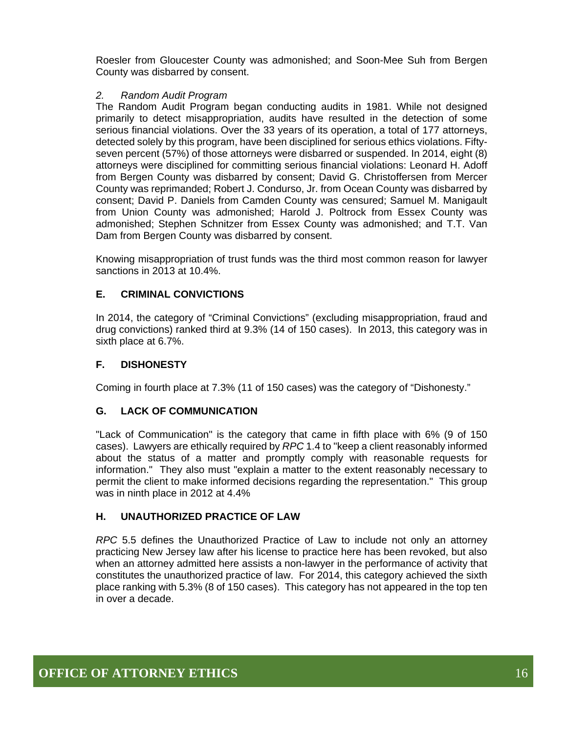Roesler from Gloucester County was admonished; and Soon-Mee Suh from Bergen County was disbarred by consent.

*2. Random Audit Program*

The Random Audit Program began conducting audits in 1981. While not designed primarily to detect misappropriation, audits have resulted in the detection of some serious financial violations. Over the 33 years of its operation, a total of 177 attorneys, detected solely by this program, have been disciplined for serious ethics violations. Fifty-seven percent (57%) of those attorneys were disbarred or suspended. In 2014, eight (8) attorneys were disciplined for committing serious financial violations: Leonard H. Adoff from Bergen County was disbarred by consent; David G. Christoffersen from Mercer County was reprimanded; Robert J. Condurso, Jr. from Ocean County was disbarred by consent; David P. Daniels from Camden County was censured; Samuel M. Manigault from Union County was admonished; Harold J. Poltrock from Essex County was admonished; Stephen Schnitzer from Essex County was admonished; and T.T. Van Dam from Bergen County was disbarred by consent.

Knowing misappropriation of trust funds was the third most common reason for lawyer sanctions in 2013 at 10.4%.

## E. CRIMINAL CONVICTIONS

In 2014, the category of "Criminal Convictions" (excluding misappropriation, fraud and drug convictions) ranked third at 9.3% (14 of 150 cases). In 2013, this category was in sixth place at 6.7%.

## F. DISHONESTY

Coming in fourth place at 7.3% (11 of 150 cases) was the category of "Dishonesty."

## G. LACK OF COMMUNICATION

"Lack of Communication" is the category that came in fifth place with 6% (9 of 150 cases). Lawyers are ethically required by *RPC* 1.4 to "keep a client reasonably informed about the status of a matter and promptly comply with reasonable requests for information." They also must "explain a matter to the extent reasonably necessary to permit the client to make informed decisions regarding the representation." This group was in ninth place in 2012 at 4.4%

## H. UNAUTHORIZED PRACTICE OF LAW

*RPC* 5.5 defines the Unauthorized Practice of Law to include not only an attorney practicing New Jersey law after his license to practice here has been revoked, but also when an attorney admitted here assists a non-lawyer in the performance of activity that constitutes the unauthorized practice of law. For 2014, this category achieved the sixth place ranking with 5.3% (8 of 150 cases). This category has not appeared in the top ten in over a decade.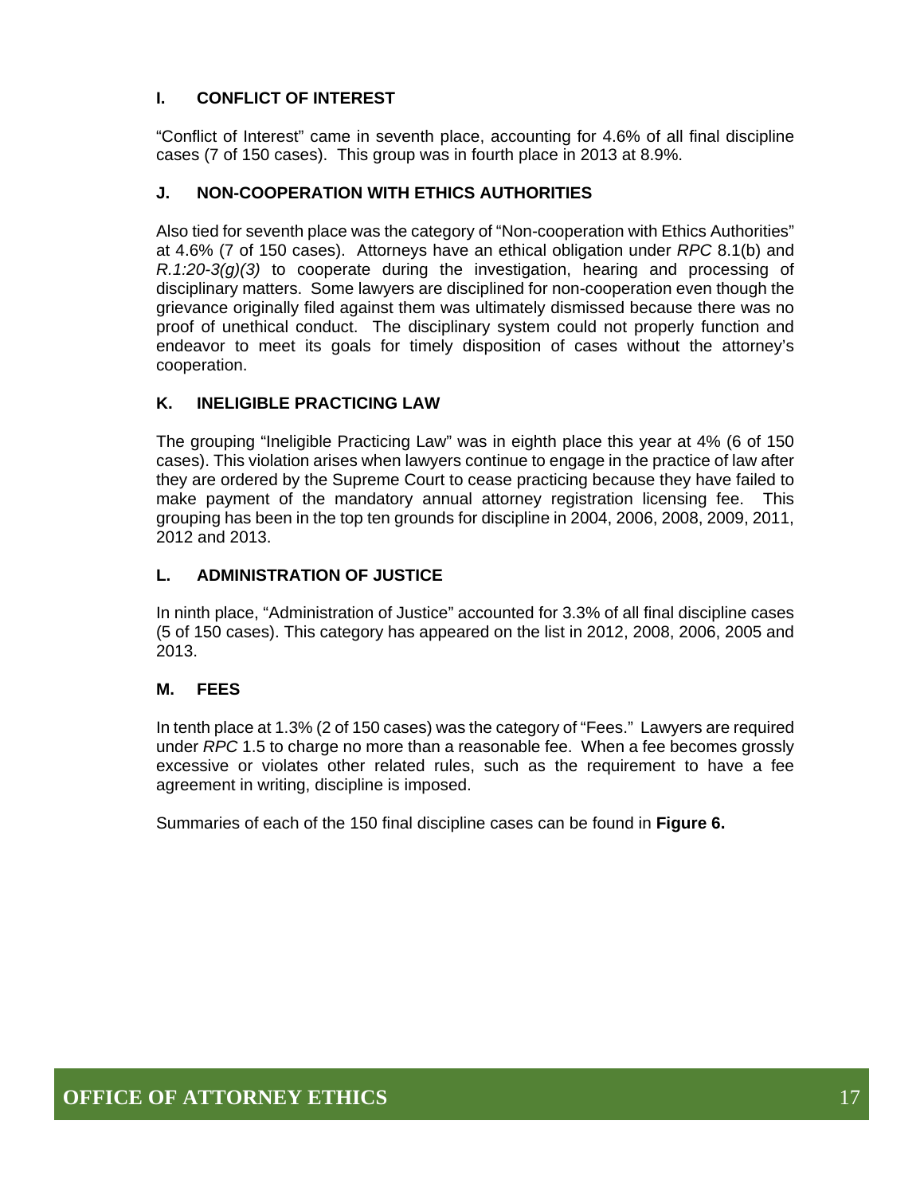### I. CONFLICT OF INTEREST

"Conflict of Interest" came in seventh place, accounting for 4.6% of all final discipline cases (7 of 150 cases). This group was in fourth place in 2013 at 8.9%.

### J. NON-COOPERATION WITH ETHICS AUTHORITIES

Also tied for seventh place was the category of "Non-cooperation with Ethics Authorities" at 4.6% (7 of 150 cases). Attorneys have an ethical obligation under *RPC* 8.1(b) and *R.1:20-3(g)(3)* to cooperate during the investigation, hearing and processing of disciplinary matters. Some lawyers are disciplined for non-cooperation even though the grievance originally filed against them was ultimately dismissed because there was no proof of unethical conduct. The disciplinary system could not properly function and endeavor to meet its goals for timely disposition of cases without the attorney's cooperation.

### K. INELIGIBLE PRACTICING LAW

The grouping "Ineligible Practicing Law" was in eighth place this year at 4% (6 of 150 cases). This violation arises when lawyers continue to engage in the practice of law after they are ordered by the Supreme Court to cease practicing because they have failed to make payment of the mandatory annual attorney registration licensing fee. This grouping has been in the top ten grounds for discipline in 2004, 2006, 2008, 2009, 2011, 2012 and 2013.

### L. ADMINISTRATION OF JUSTICE

In ninth place, "Administration of Justice" accounted for 3.3% of all final discipline cases (5 of 150 cases). This category has appeared on the list in 2012, 2008, 2006, 2005 and 2013.

### M. FEES

In tenth place at 1.3% (2 of 150 cases) was the category of "Fees." Lawyers are required under *RPC* 1.5 to charge no more than a reasonable fee. When a fee becomes grossly excessive or violates other related rules, such as the requirement to have a fee agreement in writing, discipline is imposed.

Summaries of each of the 150 final discipline cases can be found in **Figure 6.**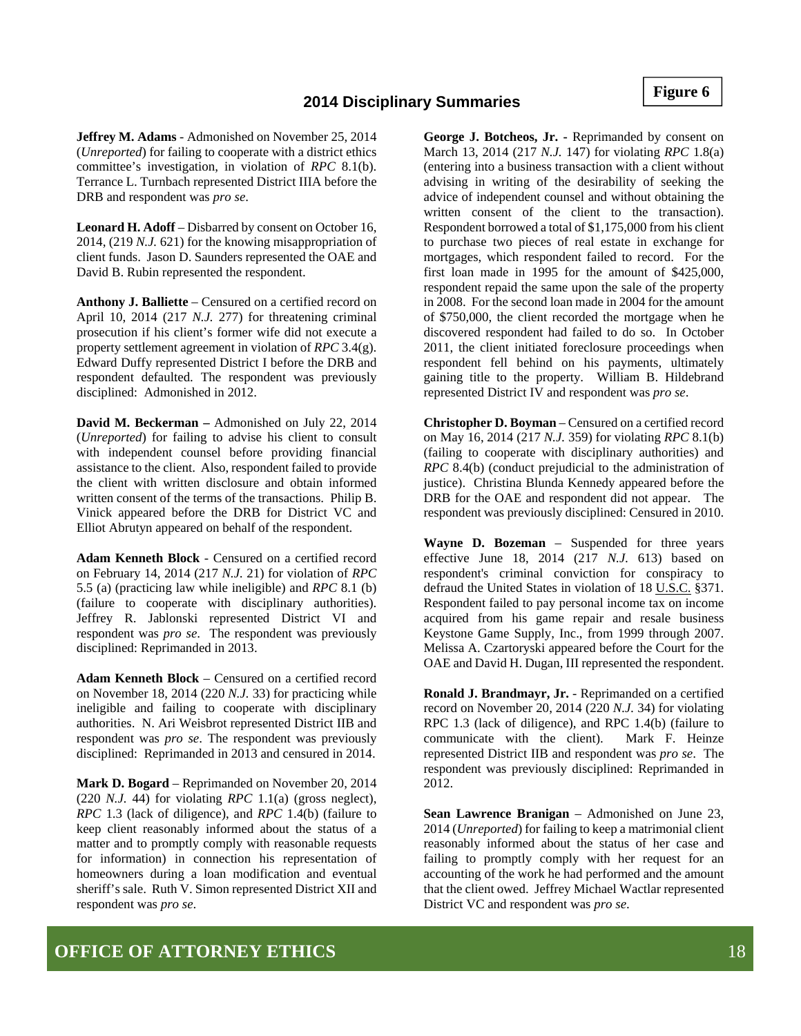## 2014 Disciplinary Summaries

**Figure 6**

**Jeffrey M. Adams** - Admonished on November 25, 2014 (*Unreported*) for failing to cooperate with a district ethics committee's investigation, in violation of *RPC* 8.1(b). Terrance L. Turnbach represented District IIIA before the DRB and respondent was *pro se*.

**Leonard H. Adoff** – Disbarred by consent on October 16, 2014, (219 *N.J.* 621) for the knowing misappropriation of client funds. Jason D. Saunders represented the OAE and David B. Rubin represented the respondent.

**Anthony J. Balliette** – Censured on a certified record on April 10, 2014 (217 *N.J.* 277) for threatening criminal prosecution if his client's former wife did not execute a property settlement agreement in violation of *RPC* 3.4(g). Edward Duffy represented District I before the DRB and respondent defaulted. The respondent was previously disciplined: Admonished in 2012.

**David M. Beckerman –** Admonished on July 22, 2014 (*Unreported*) for failing to advise his client to consult with independent counsel before providing financial assistance to the client. Also, respondent failed to provide the client with written disclosure and obtain informed written consent of the terms of the transactions. Philip B. Vinick appeared before the DRB for District VC and Elliot Abrutyn appeared on behalf of the respondent.

**Adam Kenneth Block** - Censured on a certified record on February 14, 2014 (217 *N.J.* 21) for violation of *RPC* 5.5 (a) (practicing law while ineligible) and *RPC* 8.1 (b) (failure to cooperate with disciplinary authorities). Jeffrey R. Jablonski represented District VI and respondent was *pro se*. The respondent was previously disciplined: Reprimanded in 2013.

**Adam Kenneth Block** – Censured on a certified record on November 18, 2014 (220 *N.J.* 33) for practicing while ineligible and failing to cooperate with disciplinary authorities. N. Ari Weisbrot represented District IIB and respondent was *pro se*. The respondent was previously disciplined: Reprimanded in 2013 and censured in 2014.

**Mark D. Bogard** – Reprimanded on November 20, 2014 (220 *N.J.* 44) for violating *RPC* 1.1(a) (gross neglect), *RPC* 1.3 (lack of diligence), and *RPC* 1.4(b) (failure to keep client reasonably informed about the status of a matter and to promptly comply with reasonable requests for information) in connection his representation of homeowners during a loan modification and eventual sheriff's sale. Ruth V. Simon represented District XII and respondent was *pro se*.

**George J. Botcheos, Jr.** - Reprimanded by consent on March 13, 2014 (217 *N.J.* 147) for violating *RPC* 1.8(a) (entering into a business transaction with a client without advising in writing of the desirability of seeking the advice of independent counsel and without obtaining the written consent of the client to the transaction). Respondent borrowed a total of $1,175,000 from his client to purchase two pieces of real estate in exchange for mortgages, which respondent failed to record. For the first loan made in 1995 for the amount of $425,000, respondent repaid the same upon the sale of the property in 2008. For the second loan made in 2004 for the amount of $750,000, the client recorded the mortgage when he discovered respondent had failed to do so. In October 2011, the client initiated foreclosure proceedings when respondent fell behind on his payments, ultimately gaining title to the property. William B. Hildebrand represented District IV and respondent was *pro se*.

**Christopher D. Boyman** – Censured on a certified record on May 16, 2014 (217 *N.J.* 359) for violating *RPC* 8.1(b) (failing to cooperate with disciplinary authorities) and *RPC* 8.4(b) (conduct prejudicial to the administration of justice). Christina Blunda Kennedy appeared before the DRB for the OAE and respondent did not appear. The respondent was previously disciplined: Censured in 2010.

**Wayne D. Bozeman** – Suspended for three years effective June 18, 2014 (217 *N.J.* 613) based on respondent's criminal conviction for conspiracy to defraud the United States in violation of 18 U.S.C. §371. Respondent failed to pay personal income tax on income acquired from his game repair and resale business Keystone Game Supply, Inc., from 1999 through 2007. Melissa A. Czartoryski appeared before the Court for the OAE and David H. Dugan, III represented the respondent.

**Ronald J. Brandmayr, Jr.** - Reprimanded on a certified record on November 20, 2014 (220 *N.J.* 34) for violating RPC 1.3 (lack of diligence), and RPC 1.4(b) (failure to communicate with the client). Mark F. Heinze represented District IIB and respondent was *pro se*. The respondent was previously disciplined: Reprimanded in 2012.

**Sean Lawrence Branigan** – Admonished on June 23, 2014 (*Unreported*) for failing to keep a matrimonial client reasonably informed about the status of her case and failing to promptly comply with her request for an accounting of the work he had performed and the amount that the client owed. Jeffrey Michael Wactlar represented District VC and respondent was *pro se*.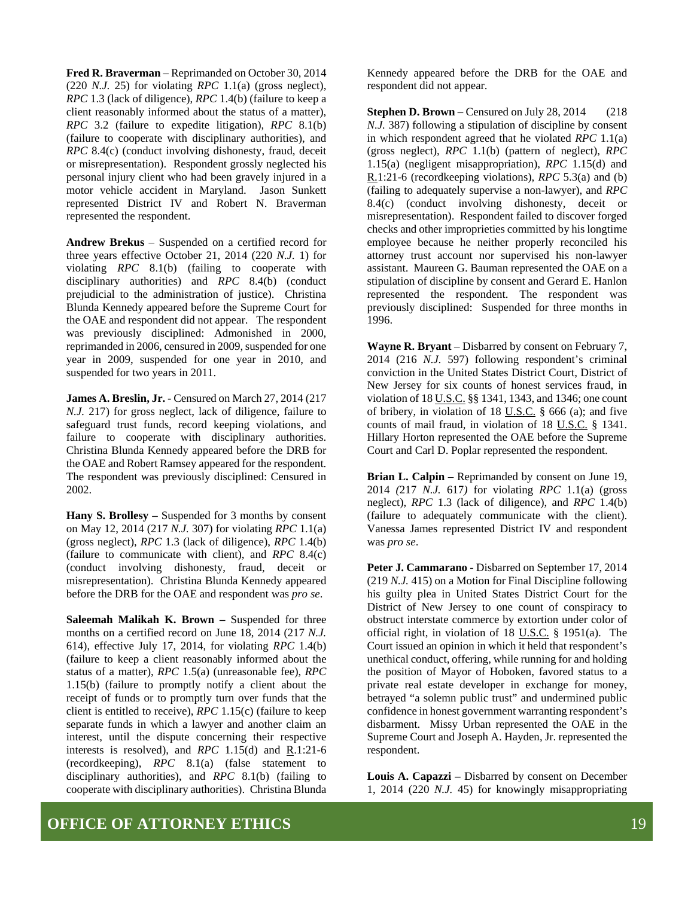**Fred R. Braverman** – Reprimanded on October 30, 2014 (220 *N.J.* 25) for violating *RPC* 1.1(a) (gross neglect), *RPC* 1.3 (lack of diligence), *RPC* 1.4(b) (failure to keep a client reasonably informed about the status of a matter), *RPC* 3.2 (failure to expedite litigation), *RPC* 8.1(b) (failure to cooperate with disciplinary authorities), and *RPC* 8.4(c) (conduct involving dishonesty, fraud, deceit or misrepresentation). Respondent grossly neglected his personal injury client who had been gravely injured in a motor vehicle accident in Maryland. Jason Sunkett represented District IV and Robert N. Braverman represented the respondent.

**Andrew Brekus** – Suspended on a certified record for three years effective October 21, 2014 (220 *N.J.* 1) for violating *RPC* 8.1(b) (failing to cooperate with disciplinary authorities) and *RPC* 8.4(b) (conduct prejudicial to the administration of justice). Christina Blunda Kennedy appeared before the Supreme Court for the OAE and respondent did not appear. The respondent was previously disciplined: Admonished in 2000, reprimanded in 2006, censured in 2009, suspended for one year in 2009, suspended for one year in 2010, and suspended for two years in 2011.

**James A. Breslin, Jr.** - Censured on March 27, 2014 (217 *N.J.* 217) for gross neglect, lack of diligence, failure to safeguard trust funds, record keeping violations, and failure to cooperate with disciplinary authorities. Christina Blunda Kennedy appeared before the DRB for the OAE and Robert Ramsey appeared for the respondent. The respondent was previously disciplined: Censured in 2002.

**Hany S. Brollesy –** Suspended for 3 months by consent on May 12, 2014 (217 *N.J.* 307) for violating *RPC* 1.1(a) (gross neglect), *RPC* 1.3 (lack of diligence), *RPC* 1.4(b) (failure to communicate with client), and *RPC* 8.4(c) (conduct involving dishonesty, fraud, deceit or misrepresentation). Christina Blunda Kennedy appeared before the DRB for the OAE and respondent was *pro se*.

**Saleemah Malikah K. Brown –** Suspended for three months on a certified record on June 18, 2014 (217 *N.J.* 614), effective July 17, 2014, for violating *RPC* 1.4(b) (failure to keep a client reasonably informed about the status of a matter), *RPC* 1.5(a) (unreasonable fee), *RPC* 1.15(b) (failure to promptly notify a client about the receipt of funds or to promptly turn over funds that the client is entitled to receive), *RPC* 1.15(c) (failure to keep separate funds in which a lawyer and another claim an interest, until the dispute concerning their respective interests is resolved), and *RPC* 1.15(d) and R.1:21-6 (recordkeeping), *RPC* 8.1(a) (false statement to disciplinary authorities), and *RPC* 8.1(b) (failing to cooperate with disciplinary authorities). Christina Blunda Kennedy appeared before the DRB for the OAE and respondent did not appear.

**Stephen D. Brown** – Censured on July 28, 2014 (218 *N.J.* 387) following a stipulation of discipline by consent in which respondent agreed that he violated *RPC* 1.1(a) (gross neglect), *RPC* 1.1(b) (pattern of neglect), *RPC* 1.15(a) (negligent misappropriation), *RPC* 1.15(d) and R.1:21-6 (recordkeeping violations), *RPC* 5.3(a) and (b) (failing to adequately supervise a non-lawyer), and *RPC* 8.4(c) (conduct involving dishonesty, deceit or misrepresentation). Respondent failed to discover forged checks and other improprieties committed by his longtime employee because he neither properly reconciled his attorney trust account nor supervised his non-lawyer assistant. Maureen G. Bauman represented the OAE on a stipulation of discipline by consent and Gerard E. Hanlon represented the respondent. The respondent was previously disciplined: Suspended for three months in 1996.

**Wayne R. Bryant** – Disbarred by consent on February 7, 2014 (216 *N.J.* 597) following respondent's criminal conviction in the United States District Court, District of New Jersey for six counts of honest services fraud, in violation of 18 U.S.C. §§ 1341, 1343, and 1346; one count of bribery, in violation of 18 U.S.C. § 666 (a); and five counts of mail fraud, in violation of 18 U.S.C. § 1341. Hillary Horton represented the OAE before the Supreme Court and Carl D. Poplar represented the respondent.

**Brian L. Calpin** – Reprimanded by consent on June 19, 2014 (217 *N.J.* 617) for violating *RPC* 1.1(a) (gross neglect), *RPC* 1.3 (lack of diligence), and *RPC* 1.4(b) (failure to adequately communicate with the client). Vanessa James represented District IV and respondent was *pro se*.

**Peter J. Cammarano** - Disbarred on September 17, 2014 (219 *N.J.* 415) on a Motion for Final Discipline following his guilty plea in United States District Court for the District of New Jersey to one count of conspiracy to obstruct interstate commerce by extortion under color of official right, in violation of 18 U.S.C. § 1951(a). The Court issued an opinion in which it held that respondent's unethical conduct, offering, while running for and holding the position of Mayor of Hoboken, favored status to a private real estate developer in exchange for money, betrayed "a solemn public trust" and undermined public confidence in honest government warranting respondent's disbarment. Missy Urban represented the OAE in the Supreme Court and Joseph A. Hayden, Jr. represented the respondent.

**Louis A. Capazzi –** Disbarred by consent on December 1, 2014 (220 *N.J.* 45) for knowingly misappropriating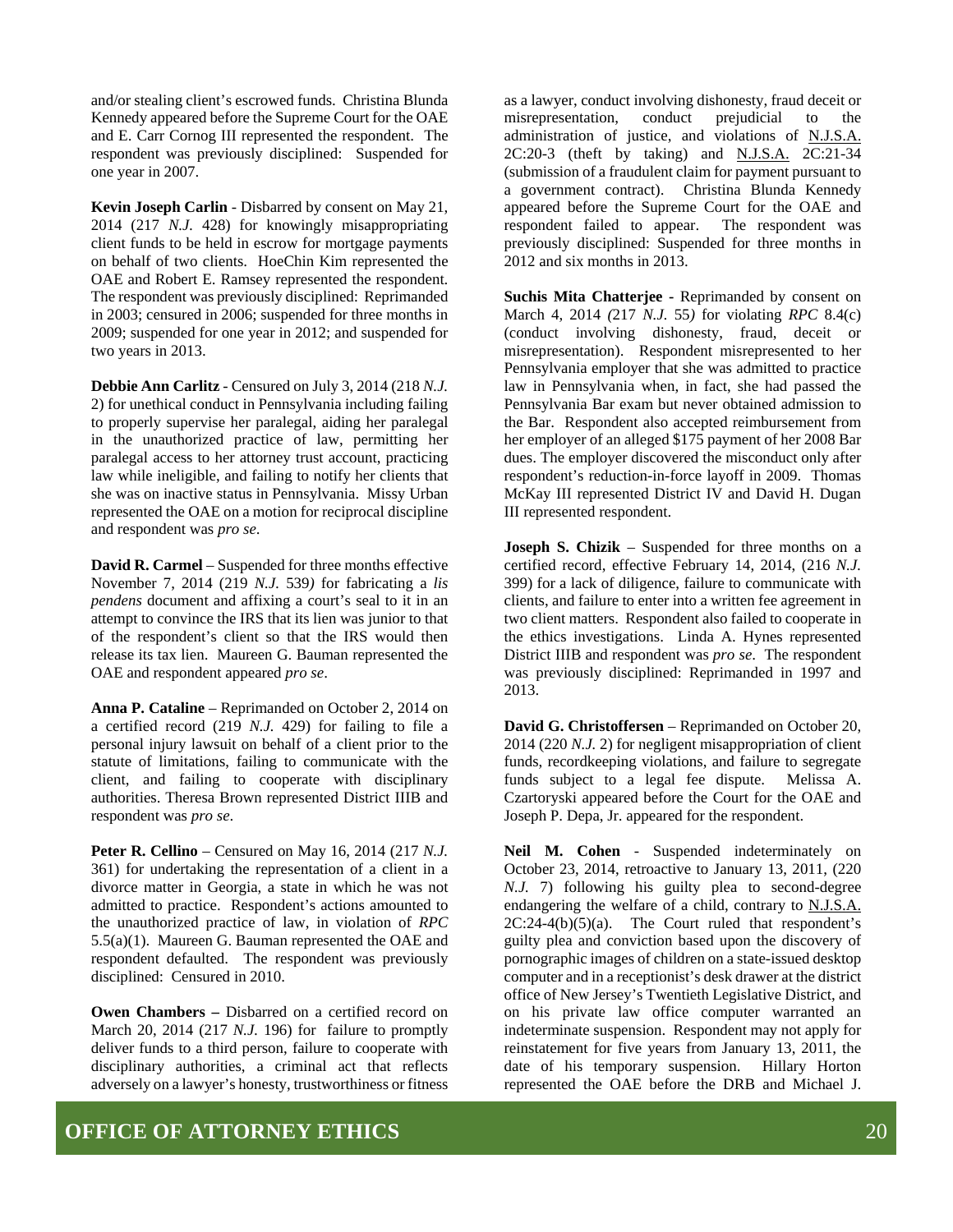and/or stealing client's escrowed funds. Christina Blunda Kennedy appeared before the Supreme Court for the OAE and E. Carr Cornog III represented the respondent. The respondent was previously disciplined: Suspended for one year in 2007.

**Kevin Joseph Carlin** - Disbarred by consent on May 21, 2014 (217 *N.J.* 428) for knowingly misappropriating client funds to be held in escrow for mortgage payments on behalf of two clients. HoeChin Kim represented the OAE and Robert E. Ramsey represented the respondent. The respondent was previously disciplined: Reprimanded in 2003; censured in 2006; suspended for three months in 2009; suspended for one year in 2012; and suspended for two years in 2013.

**Debbie Ann Carlitz** - Censured on July 3, 2014 (218 *N.J.* 2) for unethical conduct in Pennsylvania including failing to properly supervise her paralegal, aiding her paralegal in the unauthorized practice of law, permitting her paralegal access to her attorney trust account, practicing law while ineligible, and failing to notify her clients that she was on inactive status in Pennsylvania. Missy Urban represented the OAE on a motion for reciprocal discipline and respondent was *pro se.*

**David R. Carmel** – Suspended for three months effective November 7, 2014 (219 *N.J.* 539*)* for fabricating a *lis pendens* document and affixing a court's seal to it in an attempt to convince the IRS that its lien was junior to that of the respondent's client so that the IRS would then release its tax lien. Maureen G. Bauman represented the OAE and respondent appeared *pro se*.

**Anna P. Cataline** – Reprimanded on October 2, 2014 on a certified record (219 *N.J.* 429) for failing to file a personal injury lawsuit on behalf of a client prior to the statute of limitations, failing to communicate with the client, and failing to cooperate with disciplinary authorities. Theresa Brown represented District IIIB and respondent was *pro se*.

**Peter R. Cellino** – Censured on May 16, 2014 (217 *N.J.* 361) for undertaking the representation of a client in a divorce matter in Georgia, a state in which he was not admitted to practice. Respondent's actions amounted to the unauthorized practice of law, in violation of *RPC* 5.5(a)(1). Maureen G. Bauman represented the OAE and respondent defaulted. The respondent was previously disciplined: Censured in 2010.

**Owen Chambers –** Disbarred on a certified record on March 20, 2014 (217 *N.J.* 196) for failure to promptly deliver funds to a third person, failure to cooperate with disciplinary authorities, a criminal act that reflects adversely on a lawyer's honesty, trustworthiness or fitness as a lawyer, conduct involving dishonesty, fraud deceit or misrepresentation, conduct prejudicial to the administration of justice, and violations of N.J.S.A. 2C:20-3 (theft by taking) and N.J.S.A. 2C:21-34 (submission of a fraudulent claim for payment pursuant to a government contract). Christina Blunda Kennedy appeared before the Supreme Court for the OAE and respondent failed to appear. The respondent was previously disciplined: Suspended for three months in 2012 and six months in 2013.

**Suchis Mita Chatterjee -** Reprimanded by consent on March 4, 2014 *(*217 *N.J.* 55*)* for violating *RPC* 8.4(c) (conduct involving dishonesty, fraud, deceit or misrepresentation). Respondent misrepresented to her Pennsylvania employer that she was admitted to practice law in Pennsylvania when, in fact, she had passed the Pennsylvania Bar exam but never obtained admission to the Bar. Respondent also accepted reimbursement from her employer of an alleged $175 payment of her 2008 Bar dues. The employer discovered the misconduct only after respondent's reduction-in-force layoff in 2009. Thomas McKay III represented District IV and David H. Dugan III represented respondent.

**Joseph S. Chizik** – Suspended for three months on a certified record, effective February 14, 2014, (216 *N.J.* 399) for a lack of diligence, failure to communicate with clients, and failure to enter into a written fee agreement in two client matters. Respondent also failed to cooperate in the ethics investigations. Linda A. Hynes represented District IIIB and respondent was *pro se*. The respondent was previously disciplined: Reprimanded in 1997 and 2013.

**David G. Christoffersen** – Reprimanded on October 20, 2014 (220 *N.J.* 2) for negligent misappropriation of client funds, recordkeeping violations, and failure to segregate funds subject to a legal fee dispute. Melissa A. Czartoryski appeared before the Court for the OAE and Joseph P. Depa, Jr. appeared for the respondent.

**Neil M. Cohen** - Suspended indeterminately on October 23, 2014, retroactive to January 13, 2011, (220 *N.J.* 7) following his guilty plea to second-degree endangering the welfare of a child, contrary to N.J.S.A. 2C:24-4(b)(5)(a). The Court ruled that respondent's guilty plea and conviction based upon the discovery of pornographic images of children on a state-issued desktop computer and in a receptionist's desk drawer at the district office of New Jersey's Twentieth Legislative District, and on his private law office computer warranted an indeterminate suspension. Respondent may not apply for reinstatement for five years from January 13, 2011, the date of his temporary suspension. Hillary Horton represented the OAE before the DRB and Michael J.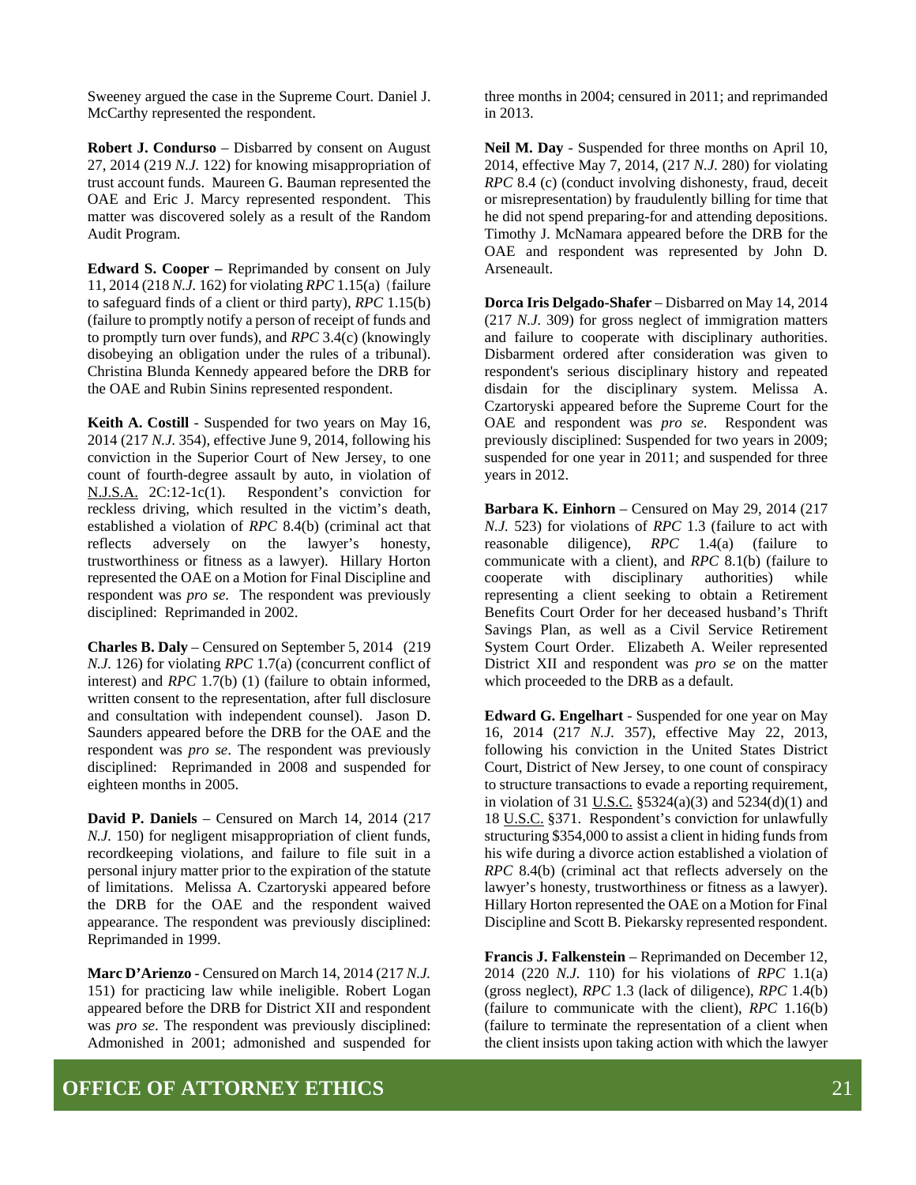Sweeney argued the case in the Supreme Court. Daniel J. McCarthy represented the respondent.

**Robert J. Condurso** – Disbarred by consent on August 27, 2014 (219 *N.J.* 122) for knowing misappropriation of trust account funds. Maureen G. Bauman represented the OAE and Eric J. Marcy represented respondent. This matter was discovered solely as a result of the Random Audit Program.

**Edward S. Cooper –** Reprimanded by consent on July 11, 2014 (218 *N.J.* 162) for violating *RPC* 1.15(a) (failure to safeguard finds of a client or third party), *RPC* 1.15(b) (failure to promptly notify a person of receipt of funds and to promptly turn over funds), and *RPC* 3.4(c) (knowingly disobeying an obligation under the rules of a tribunal). Christina Blunda Kennedy appeared before the DRB for the OAE and Rubin Sinins represented respondent.

**Keith A. Costill** - Suspended for two years on May 16, 2014 (217 *N.J.* 354), effective June 9, 2014, following his conviction in the Superior Court of New Jersey, to one count of fourth-degree assault by auto, in violation of N.J.S.A. 2C:12-1c(1). Respondent's conviction for reckless driving, which resulted in the victim's death, established a violation of *RPC* 8.4(b) (criminal act that reflects adversely on the lawyer's honesty, trustworthiness or fitness as a lawyer). Hillary Horton represented the OAE on a Motion for Final Discipline and respondent was *pro se*. The respondent was previously disciplined: Reprimanded in 2002.

**Charles B. Daly** – Censured on September 5, 2014 (219 *N.J.* 126) for violating *RPC* 1.7(a) (concurrent conflict of interest) and *RPC* 1.7(b) (1) (failure to obtain informed, written consent to the representation, after full disclosure and consultation with independent counsel). Jason D. Saunders appeared before the DRB for the OAE and the respondent was *pro se*. The respondent was previously disciplined: Reprimanded in 2008 and suspended for eighteen months in 2005.

**David P. Daniels** – Censured on March 14, 2014 (217 *N.J.* 150) for negligent misappropriation of client funds, recordkeeping violations, and failure to file suit in a personal injury matter prior to the expiration of the statute of limitations. Melissa A. Czartoryski appeared before the DRB for the OAE and the respondent waived appearance. The respondent was previously disciplined: Reprimanded in 1999.

**Marc D'Arienzo** - Censured on March 14, 2014 (217 *N.J.* 151) for practicing law while ineligible. Robert Logan appeared before the DRB for District XII and respondent was *pro se*. The respondent was previously disciplined: Admonished in 2001; admonished and suspended for three months in 2004; censured in 2011; and reprimanded in 2013.

**Neil M. Day** - Suspended for three months on April 10, 2014, effective May 7, 2014, (217 *N.J.* 280) for violating *RPC* 8.4 (c) (conduct involving dishonesty, fraud, deceit or misrepresentation) by fraudulently billing for time that he did not spend preparing-for and attending depositions. Timothy J. McNamara appeared before the DRB for the OAE and respondent was represented by John D. Arseneault.

**Dorca Iris Delgado-Shafer** – Disbarred on May 14, 2014 (217 *N.J.* 309) for gross neglect of immigration matters and failure to cooperate with disciplinary authorities. Disbarment ordered after consideration was given to respondent's serious disciplinary history and repeated disdain for the disciplinary system. Melissa A. Czartoryski appeared before the Supreme Court for the OAE and respondent was *pro se*. Respondent was previously disciplined: Suspended for two years in 2009; suspended for one year in 2011; and suspended for three years in 2012.

**Barbara K. Einhorn** – Censured on May 29, 2014 (217 *N.J.* 523) for violations of *RPC* 1.3 (failure to act with reasonable diligence), *RPC* 1.4(a) (failure to communicate with a client), and *RPC* 8.1(b) (failure to cooperate with disciplinary authorities) while representing a client seeking to obtain a Retirement Benefits Court Order for her deceased husband's Thrift Savings Plan, as well as a Civil Service Retirement System Court Order. Elizabeth A. Weiler represented District XII and respondent was *pro se* on the matter which proceeded to the DRB as a default.

**Edward G. Engelhart** - Suspended for one year on May 16, 2014 (217 *N.J.* 357), effective May 22, 2013, following his conviction in the United States District Court, District of New Jersey, to one count of conspiracy to structure transactions to evade a reporting requirement, in violation of 31 U.S.C. §5324(a)(3) and 5234(d)(1) and 18 U.S.C. §371. Respondent's conviction for unlawfully structuring $354,000 to assist a client in hiding funds from his wife during a divorce action established a violation of *RPC* 8.4(b) (criminal act that reflects adversely on the lawyer's honesty, trustworthiness or fitness as a lawyer). Hillary Horton represented the OAE on a Motion for Final Discipline and Scott B. Piekarsky represented respondent.

**Francis J. Falkenstein** – Reprimanded on December 12, 2014 (220 *N.J.* 110) for his violations of *RPC* 1.1(a) (gross neglect), *RPC* 1.3 (lack of diligence), *RPC* 1.4(b) (failure to communicate with the client), *RPC* 1.16(b) (failure to terminate the representation of a client when the client insists upon taking action with which the lawyer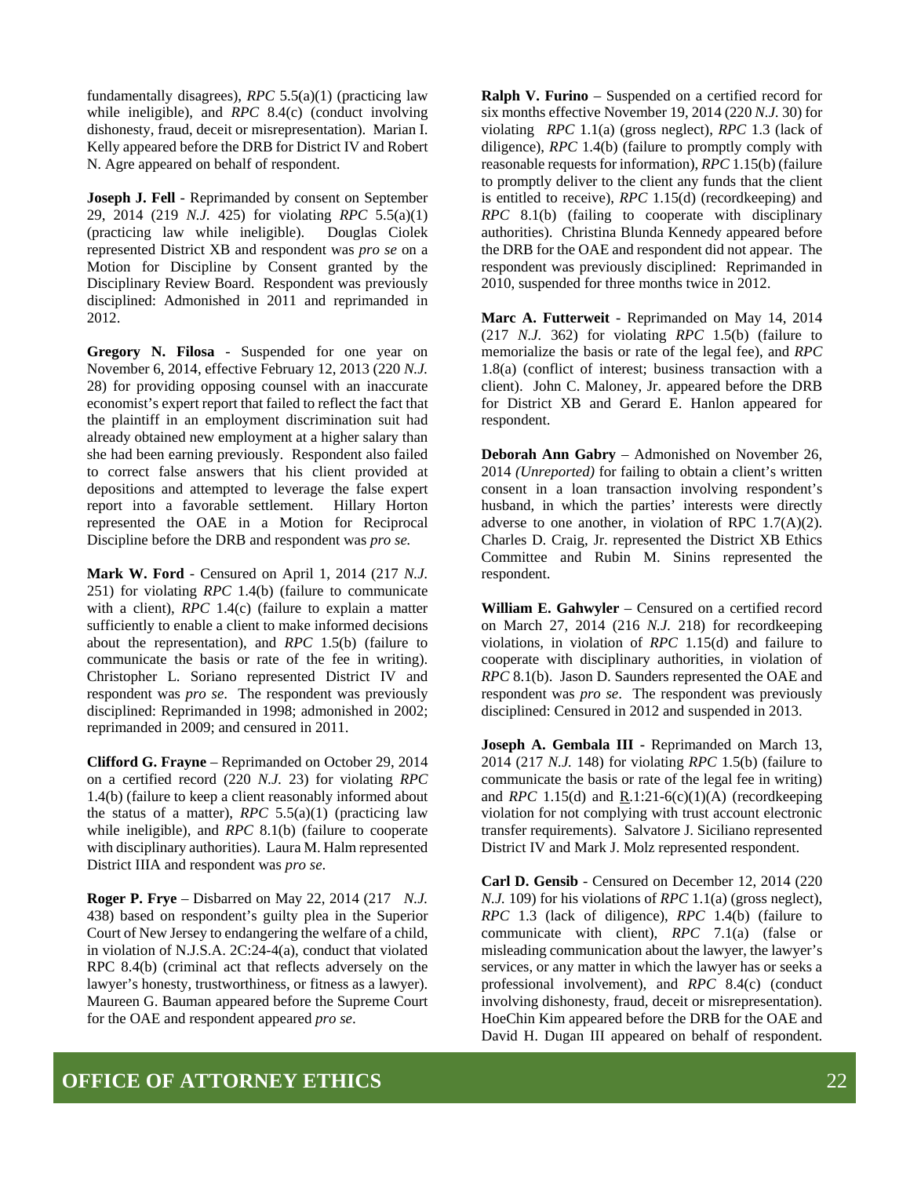fundamentally disagrees), *RPC* 5.5(a)(1) (practicing law while ineligible), and *RPC* 8.4(c) (conduct involving dishonesty, fraud, deceit or misrepresentation). Marian I. Kelly appeared before the DRB for District IV and Robert N. Agre appeared on behalf of respondent.

**Joseph J. Fell** - Reprimanded by consent on September 29, 2014 (219 *N.J.* 425) for violating *RPC* 5.5(a)(1) (practicing law while ineligible). Douglas Ciolek represented District XB and respondent was *pro se* on a Motion for Discipline by Consent granted by the Disciplinary Review Board. Respondent was previously disciplined: Admonished in 2011 and reprimanded in 2012.

**Gregory N. Filosa** - Suspended for one year on November 6, 2014, effective February 12, 2013 (220 *N.J.* 28) for providing opposing counsel with an inaccurate economist's expert report that failed to reflect the fact that the plaintiff in an employment discrimination suit had already obtained new employment at a higher salary than she had been earning previously. Respondent also failed to correct false answers that his client provided at depositions and attempted to leverage the false expert report into a favorable settlement. Hillary Horton represented the OAE in a Motion for Reciprocal Discipline before the DRB and respondent was *pro se.*

**Mark W. Ford** - Censured on April 1, 2014 (217 *N.J.* 251) for violating *RPC* 1.4(b) (failure to communicate with a client), *RPC* 1.4(c) (failure to explain a matter sufficiently to enable a client to make informed decisions about the representation), and *RPC* 1.5(b) (failure to communicate the basis or rate of the fee in writing). Christopher L. Soriano represented District IV and respondent was *pro se*. The respondent was previously disciplined: Reprimanded in 1998; admonished in 2002; reprimanded in 2009; and censured in 2011.

**Clifford G. Frayne** – Reprimanded on October 29, 2014 on a certified record (220 *N.J.* 23) for violating *RPC* 1.4(b) (failure to keep a client reasonably informed about the status of a matter), *RPC* 5.5(a)(1) (practicing law while ineligible), and *RPC* 8.1(b) (failure to cooperate with disciplinary authorities). Laura M. Halm represented District IIIA and respondent was *pro se*.

**Roger P. Frye** – Disbarred on May 22, 2014 (217 *N.J.* 438) based on respondent's guilty plea in the Superior Court of New Jersey to endangering the welfare of a child, in violation of N.J.S.A. 2C:24-4(a), conduct that violated RPC 8.4(b) (criminal act that reflects adversely on the lawyer's honesty, trustworthiness, or fitness as a lawyer). Maureen G. Bauman appeared before the Supreme Court for the OAE and respondent appeared *pro se*.

**Ralph V. Furino** – Suspended on a certified record for six months effective November 19, 2014 (220 *N.J.* 30) for violating *RPC* 1.1(a) (gross neglect), *RPC* 1.3 (lack of diligence), *RPC* 1.4(b) (failure to promptly comply with reasonable requests for information), *RPC* 1.15(b) (failure to promptly deliver to the client any funds that the client is entitled to receive), *RPC* 1.15(d) (recordkeeping) and *RPC* 8.1(b) (failing to cooperate with disciplinary authorities). Christina Blunda Kennedy appeared before the DRB for the OAE and respondent did not appear. The respondent was previously disciplined: Reprimanded in 2010, suspended for three months twice in 2012.

**Marc A. Futterweit** - Reprimanded on May 14, 2014 (217 *N.J.* 362) for violating *RPC* 1.5(b) (failure to memorialize the basis or rate of the legal fee), and *RPC* 1.8(a) (conflict of interest; business transaction with a client). John C. Maloney, Jr. appeared before the DRB for District XB and Gerard E. Hanlon appeared for respondent.

**Deborah Ann Gabry** – Admonished on November 26, 2014 *(Unreported)* for failing to obtain a client's written consent in a loan transaction involving respondent's husband, in which the parties' interests were directly adverse to one another, in violation of RPC 1.7(A)(2). Charles D. Craig, Jr. represented the District XB Ethics Committee and Rubin M. Sinins represented the respondent.

**William E. Gahwyler** – Censured on a certified record on March 27, 2014 (216 *N.J.* 218) for recordkeeping violations, in violation of *RPC* 1.15(d) and failure to cooperate with disciplinary authorities, in violation of *RPC* 8.1(b). Jason D. Saunders represented the OAE and respondent was *pro se*. The respondent was previously disciplined: Censured in 2012 and suspended in 2013.

**Joseph A. Gembala III** - Reprimanded on March 13, 2014 (217 *N.J.* 148) for violating *RPC* 1.5(b) (failure to communicate the basis or rate of the legal fee in writing) and *RPC* 1.15(d) and R.1:21-6(c)(1)(A) (recordkeeping violation for not complying with trust account electronic transfer requirements). Salvatore J. Siciliano represented District IV and Mark J. Molz represented respondent.

**Carl D. Gensib** - Censured on December 12, 2014 (220 *N.J.* 109) for his violations of *RPC* 1.1(a) (gross neglect), *RPC* 1.3 (lack of diligence), *RPC* 1.4(b) (failure to communicate with client), *RPC* 7.1(a) (false or misleading communication about the lawyer, the lawyer's services, or any matter in which the lawyer has or seeks a professional involvement), and *RPC* 8.4(c) (conduct involving dishonesty, fraud, deceit or misrepresentation). HoeChin Kim appeared before the DRB for the OAE and David H. Dugan III appeared on behalf of respondent.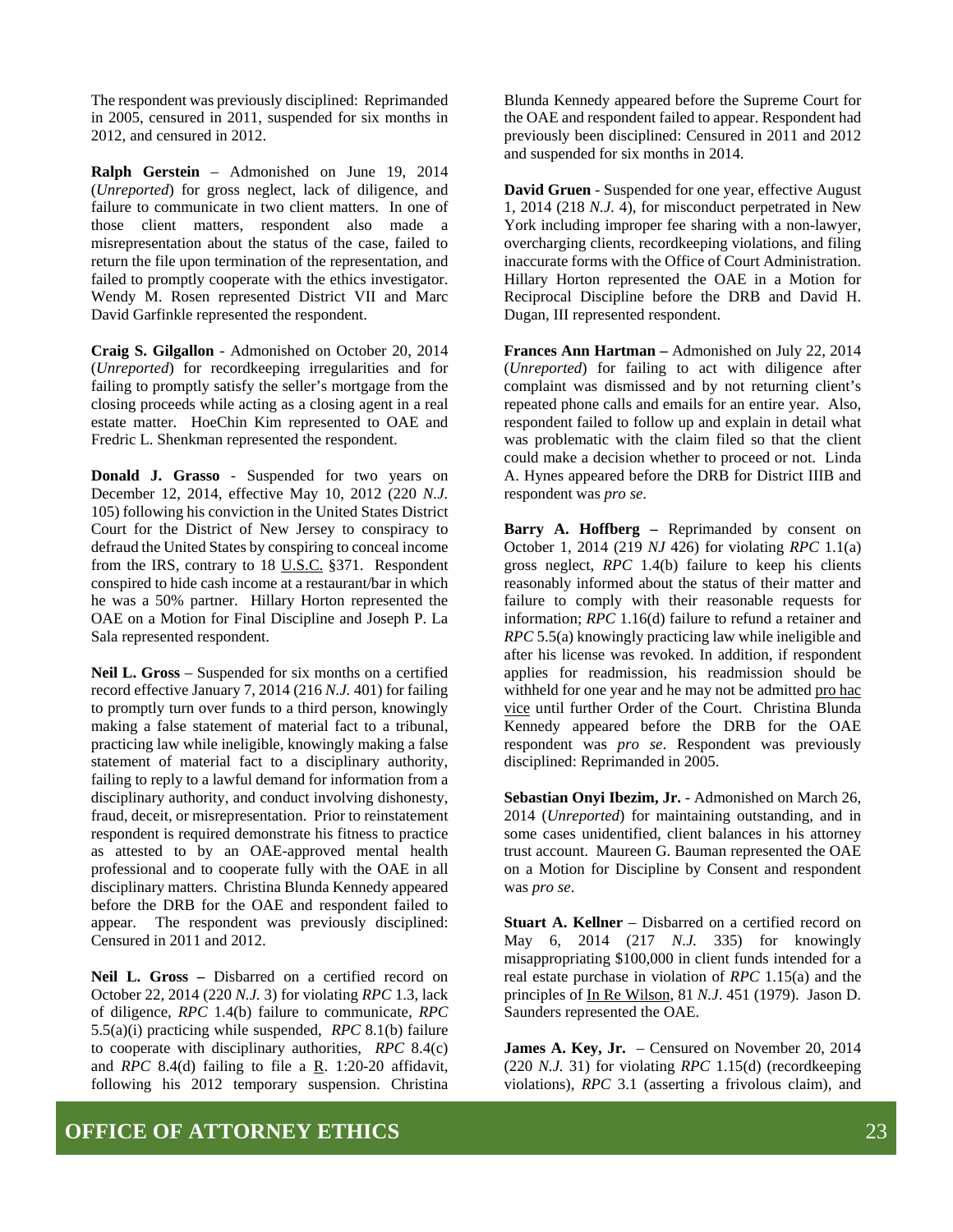The respondent was previously disciplined: Reprimanded in 2005, censured in 2011, suspended for six months in 2012, and censured in 2012.

**Ralph Gerstein** – Admonished on June 19, 2014 (*Unreported*) for gross neglect, lack of diligence, and failure to communicate in two client matters. In one of those client matters, respondent also made a misrepresentation about the status of the case, failed to return the file upon termination of the representation, and failed to promptly cooperate with the ethics investigator. Wendy M. Rosen represented District VII and Marc David Garfinkle represented the respondent.

**Craig S. Gilgallon** - Admonished on October 20, 2014 (*Unreported*) for recordkeeping irregularities and for failing to promptly satisfy the seller's mortgage from the closing proceeds while acting as a closing agent in a real estate matter. HoeChin Kim represented to OAE and Fredric L. Shenkman represented the respondent.

**Donald J. Grasso** - Suspended for two years on December 12, 2014, effective May 10, 2012 (220 *N.J.* 105) following his conviction in the United States District Court for the District of New Jersey to conspiracy to defraud the United States by conspiring to conceal income from the IRS, contrary to 18 U.S.C. §371. Respondent conspired to hide cash income at a restaurant/bar in which he was a 50% partner. Hillary Horton represented the OAE on a Motion for Final Discipline and Joseph P. La Sala represented respondent.

**Neil L. Gross** – Suspended for six months on a certified record effective January 7, 2014 (216 *N.J.* 401) for failing to promptly turn over funds to a third person, knowingly making a false statement of material fact to a tribunal, practicing law while ineligible, knowingly making a false statement of material fact to a disciplinary authority, failing to reply to a lawful demand for information from a disciplinary authority, and conduct involving dishonesty, fraud, deceit, or misrepresentation. Prior to reinstatement respondent is required demonstrate his fitness to practice as attested to by an OAE-approved mental health professional and to cooperate fully with the OAE in all disciplinary matters. Christina Blunda Kennedy appeared before the DRB for the OAE and respondent failed to appear. The respondent was previously disciplined: Censured in 2011 and 2012.

**Neil L. Gross –** Disbarred on a certified record on October 22, 2014 (220 *N.J.* 3) for violating *RPC* 1.3, lack of diligence, *RPC* 1.4(b) failure to communicate, *RPC* 5.5(a)(i) practicing while suspended, *RPC* 8.1(b) failure to cooperate with disciplinary authorities, *RPC* 8.4(c) and *RPC* 8.4(d) failing to file a R. 1:20-20 affidavit, following his 2012 temporary suspension. Christina Blunda Kennedy appeared before the Supreme Court for the OAE and respondent failed to appear. Respondent had previously been disciplined: Censured in 2011 and 2012 and suspended for six months in 2014.

**David Gruen** - Suspended for one year, effective August 1, 2014 (218 *N.J.* 4), for misconduct perpetrated in New York including improper fee sharing with a non-lawyer, overcharging clients, recordkeeping violations, and filing inaccurate forms with the Office of Court Administration. Hillary Horton represented the OAE in a Motion for Reciprocal Discipline before the DRB and David H. Dugan, III represented respondent.

**Frances Ann Hartman –** Admonished on July 22, 2014 (*Unreported*) for failing to act with diligence after complaint was dismissed and by not returning client's repeated phone calls and emails for an entire year. Also, respondent failed to follow up and explain in detail what was problematic with the claim filed so that the client could make a decision whether to proceed or not. Linda A. Hynes appeared before the DRB for District IIIB and respondent was *pro se*.

**Barry A. Hoffberg –** Reprimanded by consent on October 1, 2014 (219 *NJ* 426) for violating *RPC* 1.1(a) gross neglect, *RPC* 1.4(b) failure to keep his clients reasonably informed about the status of their matter and failure to comply with their reasonable requests for information; *RPC* 1.16(d) failure to refund a retainer and *RPC* 5.5(a) knowingly practicing law while ineligible and after his license was revoked. In addition, if respondent applies for readmission, his readmission should be withheld for one year and he may not be admitted pro hac vice until further Order of the Court. Christina Blunda Kennedy appeared before the DRB for the OAE respondent was *pro se*. Respondent was previously disciplined: Reprimanded in 2005.

**Sebastian Onyi Ibezim, Jr.** - Admonished on March 26, 2014 (*Unreported*) for maintaining outstanding, and in some cases unidentified, client balances in his attorney trust account. Maureen G. Bauman represented the OAE on a Motion for Discipline by Consent and respondent was *pro se*.

**Stuart A. Kellner** – Disbarred on a certified record on May 6, 2014 (217 *N.J.* 335) for knowingly misappropriating $100,000 in client funds intended for a real estate purchase in violation of *RPC* 1.15(a) and the principles of In Re Wilson, 81 *N.J*. 451 (1979). Jason D. Saunders represented the OAE.

**James A. Key, Jr.** – Censured on November 20, 2014 (220 *N.J.* 31) for violating *RPC* 1.15(d) (recordkeeping violations), *RPC* 3.1 (asserting a frivolous claim), and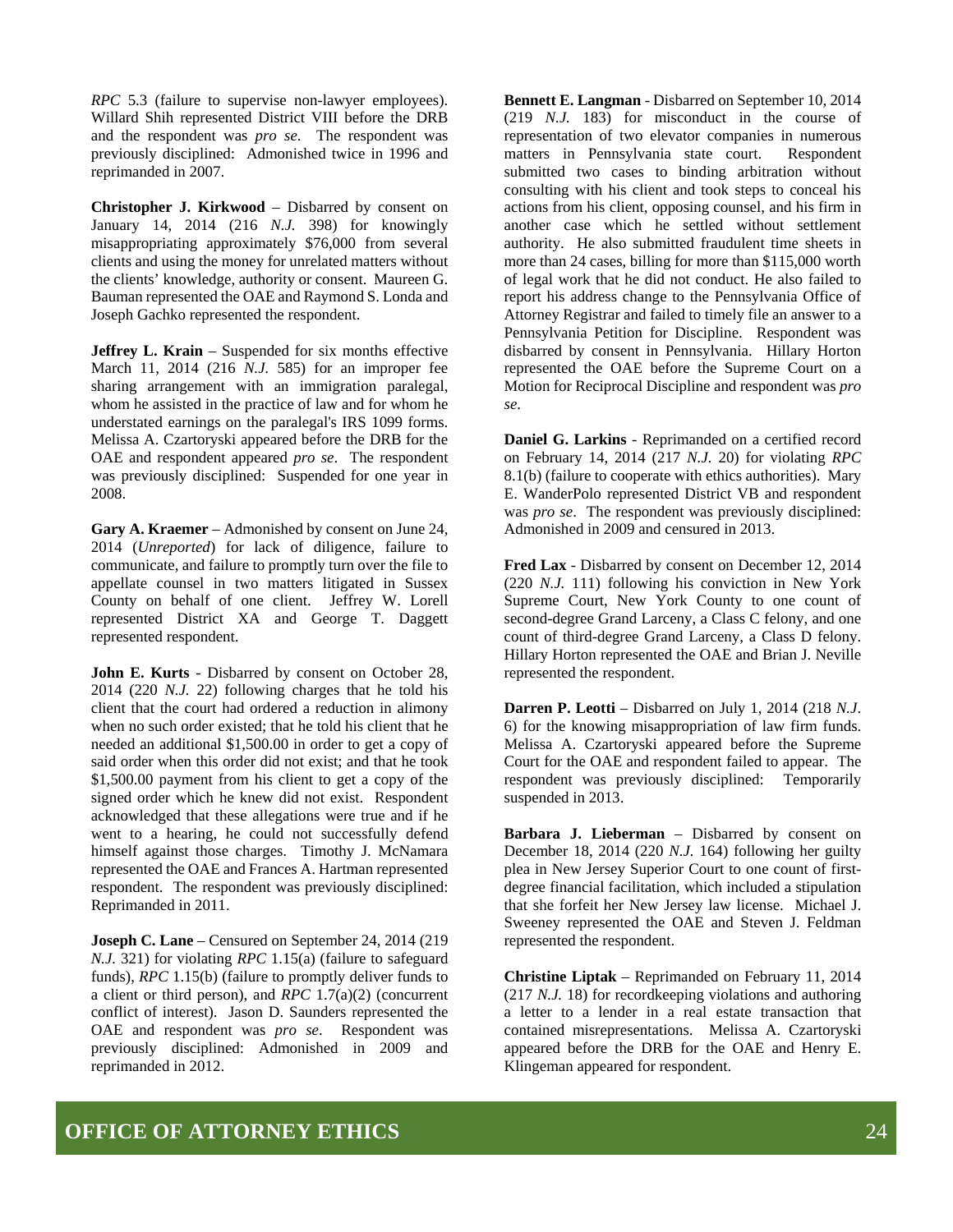*RPC* 5.3 (failure to supervise non-lawyer employees). Willard Shih represented District VIII before the DRB and the respondent was *pro se*. The respondent was previously disciplined: Admonished twice in 1996 and reprimanded in 2007.

**Christopher J. Kirkwood** – Disbarred by consent on January 14, 2014 (216 *N.J.* 398) for knowingly misappropriating approximately $76,000 from several clients and using the money for unrelated matters without the clients' knowledge, authority or consent. Maureen G. Bauman represented the OAE and Raymond S. Londa and Joseph Gachko represented the respondent.

**Jeffrey L. Krain** – Suspended for six months effective March 11, 2014 (216 *N.J.* 585) for an improper fee sharing arrangement with an immigration paralegal, whom he assisted in the practice of law and for whom he understated earnings on the paralegal's IRS 1099 forms. Melissa A. Czartoryski appeared before the DRB for the OAE and respondent appeared *pro se*. The respondent was previously disciplined: Suspended for one year in 2008.

**Gary A. Kraemer** – Admonished by consent on June 24, 2014 (*Unreported*) for lack of diligence, failure to communicate, and failure to promptly turn over the file to appellate counsel in two matters litigated in Sussex County on behalf of one client. Jeffrey W. Lorell represented District XA and George T. Daggett represented respondent.

**John E. Kurts** - Disbarred by consent on October 28, 2014 (220 *N.J.* 22) following charges that he told his client that the court had ordered a reduction in alimony when no such order existed; that he told his client that he needed an additional $1,500.00 in order to get a copy of said order when this order did not exist; and that he took $1,500.00 payment from his client to get a copy of the signed order which he knew did not exist. Respondent acknowledged that these allegations were true and if he went to a hearing, he could not successfully defend himself against those charges. Timothy J. McNamara represented the OAE and Frances A. Hartman represented respondent. The respondent was previously disciplined: Reprimanded in 2011.

**Joseph C. Lane** – Censured on September 24, 2014 (219 *N.J.* 321) for violating *RPC* 1.15(a) (failure to safeguard funds), *RPC* 1.15(b) (failure to promptly deliver funds to a client or third person), and *RPC* 1.7(a)(2) (concurrent conflict of interest). Jason D. Saunders represented the OAE and respondent was *pro se*. Respondent was previously disciplined: Admonished in 2009 and reprimanded in 2012.

**Bennett E. Langman** - Disbarred on September 10, 2014 (219 *N.J.* 183) for misconduct in the course of representation of two elevator companies in numerous matters in Pennsylvania state court. Respondent submitted two cases to binding arbitration without consulting with his client and took steps to conceal his actions from his client, opposing counsel, and his firm in another case which he settled without settlement authority. He also submitted fraudulent time sheets in more than 24 cases, billing for more than $115,000 worth of legal work that he did not conduct. He also failed to report his address change to the Pennsylvania Office of Attorney Registrar and failed to timely file an answer to a Pennsylvania Petition for Discipline. Respondent was disbarred by consent in Pennsylvania. Hillary Horton represented the OAE before the Supreme Court on a Motion for Reciprocal Discipline and respondent was *pro se*.

**Daniel G. Larkins** - Reprimanded on a certified record on February 14, 2014 (217 *N.J.* 20) for violating *RPC* 8.1(b) (failure to cooperate with ethics authorities). Mary E. WanderPolo represented District VB and respondent was *pro se*. The respondent was previously disciplined: Admonished in 2009 and censured in 2013.

**Fred Lax** - Disbarred by consent on December 12, 2014 (220 *N.J.* 111) following his conviction in New York Supreme Court, New York County to one count of second-degree Grand Larceny, a Class C felony, and one count of third-degree Grand Larceny, a Class D felony. Hillary Horton represented the OAE and Brian J. Neville represented the respondent.

**Darren P. Leotti** – Disbarred on July 1, 2014 (218 *N.J.* 6) for the knowing misappropriation of law firm funds. Melissa A. Czartoryski appeared before the Supreme Court for the OAE and respondent failed to appear. The respondent was previously disciplined: Temporarily suspended in 2013.

**Barbara J. Lieberman** – Disbarred by consent on December 18, 2014 (220 *N.J.* 164) following her guilty plea in New Jersey Superior Court to one count of first-degree financial facilitation, which included a stipulation that she forfeit her New Jersey law license. Michael J. Sweeney represented the OAE and Steven J. Feldman represented the respondent.

**Christine Liptak** – Reprimanded on February 11, 2014 (217 *N.J.* 18) for recordkeeping violations and authoring a letter to a lender in a real estate transaction that contained misrepresentations. Melissa A. Czartoryski appeared before the DRB for the OAE and Henry E. Klingeman appeared for respondent.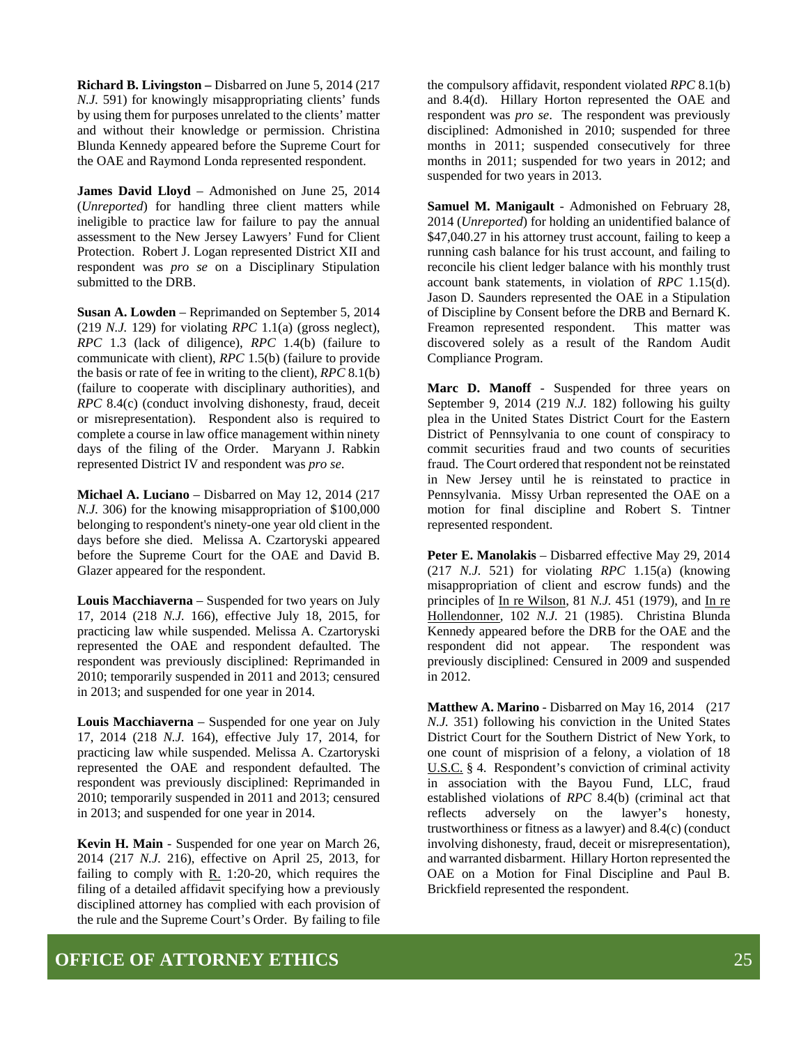**Richard B. Livingston –** Disbarred on June 5, 2014 (217 *N.J.* 591) for knowingly misappropriating clients' funds by using them for purposes unrelated to the clients' matter and without their knowledge or permission. Christina Blunda Kennedy appeared before the Supreme Court for the OAE and Raymond Londa represented respondent.

**James David Lloyd** – Admonished on June 25, 2014 (*Unreported*) for handling three client matters while ineligible to practice law for failure to pay the annual assessment to the New Jersey Lawyers' Fund for Client Protection. Robert J. Logan represented District XII and respondent was *pro se* on a Disciplinary Stipulation submitted to the DRB.

**Susan A. Lowden** – Reprimanded on September 5, 2014 (219 *N.J.* 129) for violating *RPC* 1.1(a) (gross neglect), *RPC* 1.3 (lack of diligence), *RPC* 1.4(b) (failure to communicate with client), *RPC* 1.5(b) (failure to provide the basis or rate of fee in writing to the client), *RPC* 8.1(b) (failure to cooperate with disciplinary authorities), and *RPC* 8.4(c) (conduct involving dishonesty, fraud, deceit or misrepresentation). Respondent also is required to complete a course in law office management within ninety days of the filing of the Order. Maryann J. Rabkin represented District IV and respondent was *pro se*.

**Michael A. Luciano** – Disbarred on May 12, 2014 (217 *N.J.* 306) for the knowing misappropriation of $100,000 belonging to respondent's ninety-one year old client in the days before she died. Melissa A. Czartoryski appeared before the Supreme Court for the OAE and David B. Glazer appeared for the respondent.

**Louis Macchiaverna** – Suspended for two years on July 17, 2014 (218 *N.J.* 166), effective July 18, 2015, for practicing law while suspended. Melissa A. Czartoryski represented the OAE and respondent defaulted. The respondent was previously disciplined: Reprimanded in 2010; temporarily suspended in 2011 and 2013; censured in 2013; and suspended for one year in 2014.

**Louis Macchiaverna** – Suspended for one year on July 17, 2014 (218 *N.J.* 164), effective July 17, 2014, for practicing law while suspended. Melissa A. Czartoryski represented the OAE and respondent defaulted. The respondent was previously disciplined: Reprimanded in 2010; temporarily suspended in 2011 and 2013; censured in 2013; and suspended for one year in 2014.

**Kevin H. Main** - Suspended for one year on March 26, 2014 (217 *N.J.* 216), effective on April 25, 2013, for failing to comply with R. 1:20-20, which requires the filing of a detailed affidavit specifying how a previously disciplined attorney has complied with each provision of the rule and the Supreme Court's Order. By failing to file the compulsory affidavit, respondent violated *RPC* 8.1(b) and 8.4(d). Hillary Horton represented the OAE and respondent was *pro se*. The respondent was previously disciplined: Admonished in 2010; suspended for three months in 2011; suspended consecutively for three months in 2011; suspended for two years in 2012; and suspended for two years in 2013.

**Samuel M. Manigault** - Admonished on February 28, 2014 (*Unreported*) for holding an unidentified balance of $47,040.27 in his attorney trust account, failing to keep a running cash balance for his trust account, and failing to reconcile his client ledger balance with his monthly trust account bank statements, in violation of *RPC* 1.15(d). Jason D. Saunders represented the OAE in a Stipulation of Discipline by Consent before the DRB and Bernard K. Freamon represented respondent. This matter was discovered solely as a result of the Random Audit Compliance Program.

**Marc D. Manoff** - Suspended for three years on September 9, 2014 (219 *N.J.* 182) following his guilty plea in the United States District Court for the Eastern District of Pennsylvania to one count of conspiracy to commit securities fraud and two counts of securities fraud. The Court ordered that respondent not be reinstated in New Jersey until he is reinstated to practice in Pennsylvania. Missy Urban represented the OAE on a motion for final discipline and Robert S. Tintner represented respondent.

**Peter E. Manolakis** – Disbarred effective May 29, 2014 (217 *N.J.* 521) for violating *RPC* 1.15(a) (knowing misappropriation of client and escrow funds) and the principles of In re Wilson, 81 *N.J.* 451 (1979), and In re Hollendonner, 102 *N.J.* 21 (1985). Christina Blunda Kennedy appeared before the DRB for the OAE and the respondent did not appear. The respondent was previously disciplined: Censured in 2009 and suspended in 2012.

**Matthew A. Marino** - Disbarred on May 16, 2014 (217 *N.J.* 351) following his conviction in the United States District Court for the Southern District of New York, to one count of misprision of a felony, a violation of 18 U.S.C. § 4. Respondent's conviction of criminal activity in association with the Bayou Fund, LLC, fraud established violations of *RPC* 8.4(b) (criminal act that reflects adversely on the lawyer's honesty, trustworthiness or fitness as a lawyer) and 8.4(c) (conduct involving dishonesty, fraud, deceit or misrepresentation), and warranted disbarment. Hillary Horton represented the OAE on a Motion for Final Discipline and Paul B. Brickfield represented the respondent.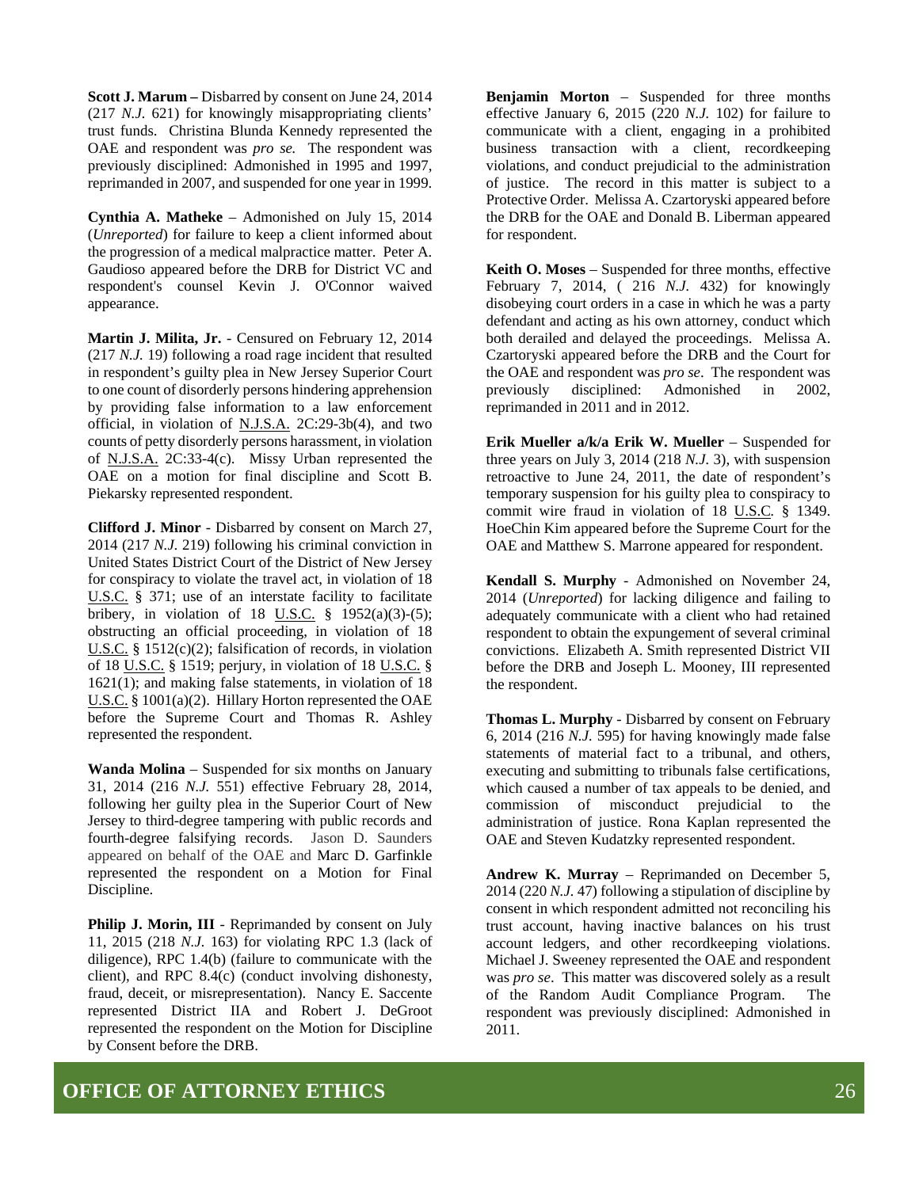**Scott J. Marum –** Disbarred by consent on June 24, 2014 (217 *N.J.* 621) for knowingly misappropriating clients' trust funds. Christina Blunda Kennedy represented the OAE and respondent was *pro se.* The respondent was previously disciplined: Admonished in 1995 and 1997, reprimanded in 2007, and suspended for one year in 1999.

**Cynthia A. Matheke** – Admonished on July 15, 2014 (*Unreported*) for failure to keep a client informed about the progression of a medical malpractice matter. Peter A. Gaudioso appeared before the DRB for District VC and respondent's counsel Kevin J. O'Connor waived appearance.

**Martin J. Milita, Jr.** - Censured on February 12, 2014 (217 *N.J.* 19) following a road rage incident that resulted in respondent's guilty plea in New Jersey Superior Court to one count of disorderly persons hindering apprehension by providing false information to a law enforcement official, in violation of N.J.S.A. 2C:29-3b(4), and two counts of petty disorderly persons harassment, in violation of N.J.S.A. 2C:33-4(c). Missy Urban represented the OAE on a motion for final discipline and Scott B. Piekarsky represented respondent.

**Clifford J. Minor** - Disbarred by consent on March 27, 2014 (217 *N.J.* 219) following his criminal conviction in United States District Court of the District of New Jersey for conspiracy to violate the travel act, in violation of 18 U.S.C. § 371; use of an interstate facility to facilitate bribery, in violation of 18 U.S.C. § 1952(a)(3)-(5); obstructing an official proceeding, in violation of 18 U.S.C. § 1512(c)(2); falsification of records, in violation of 18 U.S.C. § 1519; perjury, in violation of 18 U.S.C. § 1621(1); and making false statements, in violation of 18 U.S.C. § 1001(a)(2). Hillary Horton represented the OAE before the Supreme Court and Thomas R. Ashley represented the respondent.

**Wanda Molina** – Suspended for six months on January 31, 2014 (216 *N.J.* 551) effective February 28, 2014, following her guilty plea in the Superior Court of New Jersey to third-degree tampering with public records and fourth-degree falsifying records. Jason D. Saunders appeared on behalf of the OAE and Marc D. Garfinkle represented the respondent on a Motion for Final Discipline.

**Philip J. Morin, III** - Reprimanded by consent on July 11, 2015 (218 *N.J.* 163) for violating RPC 1.3 (lack of diligence), RPC 1.4(b) (failure to communicate with the client), and RPC 8.4(c) (conduct involving dishonesty, fraud, deceit, or misrepresentation). Nancy E. Saccente represented District IIA and Robert J. DeGroot represented the respondent on the Motion for Discipline by Consent before the DRB.

**Benjamin Morton** – Suspended for three months effective January 6, 2015 (220 *N.J.* 102) for failure to communicate with a client, engaging in a prohibited business transaction with a client, recordkeeping violations, and conduct prejudicial to the administration of justice. The record in this matter is subject to a Protective Order. Melissa A. Czartoryski appeared before the DRB for the OAE and Donald B. Liberman appeared for respondent.

**Keith O. Moses** – Suspended for three months, effective February 7, 2014, ( 216 *N.J.* 432) for knowingly disobeying court orders in a case in which he was a party defendant and acting as his own attorney, conduct which both derailed and delayed the proceedings. Melissa A. Czartoryski appeared before the DRB and the Court for the OAE and respondent was *pro se*. The respondent was previously disciplined: Admonished in 2002, reprimanded in 2011 and in 2012.

**Erik Mueller a/k/a Erik W. Mueller** – Suspended for three years on July 3, 2014 (218 *N.J.* 3), with suspension retroactive to June 24, 2011, the date of respondent's temporary suspension for his guilty plea to conspiracy to commit wire fraud in violation of 18 U.S.C. § 1349. HoeChin Kim appeared before the Supreme Court for the OAE and Matthew S. Marrone appeared for respondent.

**Kendall S. Murphy** - Admonished on November 24, 2014 (*Unreported*) for lacking diligence and failing to adequately communicate with a client who had retained respondent to obtain the expungement of several criminal convictions. Elizabeth A. Smith represented District VII before the DRB and Joseph L. Mooney, III represented the respondent.

**Thomas L. Murphy** - Disbarred by consent on February 6, 2014 (216 *N.J.* 595) for having knowingly made false statements of material fact to a tribunal, and others, executing and submitting to tribunals false certifications, which caused a number of tax appeals to be denied, and commission of misconduct prejudicial to the administration of justice. Rona Kaplan represented the OAE and Steven Kudatzky represented respondent.

**Andrew K. Murray** – Reprimanded on December 5, 2014 (220 *N.J.* 47) following a stipulation of discipline by consent in which respondent admitted not reconciling his trust account, having inactive balances on his trust account ledgers, and other recordkeeping violations. Michael J. Sweeney represented the OAE and respondent was *pro se*. This matter was discovered solely as a result of the Random Audit Compliance Program. The respondent was previously disciplined: Admonished in 2011.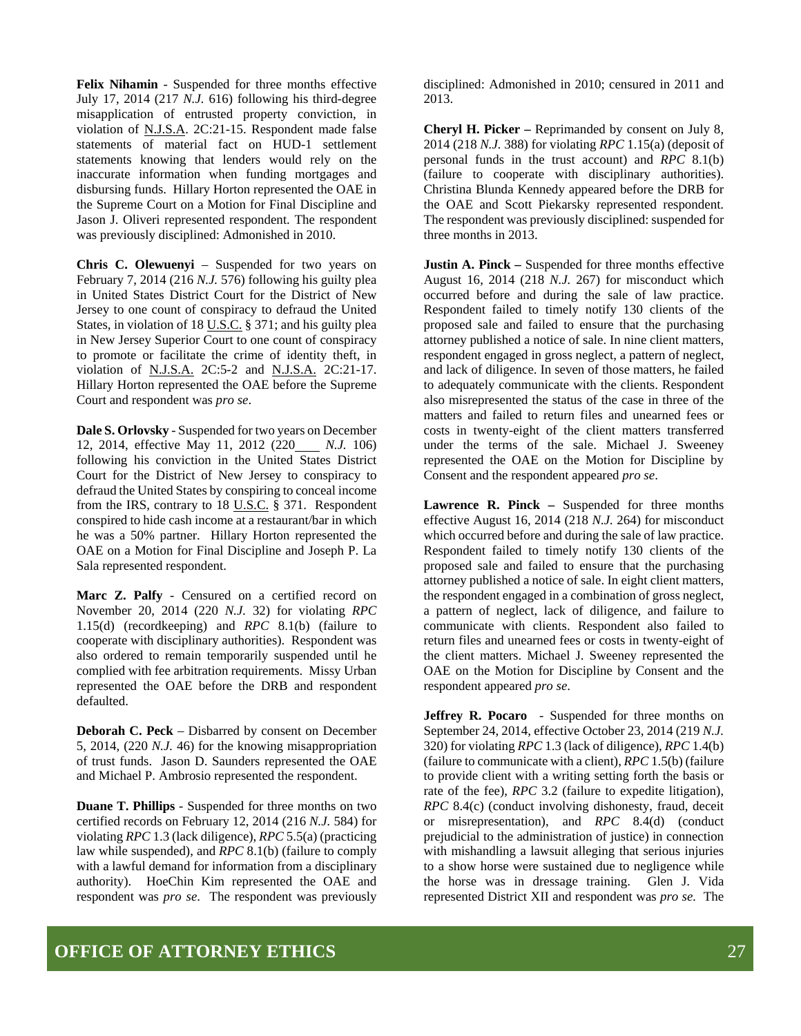**Felix Nihamin** - Suspended for three months effective July 17, 2014 (217 *N.J.* 616) following his third-degree misapplication of entrusted property conviction, in violation of N.J.S.A. 2C:21-15. Respondent made false statements of material fact on HUD-1 settlement statements knowing that lenders would rely on the inaccurate information when funding mortgages and disbursing funds. Hillary Horton represented the OAE in the Supreme Court on a Motion for Final Discipline and Jason J. Oliveri represented respondent. The respondent was previously disciplined: Admonished in 2010.

**Chris C. Olewuenyi** – Suspended for two years on February 7, 2014 (216 *N.J.* 576) following his guilty plea in United States District Court for the District of New Jersey to one count of conspiracy to defraud the United States, in violation of 18 U.S.C. § 371; and his guilty plea in New Jersey Superior Court to one count of conspiracy to promote or facilitate the crime of identity theft, in violation of N.J.S.A. 2C:5-2 and N.J.S.A. 2C:21-17. Hillary Horton represented the OAE before the Supreme Court and respondent was *pro se*.

**Dale S. Orlovsky** - Suspended for two years on December 12, 2014, effective May 11, 2012 (220 *N.J.* 106) following his conviction in the United States District Court for the District of New Jersey to conspiracy to defraud the United States by conspiring to conceal income from the IRS, contrary to 18 U.S.C. § 371. Respondent conspired to hide cash income at a restaurant/bar in which he was a 50% partner. Hillary Horton represented the OAE on a Motion for Final Discipline and Joseph P. La Sala represented respondent.

**Marc Z. Palfy** - Censured on a certified record on November 20, 2014 (220 *N.J.* 32) for violating *RPC* 1.15(d) (recordkeeping) and *RPC* 8.1(b) (failure to cooperate with disciplinary authorities). Respondent was also ordered to remain temporarily suspended until he complied with fee arbitration requirements. Missy Urban represented the OAE before the DRB and respondent defaulted.

**Deborah C. Peck** – Disbarred by consent on December 5, 2014, (220 *N.J.* 46) for the knowing misappropriation of trust funds. Jason D. Saunders represented the OAE and Michael P. Ambrosio represented the respondent.

**Duane T. Phillips** - Suspended for three months on two certified records on February 12, 2014 (216 *N.J.* 584) for violating *RPC* 1.3 (lack diligence), *RPC* 5.5(a) (practicing law while suspended), and *RPC* 8.1(b) (failure to comply with a lawful demand for information from a disciplinary authority). HoeChin Kim represented the OAE and respondent was *pro se*. The respondent was previously disciplined: Admonished in 2010; censured in 2011 and 2013.

**Cheryl H. Picker –** Reprimanded by consent on July 8, 2014 (218 *N.J.* 388) for violating *RPC* 1.15(a) (deposit of personal funds in the trust account) and *RPC* 8.1(b) (failure to cooperate with disciplinary authorities). Christina Blunda Kennedy appeared before the DRB for the OAE and Scott Piekarsky represented respondent. The respondent was previously disciplined: suspended for three months in 2013.

**Justin A. Pinck –** Suspended for three months effective August 16, 2014 (218 *N.J.* 267) for misconduct which occurred before and during the sale of law practice. Respondent failed to timely notify 130 clients of the proposed sale and failed to ensure that the purchasing attorney published a notice of sale. In nine client matters, respondent engaged in gross neglect, a pattern of neglect, and lack of diligence. In seven of those matters, he failed to adequately communicate with the clients. Respondent also misrepresented the status of the case in three of the matters and failed to return files and unearned fees or costs in twenty-eight of the client matters transferred under the terms of the sale. Michael J. Sweeney represented the OAE on the Motion for Discipline by Consent and the respondent appeared *pro se*.

**Lawrence R. Pinck –** Suspended for three months effective August 16, 2014 (218 *N.J.* 264) for misconduct which occurred before and during the sale of law practice. Respondent failed to timely notify 130 clients of the proposed sale and failed to ensure that the purchasing attorney published a notice of sale. In eight client matters, the respondent engaged in a combination of gross neglect, a pattern of neglect, lack of diligence, and failure to communicate with clients. Respondent also failed to return files and unearned fees or costs in twenty-eight of the client matters. Michael J. Sweeney represented the OAE on the Motion for Discipline by Consent and the respondent appeared *pro se*.

**Jeffrey R. Pocaro** - Suspended for three months on September 24, 2014, effective October 23, 2014 (219 *N.J.* 320) for violating *RPC* 1.3 (lack of diligence), *RPC* 1.4(b) (failure to communicate with a client), *RPC* 1.5(b) (failure to provide client with a writing setting forth the basis or rate of the fee), *RPC* 3.2 (failure to expedite litigation), *RPC* 8.4(c) (conduct involving dishonesty, fraud, deceit or misrepresentation), and *RPC* 8.4(d) (conduct prejudicial to the administration of justice) in connection with mishandling a lawsuit alleging that serious injuries to a show horse were sustained due to negligence while the horse was in dressage training. Glen J. Vida represented District XII and respondent was *pro se*. The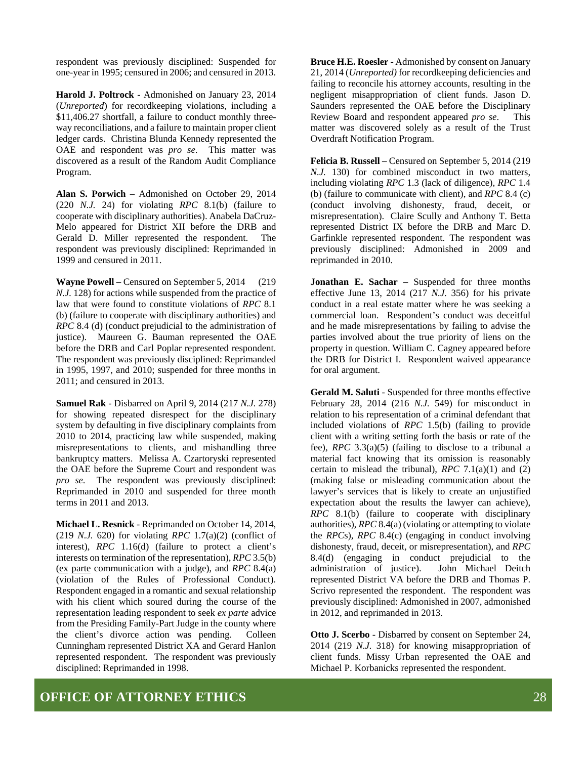respondent was previously disciplined: Suspended for one-year in 1995; censured in 2006; and censured in 2013.

**Harold J. Poltrock** - Admonished on January 23, 2014 (*Unreported*) for recordkeeping violations, including a $11,406.27 shortfall, a failure to conduct monthly three-way reconciliations, and a failure to maintain proper client ledger cards. Christina Blunda Kennedy represented the OAE and respondent was *pro se*. This matter was discovered as a result of the Random Audit Compliance Program.

**Alan S. Porwich** – Admonished on October 29, 2014 (220 *N.J.* 24) for violating *RPC* 8.1(b) (failure to cooperate with disciplinary authorities). Anabela DaCruz-Melo appeared for District XII before the DRB and Gerald D. Miller represented the respondent. The respondent was previously disciplined: Reprimanded in 1999 and censured in 2011.

**Wayne Powell** – Censured on September 5, 2014 (219 *N.J.* 128) for actions while suspended from the practice of law that were found to constitute violations of *RPC* 8.1 (b) (failure to cooperate with disciplinary authorities) and *RPC* 8.4 (d) (conduct prejudicial to the administration of justice). Maureen G. Bauman represented the OAE before the DRB and Carl Poplar represented respondent. The respondent was previously disciplined: Reprimanded in 1995, 1997, and 2010; suspended for three months in 2011; and censured in 2013.

**Samuel Rak** - Disbarred on April 9, 2014 (217 *N.J.* 278) for showing repeated disrespect for the disciplinary system by defaulting in five disciplinary complaints from 2010 to 2014, practicing law while suspended, making misrepresentations to clients, and mishandling three bankruptcy matters. Melissa A. Czartoryski represented the OAE before the Supreme Court and respondent was *pro se*. The respondent was previously disciplined: Reprimanded in 2010 and suspended for three month terms in 2011 and 2013.

**Michael L. Resnick** - Reprimanded on October 14, 2014, (219 *N.J.* 620) for violating *RPC* 1.7(a)(2) (conflict of interest), *RPC* 1.16(d) (failure to protect a client's interests on termination of the representation), *RPC* 3.5(b) (ex parte communication with a judge), and *RPC* 8.4(a) (violation of the Rules of Professional Conduct). Respondent engaged in a romantic and sexual relationship with his client which soured during the course of the representation leading respondent to seek *ex parte* advice from the Presiding Family-Part Judge in the county where the client's divorce action was pending. Colleen Cunningham represented District XA and Gerard Hanlon represented respondent. The respondent was previously disciplined: Reprimanded in 1998.

**Bruce H.E. Roesler** - Admonished by consent on January 21, 2014 (*Unreported)* for recordkeeping deficiencies and failing to reconcile his attorney accounts, resulting in the negligent misappropriation of client funds. Jason D. Saunders represented the OAE before the Disciplinary Review Board and respondent appeared *pro se*. This matter was discovered solely as a result of the Trust Overdraft Notification Program.

**Felicia B. Russell** – Censured on September 5, 2014 (219 *N.J.* 130) for combined misconduct in two matters, including violating *RPC* 1.3 (lack of diligence), *RPC* 1.4 (b) (failure to communicate with client), and *RPC* 8.4 (c) (conduct involving dishonesty, fraud, deceit, or misrepresentation). Claire Scully and Anthony T. Betta represented District IX before the DRB and Marc D. Garfinkle represented respondent. The respondent was previously disciplined: Admonished in 2009 and reprimanded in 2010.

**Jonathan E. Sachar** – Suspended for three months effective June 13, 2014 (217 *N.J.* 356) for his private conduct in a real estate matter where he was seeking a commercial loan. Respondent's conduct was deceitful and he made misrepresentations by failing to advise the parties involved about the true priority of liens on the property in question. William C. Cagney appeared before the DRB for District I. Respondent waived appearance for oral argument.

**Gerald M. Saluti** - Suspended for three months effective February 28, 2014 (216 *N.J.* 549) for misconduct in relation to his representation of a criminal defendant that included violations of *RPC* 1.5(b) (failing to provide client with a writing setting forth the basis or rate of the fee), *RPC* 3.3(a)(5) (failing to disclose to a tribunal a material fact knowing that its omission is reasonably certain to mislead the tribunal), *RPC* 7.1(a)(1) and (2) (making false or misleading communication about the lawyer's services that is likely to create an unjustified expectation about the results the lawyer can achieve), *RPC* 8.1(b) (failure to cooperate with disciplinary authorities), *RPC* 8.4(a) (violating or attempting to violate the *RPC*s), *RPC* 8.4(c) (engaging in conduct involving dishonesty, fraud, deceit, or misrepresentation), and *RPC* 8.4(d) (engaging in conduct prejudicial to the administration of justice). John Michael Deitch represented District VA before the DRB and Thomas P. Scrivo represented the respondent. The respondent was previously disciplined: Admonished in 2007, admonished in 2012, and reprimanded in 2013.

**Otto J. Scerbo** - Disbarred by consent on September 24, 2014 (219 *N.J.* 318) for knowing misappropriation of client funds. Missy Urban represented the OAE and Michael P. Korbanicks represented the respondent.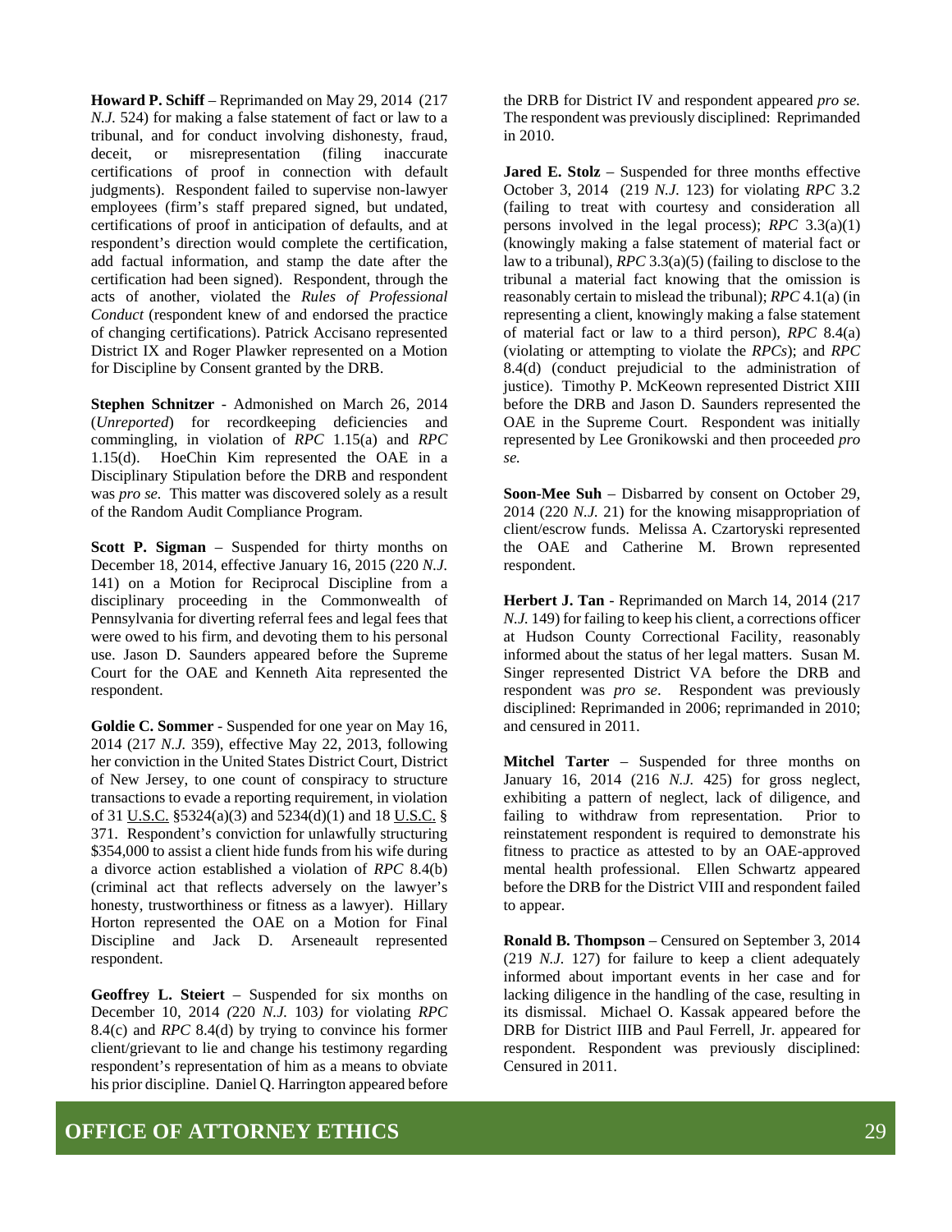**Howard P. Schiff** – Reprimanded on May 29, 2014 (217 *N.J.* 524) for making a false statement of fact or law to a tribunal, and for conduct involving dishonesty, fraud, deceit, or misrepresentation (filing inaccurate certifications of proof in connection with default judgments). Respondent failed to supervise non-lawyer employees (firm's staff prepared signed, but undated, certifications of proof in anticipation of defaults, and at respondent's direction would complete the certification, add factual information, and stamp the date after the certification had been signed). Respondent, through the acts of another, violated the *Rules of Professional Conduct* (respondent knew of and endorsed the practice of changing certifications). Patrick Accisano represented District IX and Roger Plawker represented on a Motion for Discipline by Consent granted by the DRB.

**Stephen Schnitzer** - Admonished on March 26, 2014 (*Unreported*) for recordkeeping deficiencies and commingling, in violation of *RPC* 1.15(a) and *RPC* 1.15(d). HoeChin Kim represented the OAE in a Disciplinary Stipulation before the DRB and respondent was *pro se.* This matter was discovered solely as a result of the Random Audit Compliance Program.

**Scott P. Sigman** – Suspended for thirty months on December 18, 2014, effective January 16, 2015 (220 *N.J.* 141) on a Motion for Reciprocal Discipline from a disciplinary proceeding in the Commonwealth of Pennsylvania for diverting referral fees and legal fees that were owed to his firm, and devoting them to his personal use. Jason D. Saunders appeared before the Supreme Court for the OAE and Kenneth Aita represented the respondent.

**Goldie C. Sommer** - Suspended for one year on May 16, 2014 (217 *N.J.* 359), effective May 22, 2013, following her conviction in the United States District Court, District of New Jersey, to one count of conspiracy to structure transactions to evade a reporting requirement, in violation of 31 U.S.C. §5324(a)(3) and 5234(d)(1) and 18 U.S.C. § 371. Respondent's conviction for unlawfully structuring \$354,000 to assist a client hide funds from his wife during a divorce action established a violation of *RPC* 8.4(b) (criminal act that reflects adversely on the lawyer's honesty, trustworthiness or fitness as a lawyer). Hillary Horton represented the OAE on a Motion for Final Discipline and Jack D. Arseneault represented respondent.

**Geoffrey L. Steiert** – Suspended for six months on December 10, 2014 *(*220 *N.J.* 103*)* for violating *RPC* 8.4(c) and *RPC* 8.4(d) by trying to convince his former client/grievant to lie and change his testimony regarding respondent's representation of him as a means to obviate his prior discipline. Daniel Q. Harrington appeared before the DRB for District IV and respondent appeared *pro se.* The respondent was previously disciplined: Reprimanded in 2010.

**Jared E. Stolz** – Suspended for three months effective October 3, 2014 (219 *N.J.* 123) for violating *RPC* 3.2 (failing to treat with courtesy and consideration all persons involved in the legal process); *RPC* 3.3(a)(1) (knowingly making a false statement of material fact or law to a tribunal), *RPC* 3.3(a)(5) (failing to disclose to the tribunal a material fact knowing that the omission is reasonably certain to mislead the tribunal); *RPC* 4.1(a) (in representing a client, knowingly making a false statement of material fact or law to a third person), *RPC* 8.4(a) (violating or attempting to violate the *RPCs*); and *RPC* 8.4(d) (conduct prejudicial to the administration of justice). Timothy P. McKeown represented District XIII before the DRB and Jason D. Saunders represented the OAE in the Supreme Court. Respondent was initially represented by Lee Gronikowski and then proceeded *pro se.*

**Soon-Mee Suh** – Disbarred by consent on October 29, 2014 (220 *N.J.* 21) for the knowing misappropriation of client/escrow funds. Melissa A. Czartoryski represented the OAE and Catherine M. Brown represented respondent.

**Herbert J. Tan** - Reprimanded on March 14, 2014 (217 *N.J.* 149) for failing to keep his client, a corrections officer at Hudson County Correctional Facility, reasonably informed about the status of her legal matters. Susan M. Singer represented District VA before the DRB and respondent was *pro se*. Respondent was previously disciplined: Reprimanded in 2006; reprimanded in 2010; and censured in 2011.

**Mitchel Tarter** – Suspended for three months on January 16, 2014 (216 *N.J.* 425) for gross neglect, exhibiting a pattern of neglect, lack of diligence, and failing to withdraw from representation. Prior to reinstatement respondent is required to demonstrate his fitness to practice as attested to by an OAE-approved mental health professional. Ellen Schwartz appeared before the DRB for the District VIII and respondent failed to appear.

**Ronald B. Thompson** – Censured on September 3, 2014 (219 *N.J.* 127) for failure to keep a client adequately informed about important events in her case and for lacking diligence in the handling of the case, resulting in its dismissal. Michael O. Kassak appeared before the DRB for District IIIB and Paul Ferrell, Jr. appeared for respondent. Respondent was previously disciplined: Censured in 2011.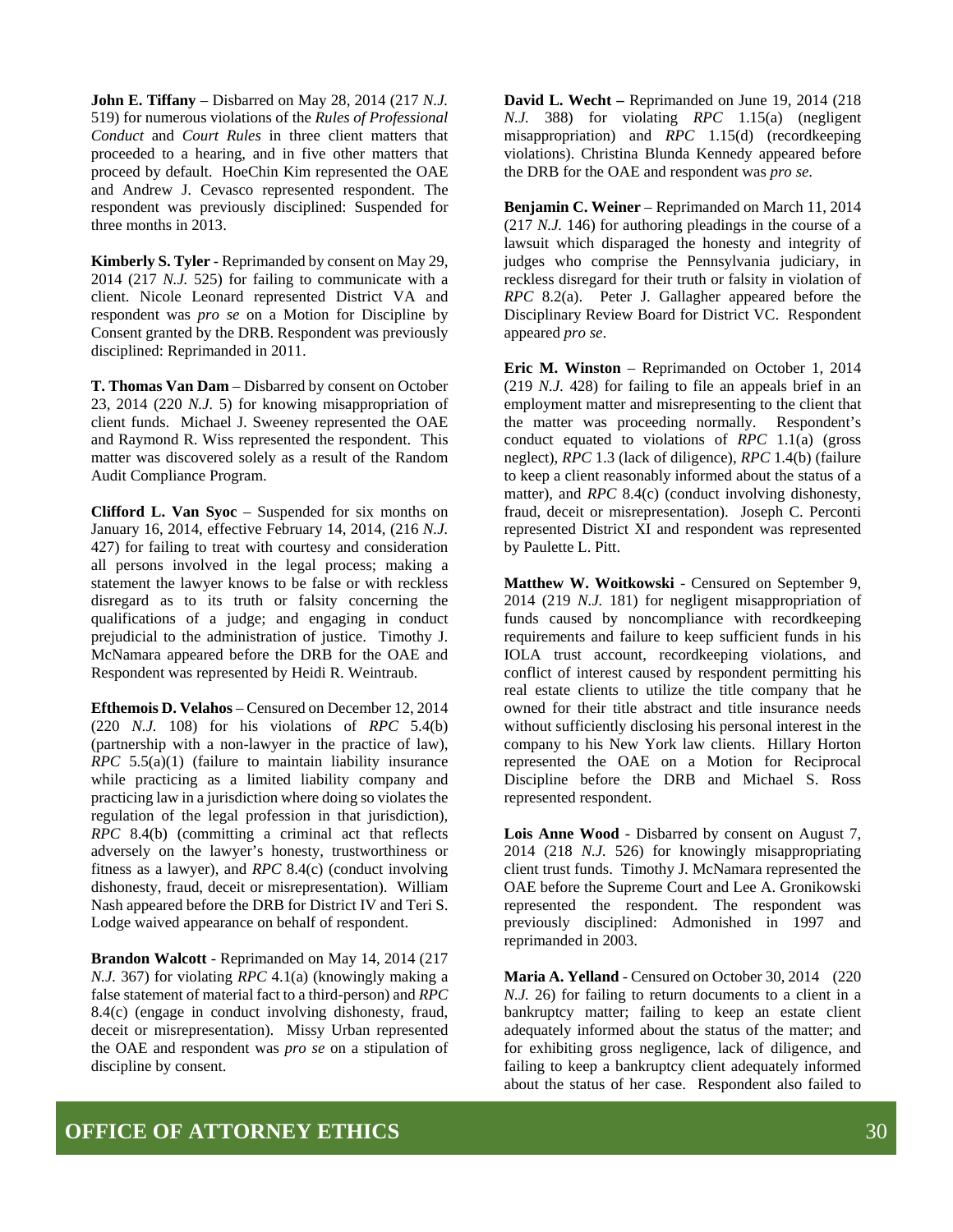**John E. Tiffany** – Disbarred on May 28, 2014 (217 *N.J.* 519) for numerous violations of the *Rules of Professional Conduct* and *Court Rules* in three client matters that proceeded to a hearing, and in five other matters that proceed by default. HoeChin Kim represented the OAE and Andrew J. Cevasco represented respondent. The respondent was previously disciplined: Suspended for three months in 2013.

**Kimberly S. Tyler** - Reprimanded by consent on May 29, 2014 (217 *N.J.* 525) for failing to communicate with a client. Nicole Leonard represented District VA and respondent was *pro se* on a Motion for Discipline by Consent granted by the DRB. Respondent was previously disciplined: Reprimanded in 2011.

**T. Thomas Van Dam** – Disbarred by consent on October 23, 2014 (220 *N.J.* 5) for knowing misappropriation of client funds. Michael J. Sweeney represented the OAE and Raymond R. Wiss represented the respondent. This matter was discovered solely as a result of the Random Audit Compliance Program.

**Clifford L. Van Syoc** – Suspended for six months on January 16, 2014, effective February 14, 2014, (216 *N.J.* 427) for failing to treat with courtesy and consideration all persons involved in the legal process; making a statement the lawyer knows to be false or with reckless disregard as to its truth or falsity concerning the qualifications of a judge; and engaging in conduct prejudicial to the administration of justice. Timothy J. McNamara appeared before the DRB for the OAE and Respondent was represented by Heidi R. Weintraub.

**Efthemois D. Velahos** – Censured on December 12, 2014 (220 *N.J.* 108) for his violations of *RPC* 5.4(b) (partnership with a non-lawyer in the practice of law), *RPC* 5.5(a)(1) (failure to maintain liability insurance while practicing as a limited liability company and practicing law in a jurisdiction where doing so violates the regulation of the legal profession in that jurisdiction), *RPC* 8.4(b) (committing a criminal act that reflects adversely on the lawyer's honesty, trustworthiness or fitness as a lawyer), and *RPC* 8.4(c) (conduct involving dishonesty, fraud, deceit or misrepresentation). William Nash appeared before the DRB for District IV and Teri S. Lodge waived appearance on behalf of respondent.

**Brandon Walcott** - Reprimanded on May 14, 2014 (217 *N.J.* 367) for violating *RPC* 4.1(a) (knowingly making a false statement of material fact to a third-person) and *RPC* 8.4(c) (engage in conduct involving dishonesty, fraud, deceit or misrepresentation). Missy Urban represented the OAE and respondent was *pro se* on a stipulation of discipline by consent.

**David L. Wecht –** Reprimanded on June 19, 2014 (218 *N.J.* 388) for violating *RPC* 1.15(a) (negligent misappropriation) and *RPC* 1.15(d) (recordkeeping violations). Christina Blunda Kennedy appeared before the DRB for the OAE and respondent was *pro se*.

**Benjamin C. Weiner** – Reprimanded on March 11, 2014 (217 *N.J.* 146) for authoring pleadings in the course of a lawsuit which disparaged the honesty and integrity of judges who comprise the Pennsylvania judiciary, in reckless disregard for their truth or falsity in violation of *RPC* 8.2(a). Peter J. Gallagher appeared before the Disciplinary Review Board for District VC. Respondent appeared *pro se*.

**Eric M. Winston** – Reprimanded on October 1, 2014 (219 *N.J*. 428) for failing to file an appeals brief in an employment matter and misrepresenting to the client that the matter was proceeding normally. Respondent's conduct equated to violations of *RPC* 1.1(a) (gross neglect), *RPC* 1.3 (lack of diligence), *RPC* 1.4(b) (failure to keep a client reasonably informed about the status of a matter), and *RPC* 8.4(c) (conduct involving dishonesty, fraud, deceit or misrepresentation). Joseph C. Perconti represented District XI and respondent was represented by Paulette L. Pitt.

**Matthew W. Woitkowski** - Censured on September 9, 2014 (219 *N.J.* 181) for negligent misappropriation of funds caused by noncompliance with recordkeeping requirements and failure to keep sufficient funds in his IOLA trust account, recordkeeping violations, and conflict of interest caused by respondent permitting his real estate clients to utilize the title company that he owned for their title abstract and title insurance needs without sufficiently disclosing his personal interest in the company to his New York law clients. Hillary Horton represented the OAE on a Motion for Reciprocal Discipline before the DRB and Michael S. Ross represented respondent.

**Lois Anne Wood** - Disbarred by consent on August 7, 2014 (218 *N.J.* 526) for knowingly misappropriating client trust funds. Timothy J. McNamara represented the OAE before the Supreme Court and Lee A. Gronikowski represented the respondent. The respondent was previously disciplined: Admonished in 1997 and reprimanded in 2003.

**Maria A. Yelland** - Censured on October 30, 2014 (220 *N.J.* 26) for failing to return documents to a client in a bankruptcy matter; failing to keep an estate client adequately informed about the status of the matter; and for exhibiting gross negligence, lack of diligence, and failing to keep a bankruptcy client adequately informed about the status of her case. Respondent also failed to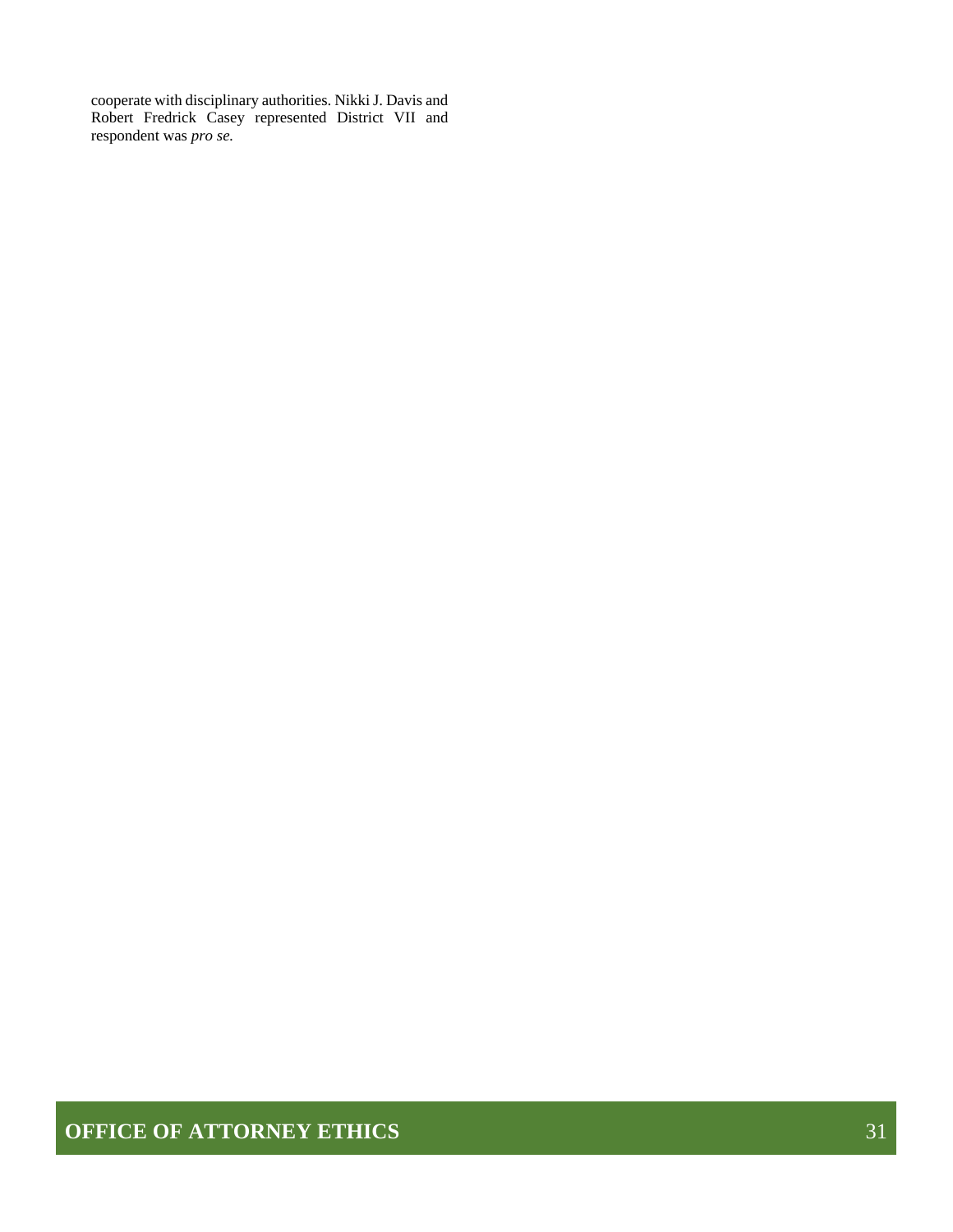cooperate with disciplinary authorities. Nikki J. Davis and Robert Fredrick Casey represented District VII and respondent was *pro se.*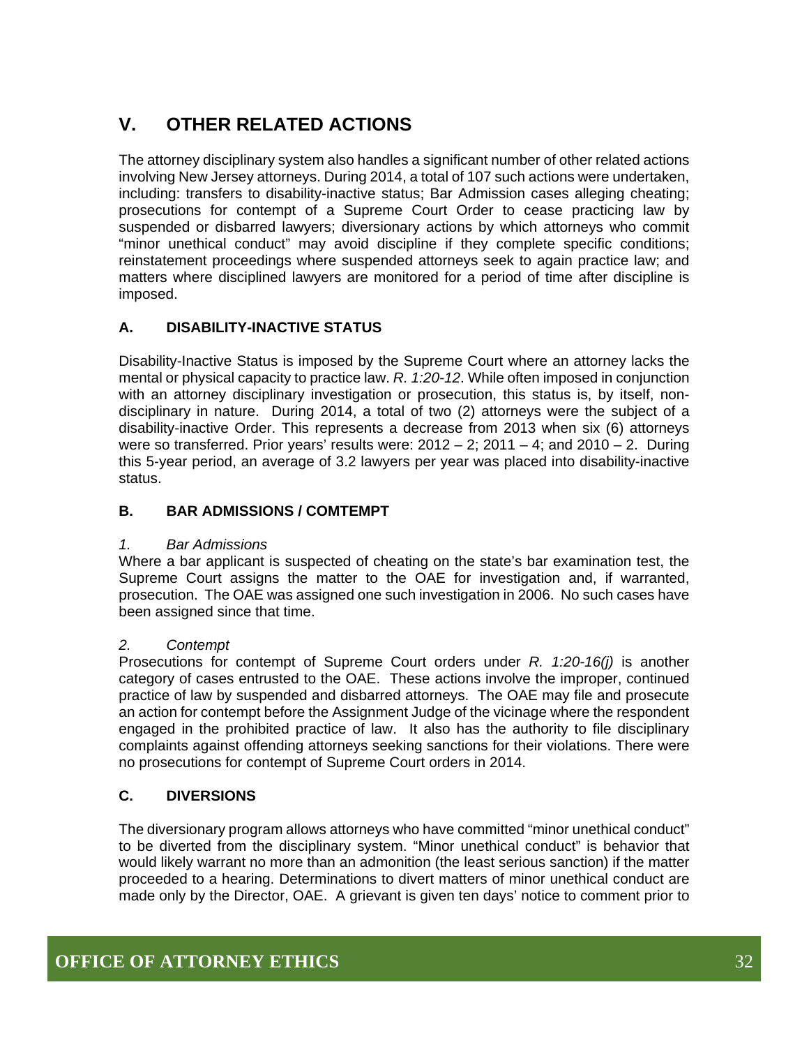# V. OTHER RELATED ACTIONS

The attorney disciplinary system also handles a significant number of other related actions involving New Jersey attorneys. During 2014, a total of 107 such actions were undertaken, including: transfers to disability-inactive status; Bar Admission cases alleging cheating; prosecutions for contempt of a Supreme Court Order to cease practicing law by suspended or disbarred lawyers; diversionary actions by which attorneys who commit "minor unethical conduct" may avoid discipline if they complete specific conditions; reinstatement proceedings where suspended attorneys seek to again practice law; and matters where disciplined lawyers are monitored for a period of time after discipline is imposed.

## A. DISABILITY-INACTIVE STATUS

Disability-Inactive Status is imposed by the Supreme Court where an attorney lacks the mental or physical capacity to practice law. *R. 1:20-12*. While often imposed in conjunction with an attorney disciplinary investigation or prosecution, this status is, by itself, non-disciplinary in nature. During 2014, a total of two (2) attorneys were the subject of a disability-inactive Order. This represents a decrease from 2013 when six (6) attorneys were so transferred. Prior years' results were: 2012 – 2; 2011 – 4; and 2010 – 2. During this 5-year period, an average of 3.2 lawyers per year was placed into disability-inactive status.

## B. BAR ADMISSIONS / COMTEMPT

### *1. Bar Admissions*

Where a bar applicant is suspected of cheating on the state's bar examination test, the Supreme Court assigns the matter to the OAE for investigation and, if warranted, prosecution. The OAE was assigned one such investigation in 2006. No such cases have been assigned since that time.

### *2. Contempt*

Prosecutions for contempt of Supreme Court orders under *R. 1:20-16(j)* is another category of cases entrusted to the OAE. These actions involve the improper, continued practice of law by suspended and disbarred attorneys. The OAE may file and prosecute an action for contempt before the Assignment Judge of the vicinage where the respondent engaged in the prohibited practice of law. It also has the authority to file disciplinary complaints against offending attorneys seeking sanctions for their violations. There were no prosecutions for contempt of Supreme Court orders in 2014.

## C. DIVERSIONS

The diversionary program allows attorneys who have committed "minor unethical conduct" to be diverted from the disciplinary system. "Minor unethical conduct" is behavior that would likely warrant no more than an admonition (the least serious sanction) if the matter proceeded to a hearing. Determinations to divert matters of minor unethical conduct are made only by the Director, OAE. A grievant is given ten days' notice to comment prior to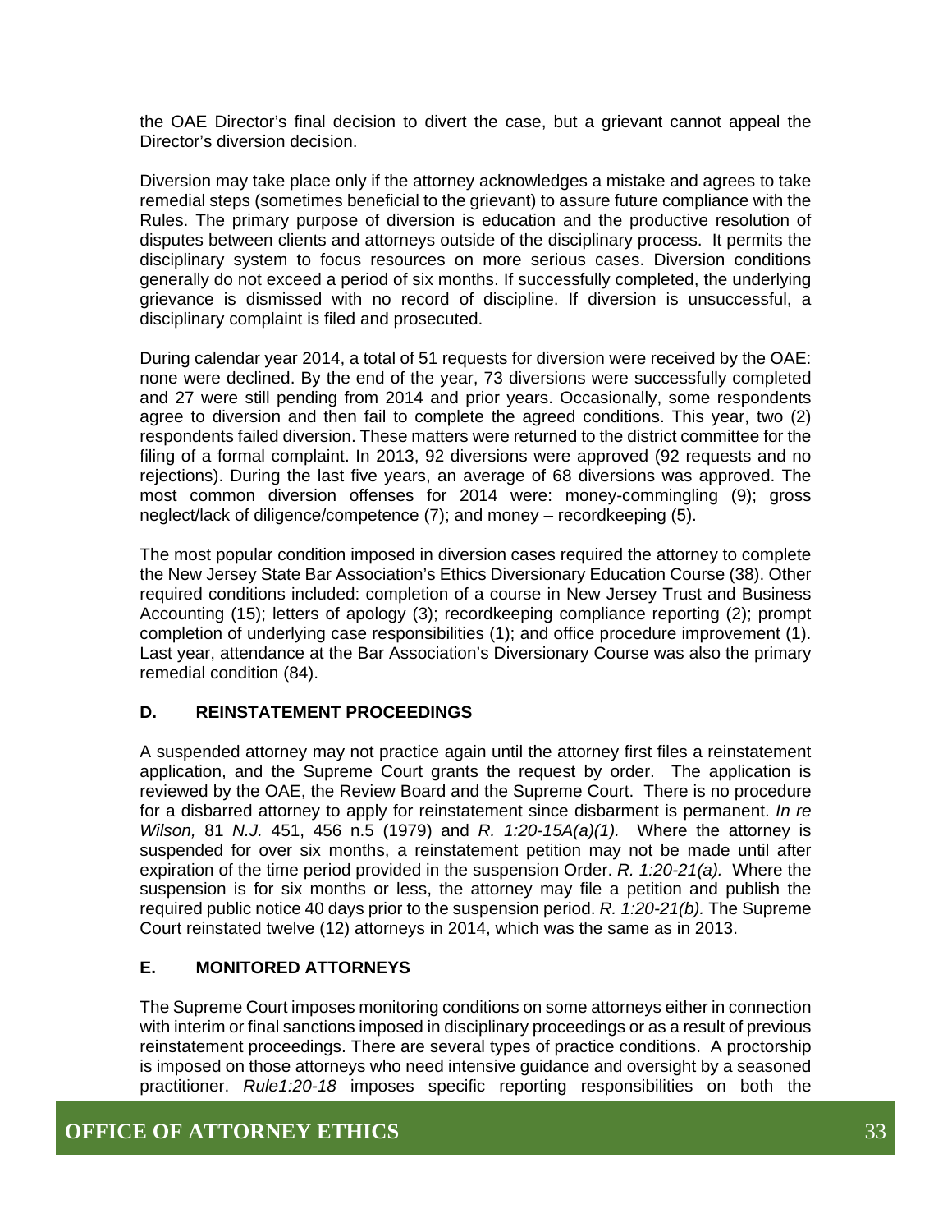the OAE Director's final decision to divert the case, but a grievant cannot appeal the Director's diversion decision.

Diversion may take place only if the attorney acknowledges a mistake and agrees to take remedial steps (sometimes beneficial to the grievant) to assure future compliance with the Rules. The primary purpose of diversion is education and the productive resolution of disputes between clients and attorneys outside of the disciplinary process. It permits the disciplinary system to focus resources on more serious cases. Diversion conditions generally do not exceed a period of six months. If successfully completed, the underlying grievance is dismissed with no record of discipline. If diversion is unsuccessful, a disciplinary complaint is filed and prosecuted.

During calendar year 2014, a total of 51 requests for diversion were received by the OAE: none were declined. By the end of the year, 73 diversions were successfully completed and 27 were still pending from 2014 and prior years. Occasionally, some respondents agree to diversion and then fail to complete the agreed conditions. This year, two (2) respondents failed diversion. These matters were returned to the district committee for the filing of a formal complaint. In 2013, 92 diversions were approved (92 requests and no rejections). During the last five years, an average of 68 diversions was approved. The most common diversion offenses for 2014 were: money-commingling (9); gross neglect/lack of diligence/competence (7); and money – recordkeeping (5).

The most popular condition imposed in diversion cases required the attorney to complete the New Jersey State Bar Association's Ethics Diversionary Education Course (38). Other required conditions included: completion of a course in New Jersey Trust and Business Accounting (15); letters of apology (3); recordkeeping compliance reporting (2); prompt completion of underlying case responsibilities (1); and office procedure improvement (1). Last year, attendance at the Bar Association's Diversionary Course was also the primary remedial condition (84).

### D. REINSTATEMENT PROCEEDINGS

A suspended attorney may not practice again until the attorney first files a reinstatement application, and the Supreme Court grants the request by order. The application is reviewed by the OAE, the Review Board and the Supreme Court. There is no procedure for a disbarred attorney to apply for reinstatement since disbarment is permanent. *In re Wilson,* 81 *N.J.* 451, 456 n.5 (1979) and *R. 1:20-15A(a)(1).* Where the attorney is suspended for over six months, a reinstatement petition may not be made until after expiration of the time period provided in the suspension Order. *R. 1:20-21(a).* Where the suspension is for six months or less, the attorney may file a petition and publish the required public notice 40 days prior to the suspension period. *R. 1:20-21(b).* The Supreme Court reinstated twelve (12) attorneys in 2014, which was the same as in 2013.

### E. MONITORED ATTORNEYS

The Supreme Court imposes monitoring conditions on some attorneys either in connection with interim or final sanctions imposed in disciplinary proceedings or as a result of previous reinstatement proceedings. There are several types of practice conditions. A proctorship is imposed on those attorneys who need intensive guidance and oversight by a seasoned practitioner. *Rule1:20-18* imposes specific reporting responsibilities on both the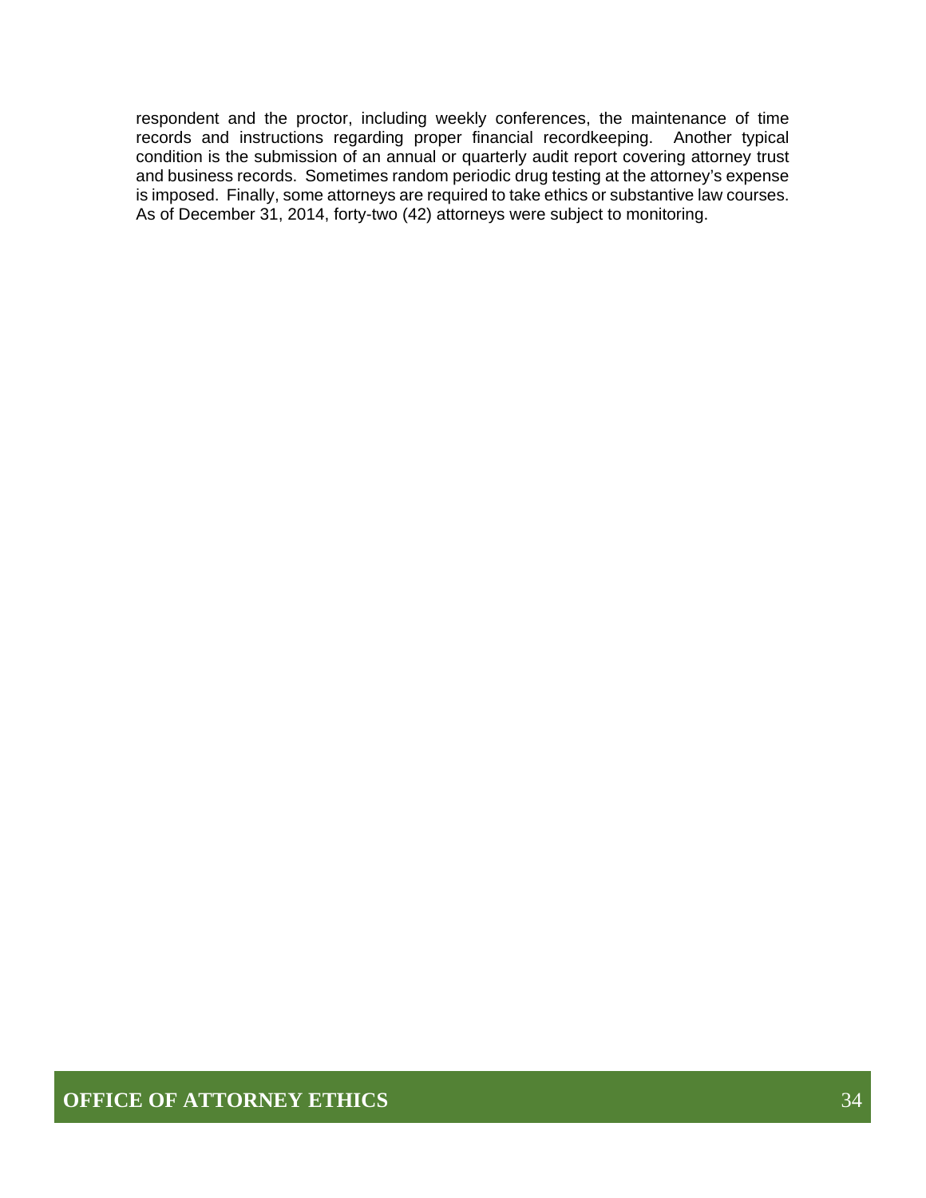respondent and the proctor, including weekly conferences, the maintenance of time records and instructions regarding proper financial recordkeeping. Another typical condition is the submission of an annual or quarterly audit report covering attorney trust and business records. Sometimes random periodic drug testing at the attorney's expense is imposed. Finally, some attorneys are required to take ethics or substantive law courses. As of December 31, 2014, forty-two (42) attorneys were subject to monitoring.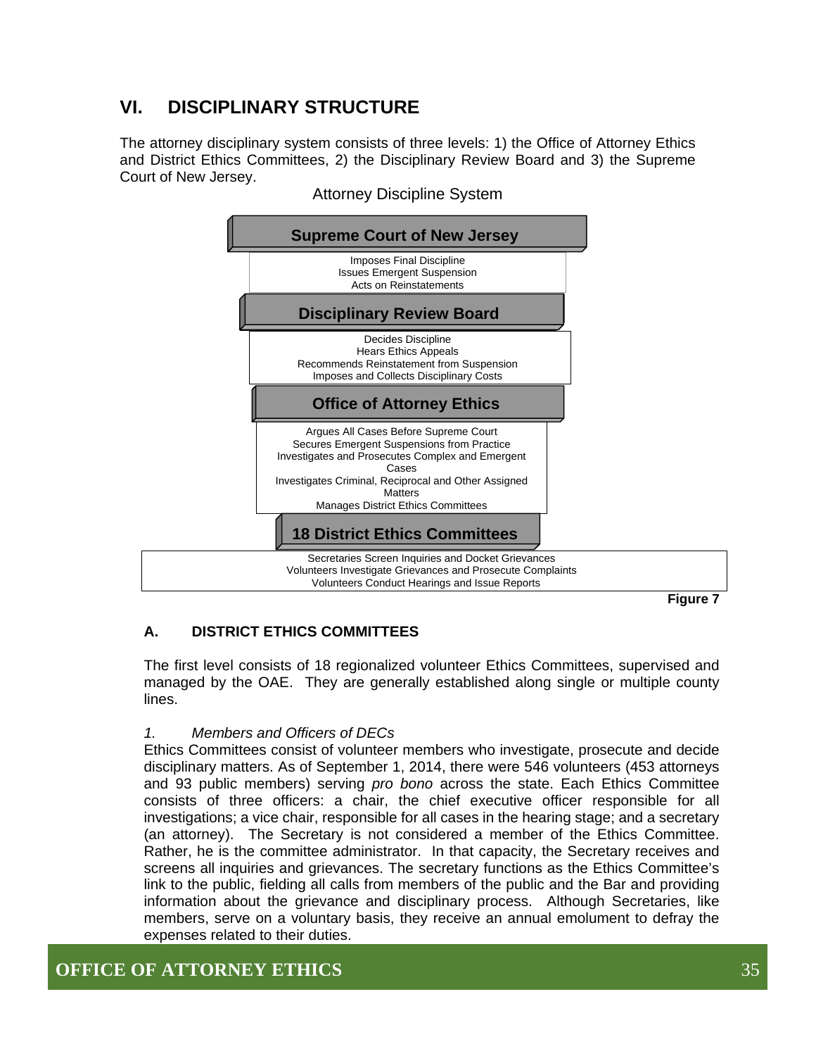## VI. DISCIPLINARY STRUCTURE

The attorney disciplinary system consists of three levels: 1) the Office of Attorney Ethics and District Ethics Committees, 2) the Disciplinary Review Board and 3) the Supreme Court of New Jersey.

Attorney Discipline System

**Supreme Court of New Jersey**

Imposes Final Discipline
Issues Emergent Suspension
Acts on Reinstatements

**Disciplinary Review Board**

Decides Discipline
Hears Ethics Appeals
Recommends Reinstatement from Suspension
Imposes and Collects Disciplinary Costs

**Office of Attorney Ethics**

Argues All Cases Before Supreme Court
Secures Emergent Suspensions from Practice
Investigates and Prosecutes Complex and Emergent Cases
Investigates Criminal, Reciprocal and Other Assigned Matters
Manages District Ethics Committees

**18 District Ethics Committees**

Secretaries Screen Inquiries and Docket Grievances
Volunteers Investigate Grievances and Prosecute Complaints
Volunteers Conduct Hearings and Issue Reports

**Figure 7**

### A. DISTRICT ETHICS COMMITTEES

The first level consists of 18 regionalized volunteer Ethics Committees, supervised and managed by the OAE. They are generally established along single or multiple county lines.

*1. Members and Officers of DECs*

Ethics Committees consist of volunteer members who investigate, prosecute and decide disciplinary matters. As of September 1, 2014, there were 546 volunteers (453 attorneys and 93 public members) serving *pro bono* across the state. Each Ethics Committee consists of three officers: a chair, the chief executive officer responsible for all investigations; a vice chair, responsible for all cases in the hearing stage; and a secretary (an attorney). The Secretary is not considered a member of the Ethics Committee. Rather, he is the committee administrator. In that capacity, the Secretary receives and screens all inquiries and grievances. The secretary functions as the Ethics Committee's link to the public, fielding all calls from members of the public and the Bar and providing information about the grievance and disciplinary process. Although Secretaries, like members, serve on a voluntary basis, they receive an annual emolument to defray the expenses related to their duties.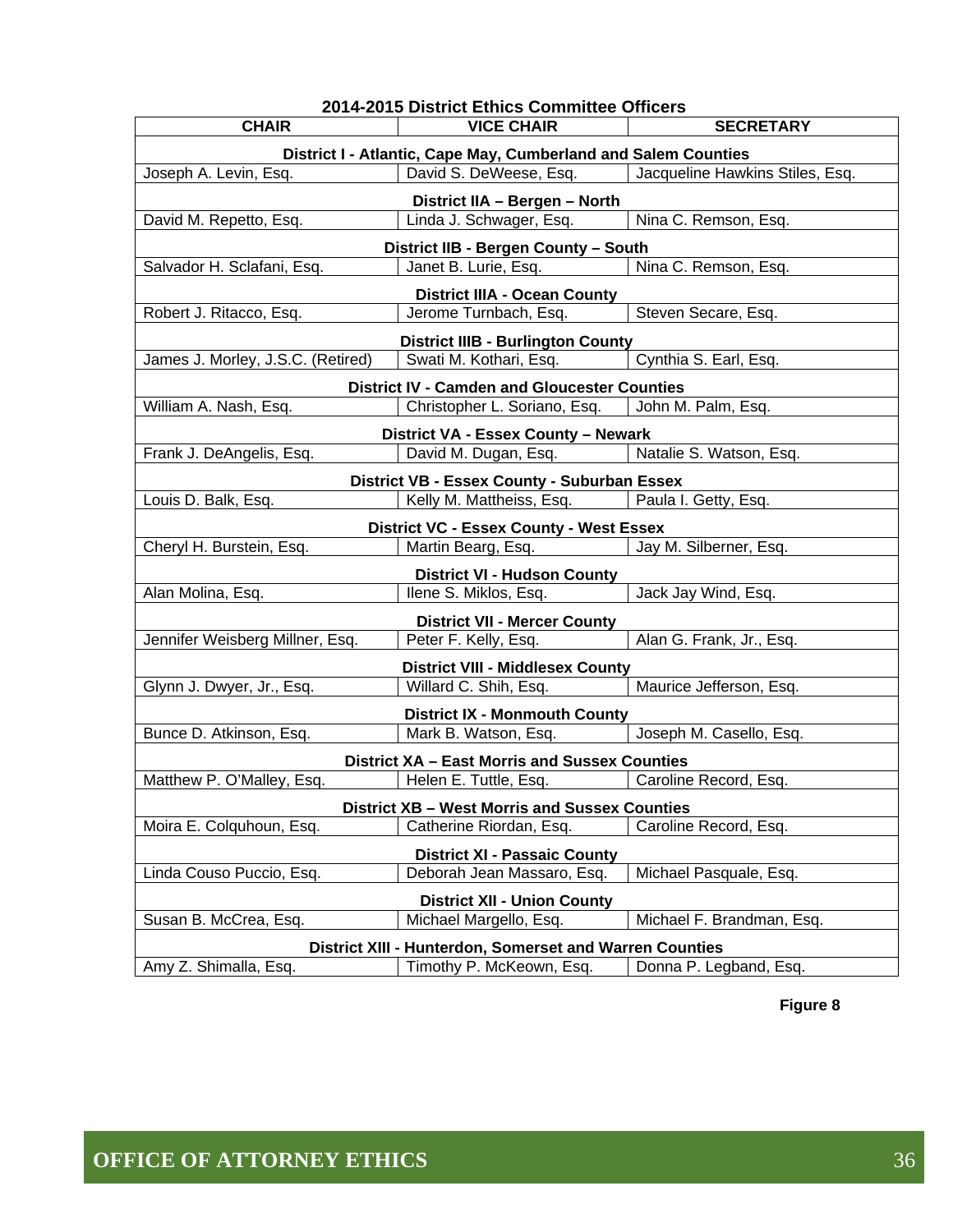**2014-2015 District Ethics Committee Officers**

| CHAIR | VICE CHAIR | SECRETARY |
|---|---|---|
| **District I - Atlantic, Cape May, Cumberland and Salem Counties** | | |
| Joseph A. Levin, Esq. | David S. DeWeese, Esq. | Jacqueline Hawkins Stiles, Esq. |
| **District IIA – Bergen – North** | | |
| David M. Repetto, Esq. | Linda J. Schwager, Esq. | Nina C. Remson, Esq. |
| **District IIB - Bergen County – South** | | |
| Salvador H. Sclafani, Esq. | Janet B. Lurie, Esq. | Nina C. Remson, Esq. |
| **District IIIA - Ocean County** | | |
| Robert J. Ritacco, Esq. | Jerome Turnbach, Esq. | Steven Secare, Esq. |
| **District IIIB - Burlington County** | | |
| James J. Morley, J.S.C. (Retired) | Swati M. Kothari, Esq. | Cynthia S. Earl, Esq. |
| **District IV - Camden and Gloucester Counties** | | |
| William A. Nash, Esq. | Christopher L. Soriano, Esq. | John M. Palm, Esq. |
| **District VA - Essex County – Newark** | | |
| Frank J. DeAngelis, Esq. | David M. Dugan, Esq. | Natalie S. Watson, Esq. |
| **District VB - Essex County - Suburban Essex** | | |
| Louis D. Balk, Esq. | Kelly M. Mattheiss, Esq. | Paula I. Getty, Esq. |
| **District VC - Essex County - West Essex** | | |
| Cheryl H. Burstein, Esq. | Martin Bearg, Esq. | Jay M. Silberner, Esq. |
| **District VI - Hudson County** | | |
| Alan Molina, Esq. | Ilene S. Miklos, Esq. | Jack Jay Wind, Esq. |
| **District VII - Mercer County** | | |
| Jennifer Weisberg Millner, Esq. | Peter F. Kelly, Esq. | Alan G. Frank, Jr., Esq. |
| **District VIII - Middlesex County** | | |
| Glynn J. Dwyer, Jr., Esq. | Willard C. Shih, Esq. | Maurice Jefferson, Esq. |
| **District IX - Monmouth County** | | |
| Bunce D. Atkinson, Esq. | Mark B. Watson, Esq. | Joseph M. Casello, Esq. |
| **District XA – East Morris and Sussex Counties** | | |
| Matthew P. O'Malley, Esq. | Helen E. Tuttle, Esq. | Caroline Record, Esq. |
| **District XB – West Morris and Sussex Counties** | | |
| Moira E. Colquhoun, Esq. | Catherine Riordan, Esq. | Caroline Record, Esq. |
| **District XI - Passaic County** | | |
| Linda Couso Puccio, Esq. | Deborah Jean Massaro, Esq. | Michael Pasquale, Esq. |
| **District XII - Union County** | | |
| Susan B. McCrea, Esq. | Michael Margello, Esq. | Michael F. Brandman, Esq. |
| **District XIII - Hunterdon, Somerset and Warren Counties** | | |
| Amy Z. Shimalla, Esq. | Timothy P. McKeown, Esq. | Donna P. Legband, Esq. |

**Figure 8**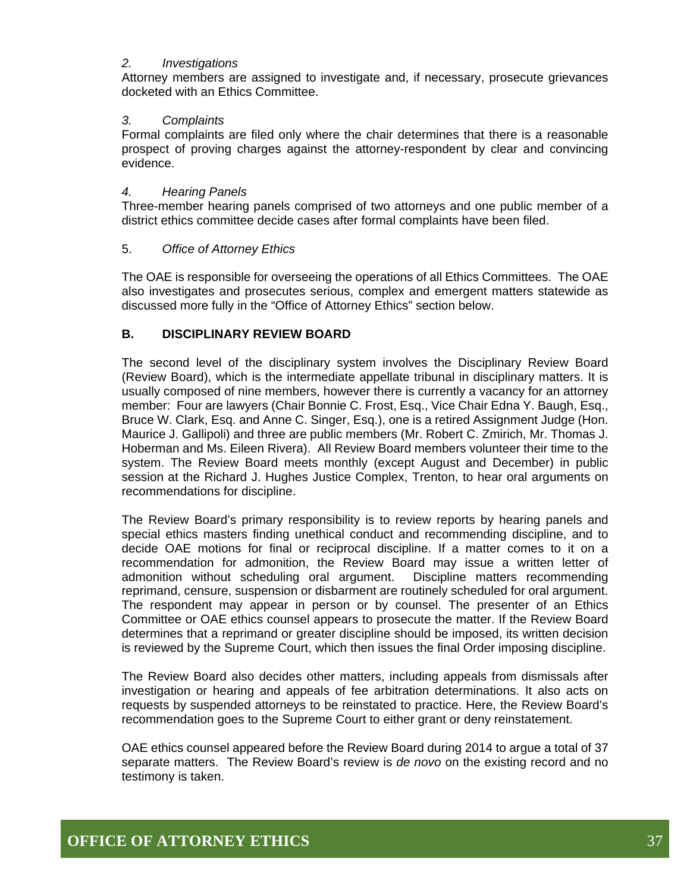*2. Investigations*

Attorney members are assigned to investigate and, if necessary, prosecute grievances docketed with an Ethics Committee.

*3. Complaints*

Formal complaints are filed only where the chair determines that there is a reasonable prospect of proving charges against the attorney-respondent by clear and convincing evidence.

*4. Hearing Panels*

Three-member hearing panels comprised of two attorneys and one public member of a district ethics committee decide cases after formal complaints have been filed.

5. *Office of Attorney Ethics*

The OAE is responsible for overseeing the operations of all Ethics Committees. The OAE also investigates and prosecutes serious, complex and emergent matters statewide as discussed more fully in the "Office of Attorney Ethics" section below.

### B. DISCIPLINARY REVIEW BOARD

The second level of the disciplinary system involves the Disciplinary Review Board (Review Board), which is the intermediate appellate tribunal in disciplinary matters. It is usually composed of nine members, however there is currently a vacancy for an attorney member: Four are lawyers (Chair Bonnie C. Frost, Esq., Vice Chair Edna Y. Baugh, Esq., Bruce W. Clark, Esq. and Anne C. Singer, Esq.), one is a retired Assignment Judge (Hon. Maurice J. Gallipoli) and three are public members (Mr. Robert C. Zmirich, Mr. Thomas J. Hoberman and Ms. Eileen Rivera). All Review Board members volunteer their time to the system. The Review Board meets monthly (except August and December) in public session at the Richard J. Hughes Justice Complex, Trenton, to hear oral arguments on recommendations for discipline.

The Review Board's primary responsibility is to review reports by hearing panels and special ethics masters finding unethical conduct and recommending discipline, and to decide OAE motions for final or reciprocal discipline. If a matter comes to it on a recommendation for admonition, the Review Board may issue a written letter of admonition without scheduling oral argument. Discipline matters recommending reprimand, censure, suspension or disbarment are routinely scheduled for oral argument. The respondent may appear in person or by counsel. The presenter of an Ethics Committee or OAE ethics counsel appears to prosecute the matter. If the Review Board determines that a reprimand or greater discipline should be imposed, its written decision is reviewed by the Supreme Court, which then issues the final Order imposing discipline.

The Review Board also decides other matters, including appeals from dismissals after investigation or hearing and appeals of fee arbitration determinations. It also acts on requests by suspended attorneys to be reinstated to practice. Here, the Review Board's recommendation goes to the Supreme Court to either grant or deny reinstatement.

OAE ethics counsel appeared before the Review Board during 2014 to argue a total of 37 separate matters. The Review Board's review is *de novo* on the existing record and no testimony is taken.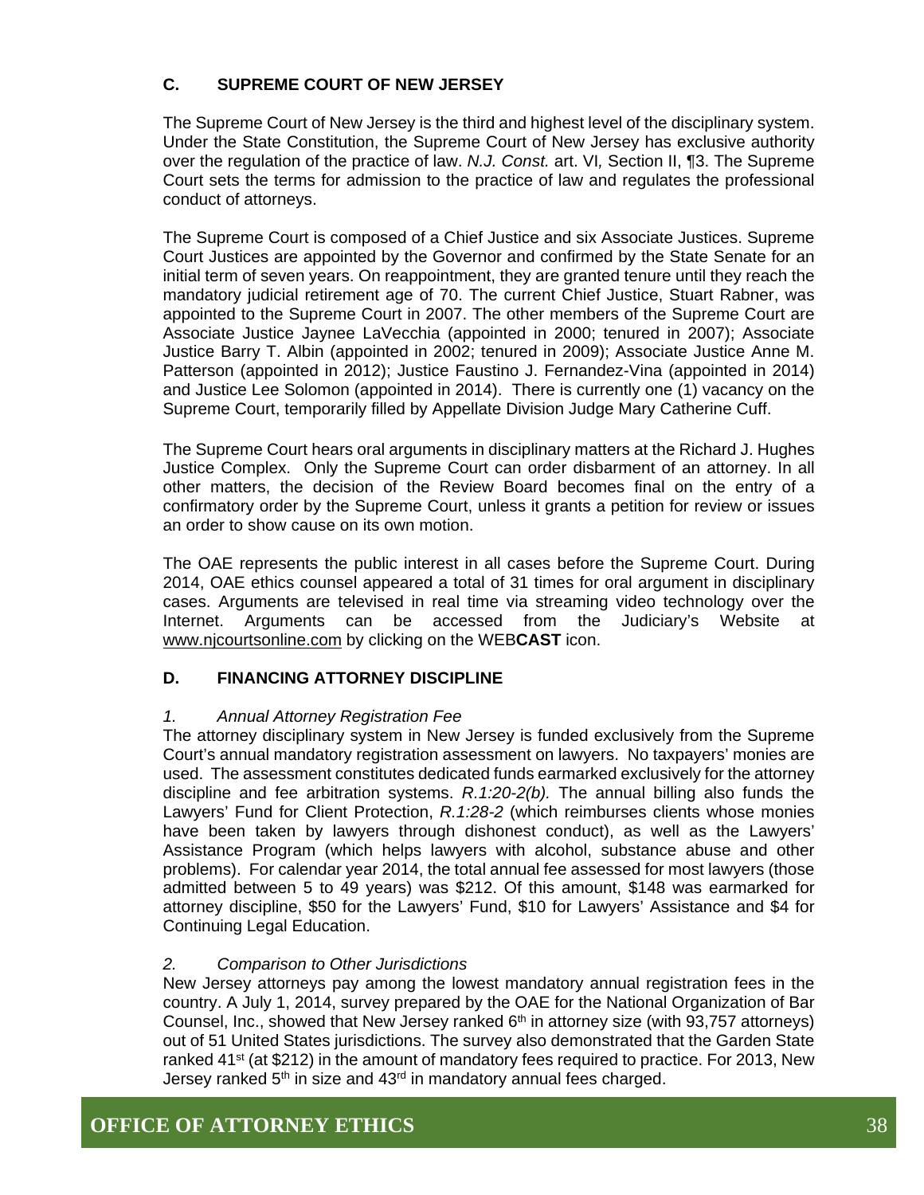## C. SUPREME COURT OF NEW JERSEY

The Supreme Court of New Jersey is the third and highest level of the disciplinary system. Under the State Constitution, the Supreme Court of New Jersey has exclusive authority over the regulation of the practice of law. *N.J. Const.* art. VI, Section II, ¶3. The Supreme Court sets the terms for admission to the practice of law and regulates the professional conduct of attorneys.

The Supreme Court is composed of a Chief Justice and six Associate Justices. Supreme Court Justices are appointed by the Governor and confirmed by the State Senate for an initial term of seven years. On reappointment, they are granted tenure until they reach the mandatory judicial retirement age of 70. The current Chief Justice, Stuart Rabner, was appointed to the Supreme Court in 2007. The other members of the Supreme Court are Associate Justice Jaynee LaVecchia (appointed in 2000; tenured in 2007); Associate Justice Barry T. Albin (appointed in 2002; tenured in 2009); Associate Justice Anne M. Patterson (appointed in 2012); Justice Faustino J. Fernandez-Vina (appointed in 2014) and Justice Lee Solomon (appointed in 2014). There is currently one (1) vacancy on the Supreme Court, temporarily filled by Appellate Division Judge Mary Catherine Cuff.

The Supreme Court hears oral arguments in disciplinary matters at the Richard J. Hughes Justice Complex. Only the Supreme Court can order disbarment of an attorney. In all other matters, the decision of the Review Board becomes final on the entry of a confirmatory order by the Supreme Court, unless it grants a petition for review or issues an order to show cause on its own motion.

The OAE represents the public interest in all cases before the Supreme Court. During 2014, OAE ethics counsel appeared a total of 31 times for oral argument in disciplinary cases. Arguments are televised in real time via streaming video technology over the Internet. Arguments can be accessed from the Judiciary's Website at www.njcourtsonline.com by clicking on the WEB**CAST** icon.

## D. FINANCING ATTORNEY DISCIPLINE

### *1. Annual Attorney Registration Fee*

The attorney disciplinary system in New Jersey is funded exclusively from the Supreme Court's annual mandatory registration assessment on lawyers. No taxpayers' monies are used. The assessment constitutes dedicated funds earmarked exclusively for the attorney discipline and fee arbitration systems. *R.1:20-2(b).* The annual billing also funds the Lawyers' Fund for Client Protection, *R.1:28-2* (which reimburses clients whose monies have been taken by lawyers through dishonest conduct), as well as the Lawyers' Assistance Program (which helps lawyers with alcohol, substance abuse and other problems). For calendar year 2014, the total annual fee assessed for most lawyers (those admitted between 5 to 49 years) was $212. Of this amount, $148 was earmarked for attorney discipline, $50 for the Lawyers' Fund, $10 for Lawyers' Assistance and $4 for Continuing Legal Education.

### *2. Comparison to Other Jurisdictions*

New Jersey attorneys pay among the lowest mandatory annual registration fees in the country. A July 1, 2014, survey prepared by the OAE for the National Organization of Bar Counsel, Inc., showed that New Jersey ranked 6th in attorney size (with 93,757 attorneys) out of 51 United States jurisdictions. The survey also demonstrated that the Garden State ranked 41st (at $212) in the amount of mandatory fees required to practice. For 2013, New Jersey ranked 5th in size and 43rd in mandatory annual fees charged.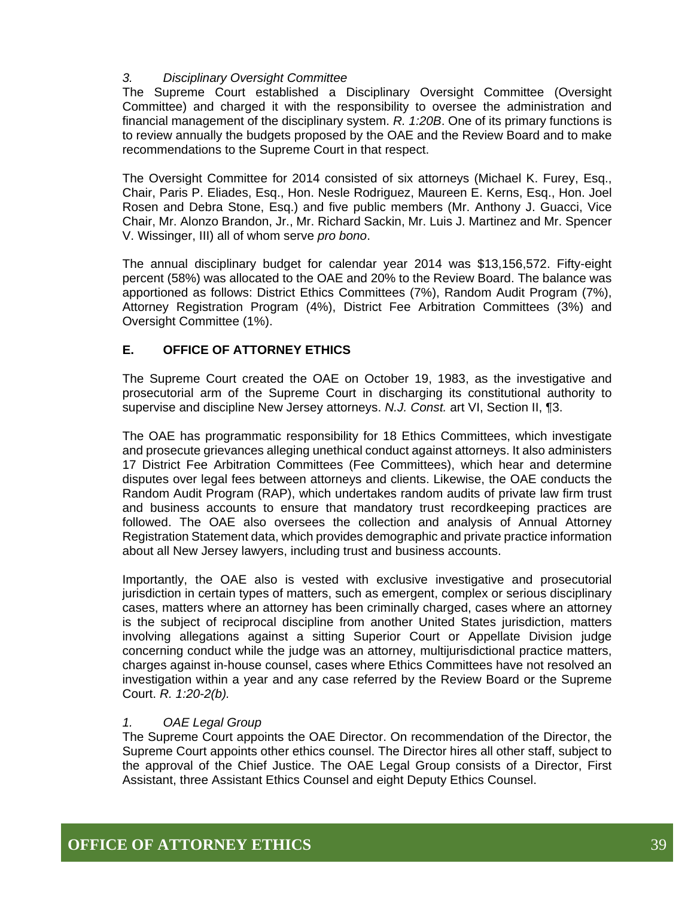### *3. Disciplinary Oversight Committee*

The Supreme Court established a Disciplinary Oversight Committee (Oversight Committee) and charged it with the responsibility to oversee the administration and financial management of the disciplinary system. *R. 1:20B*. One of its primary functions is to review annually the budgets proposed by the OAE and the Review Board and to make recommendations to the Supreme Court in that respect.

The Oversight Committee for 2014 consisted of six attorneys (Michael K. Furey, Esq., Chair, Paris P. Eliades, Esq., Hon. Nesle Rodriguez, Maureen E. Kerns, Esq., Hon. Joel Rosen and Debra Stone, Esq.) and five public members (Mr. Anthony J. Guacci, Vice Chair, Mr. Alonzo Brandon, Jr., Mr. Richard Sackin, Mr. Luis J. Martinez and Mr. Spencer V. Wissinger, III) all of whom serve *pro bono*.

The annual disciplinary budget for calendar year 2014 was $13,156,572. Fifty-eight percent (58%) was allocated to the OAE and 20% to the Review Board. The balance was apportioned as follows: District Ethics Committees (7%), Random Audit Program (7%), Attorney Registration Program (4%), District Fee Arbitration Committees (3%) and Oversight Committee (1%).

## E. OFFICE OF ATTORNEY ETHICS

The Supreme Court created the OAE on October 19, 1983, as the investigative and prosecutorial arm of the Supreme Court in discharging its constitutional authority to supervise and discipline New Jersey attorneys. *N.J. Const.* art VI, Section II, ¶3.

The OAE has programmatic responsibility for 18 Ethics Committees, which investigate and prosecute grievances alleging unethical conduct against attorneys. It also administers 17 District Fee Arbitration Committees (Fee Committees), which hear and determine disputes over legal fees between attorneys and clients. Likewise, the OAE conducts the Random Audit Program (RAP), which undertakes random audits of private law firm trust and business accounts to ensure that mandatory trust recordkeeping practices are followed. The OAE also oversees the collection and analysis of Annual Attorney Registration Statement data, which provides demographic and private practice information about all New Jersey lawyers, including trust and business accounts.

Importantly, the OAE also is vested with exclusive investigative and prosecutorial jurisdiction in certain types of matters, such as emergent, complex or serious disciplinary cases, matters where an attorney has been criminally charged, cases where an attorney is the subject of reciprocal discipline from another United States jurisdiction, matters involving allegations against a sitting Superior Court or Appellate Division judge concerning conduct while the judge was an attorney, multijurisdictional practice matters, charges against in-house counsel, cases where Ethics Committees have not resolved an investigation within a year and any case referred by the Review Board or the Supreme Court. *R. 1:20-2(b).*

### *1. OAE Legal Group*

The Supreme Court appoints the OAE Director. On recommendation of the Director, the Supreme Court appoints other ethics counsel. The Director hires all other staff, subject to the approval of the Chief Justice. The OAE Legal Group consists of a Director, First Assistant, three Assistant Ethics Counsel and eight Deputy Ethics Counsel.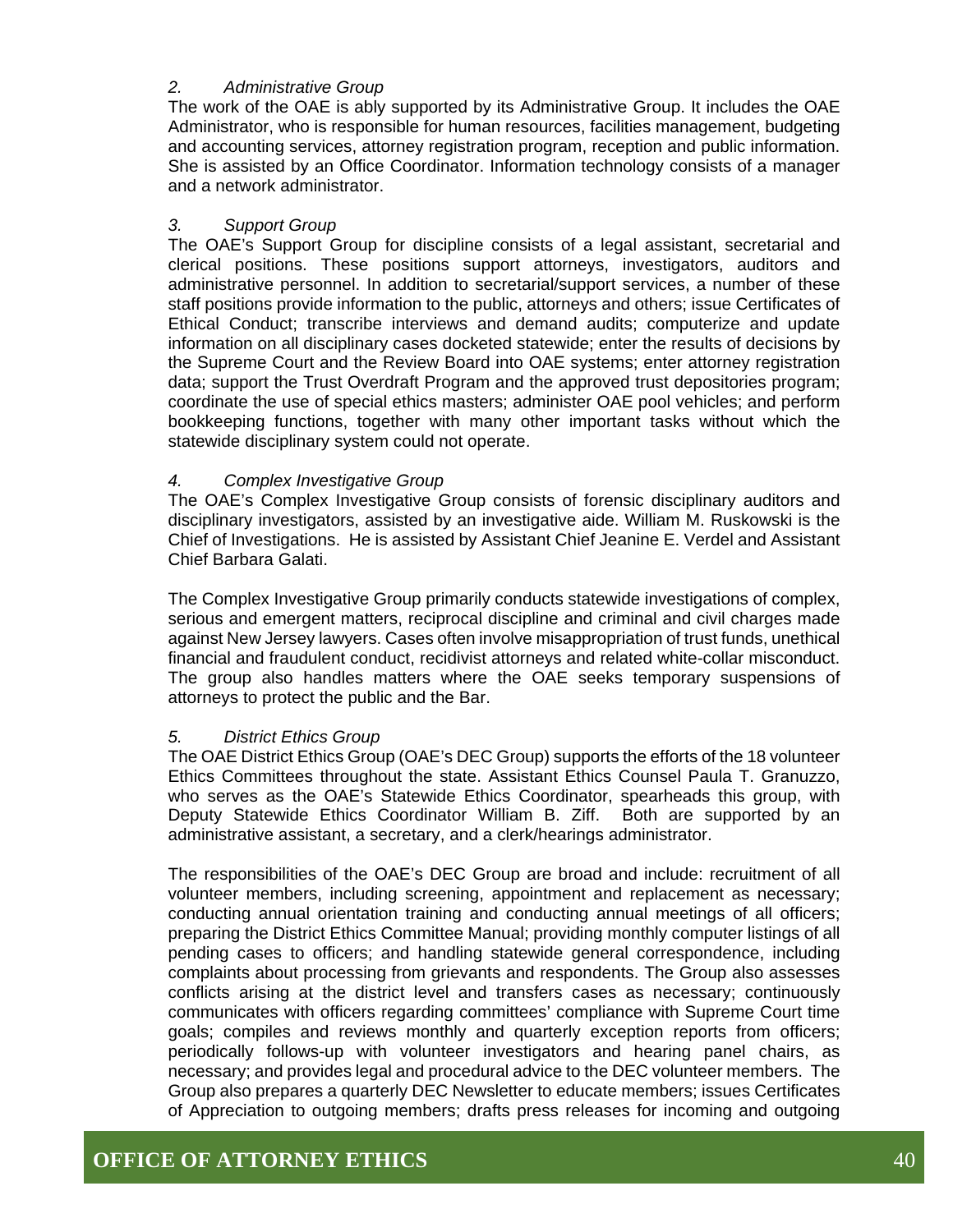*2. Administrative Group*

The work of the OAE is ably supported by its Administrative Group. It includes the OAE Administrator, who is responsible for human resources, facilities management, budgeting and accounting services, attorney registration program, reception and public information. She is assisted by an Office Coordinator. Information technology consists of a manager and a network administrator.

*3. Support Group*

The OAE's Support Group for discipline consists of a legal assistant, secretarial and clerical positions. These positions support attorneys, investigators, auditors and administrative personnel. In addition to secretarial/support services, a number of these staff positions provide information to the public, attorneys and others; issue Certificates of Ethical Conduct; transcribe interviews and demand audits; computerize and update information on all disciplinary cases docketed statewide; enter the results of decisions by the Supreme Court and the Review Board into OAE systems; enter attorney registration data; support the Trust Overdraft Program and the approved trust depositories program; coordinate the use of special ethics masters; administer OAE pool vehicles; and perform bookkeeping functions, together with many other important tasks without which the statewide disciplinary system could not operate.

*4. Complex Investigative Group*

The OAE's Complex Investigative Group consists of forensic disciplinary auditors and disciplinary investigators, assisted by an investigative aide. William M. Ruskowski is the Chief of Investigations. He is assisted by Assistant Chief Jeanine E. Verdel and Assistant Chief Barbara Galati.

The Complex Investigative Group primarily conducts statewide investigations of complex, serious and emergent matters, reciprocal discipline and criminal and civil charges made against New Jersey lawyers. Cases often involve misappropriation of trust funds, unethical financial and fraudulent conduct, recidivist attorneys and related white-collar misconduct. The group also handles matters where the OAE seeks temporary suspensions of attorneys to protect the public and the Bar.

*5. District Ethics Group*

The OAE District Ethics Group (OAE's DEC Group) supports the efforts of the 18 volunteer Ethics Committees throughout the state. Assistant Ethics Counsel Paula T. Granuzzo, who serves as the OAE's Statewide Ethics Coordinator, spearheads this group, with Deputy Statewide Ethics Coordinator William B. Ziff. Both are supported by an administrative assistant, a secretary, and a clerk/hearings administrator.

The responsibilities of the OAE's DEC Group are broad and include: recruitment of all volunteer members, including screening, appointment and replacement as necessary; conducting annual orientation training and conducting annual meetings of all officers; preparing the District Ethics Committee Manual; providing monthly computer listings of all pending cases to officers; and handling statewide general correspondence, including complaints about processing from grievants and respondents. The Group also assesses conflicts arising at the district level and transfers cases as necessary; continuously communicates with officers regarding committees' compliance with Supreme Court time goals; compiles and reviews monthly and quarterly exception reports from officers; periodically follows-up with volunteer investigators and hearing panel chairs, as necessary; and provides legal and procedural advice to the DEC volunteer members. The Group also prepares a quarterly DEC Newsletter to educate members; issues Certificates of Appreciation to outgoing members; drafts press releases for incoming and outgoing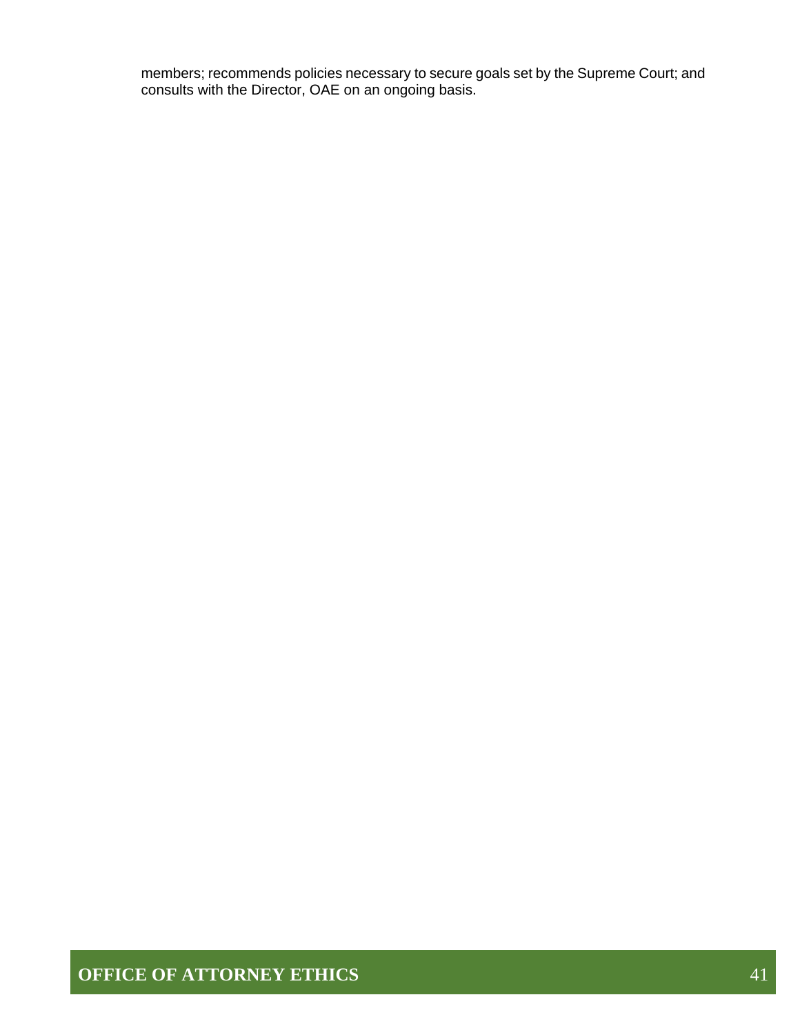members; recommends policies necessary to secure goals set by the Supreme Court; and consults with the Director, OAE on an ongoing basis.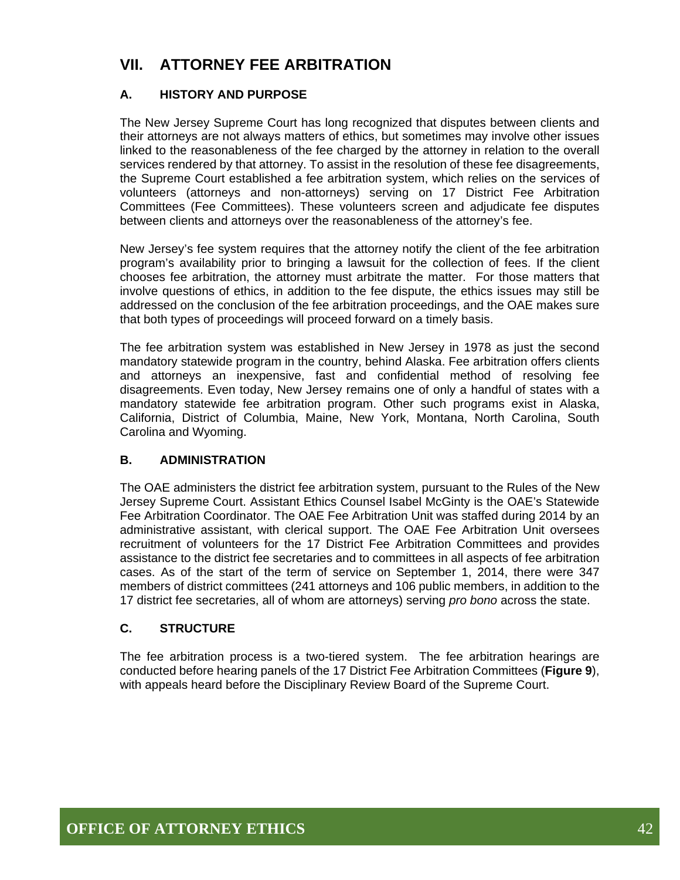# VII. ATTORNEY FEE ARBITRATION

## A. HISTORY AND PURPOSE

The New Jersey Supreme Court has long recognized that disputes between clients and their attorneys are not always matters of ethics, but sometimes may involve other issues linked to the reasonableness of the fee charged by the attorney in relation to the overall services rendered by that attorney. To assist in the resolution of these fee disagreements, the Supreme Court established a fee arbitration system, which relies on the services of volunteers (attorneys and non-attorneys) serving on 17 District Fee Arbitration Committees (Fee Committees). These volunteers screen and adjudicate fee disputes between clients and attorneys over the reasonableness of the attorney's fee.

New Jersey's fee system requires that the attorney notify the client of the fee arbitration program's availability prior to bringing a lawsuit for the collection of fees. If the client chooses fee arbitration, the attorney must arbitrate the matter. For those matters that involve questions of ethics, in addition to the fee dispute, the ethics issues may still be addressed on the conclusion of the fee arbitration proceedings, and the OAE makes sure that both types of proceedings will proceed forward on a timely basis.

The fee arbitration system was established in New Jersey in 1978 as just the second mandatory statewide program in the country, behind Alaska. Fee arbitration offers clients and attorneys an inexpensive, fast and confidential method of resolving fee disagreements. Even today, New Jersey remains one of only a handful of states with a mandatory statewide fee arbitration program. Other such programs exist in Alaska, California, District of Columbia, Maine, New York, Montana, North Carolina, South Carolina and Wyoming.

## B. ADMINISTRATION

The OAE administers the district fee arbitration system, pursuant to the Rules of the New Jersey Supreme Court. Assistant Ethics Counsel Isabel McGinty is the OAE's Statewide Fee Arbitration Coordinator. The OAE Fee Arbitration Unit was staffed during 2014 by an administrative assistant, with clerical support. The OAE Fee Arbitration Unit oversees recruitment of volunteers for the 17 District Fee Arbitration Committees and provides assistance to the district fee secretaries and to committees in all aspects of fee arbitration cases. As of the start of the term of service on September 1, 2014, there were 347 members of district committees (241 attorneys and 106 public members, in addition to the 17 district fee secretaries, all of whom are attorneys) serving *pro bono* across the state.

## C. STRUCTURE

The fee arbitration process is a two-tiered system. The fee arbitration hearings are conducted before hearing panels of the 17 District Fee Arbitration Committees (**Figure 9**), with appeals heard before the Disciplinary Review Board of the Supreme Court.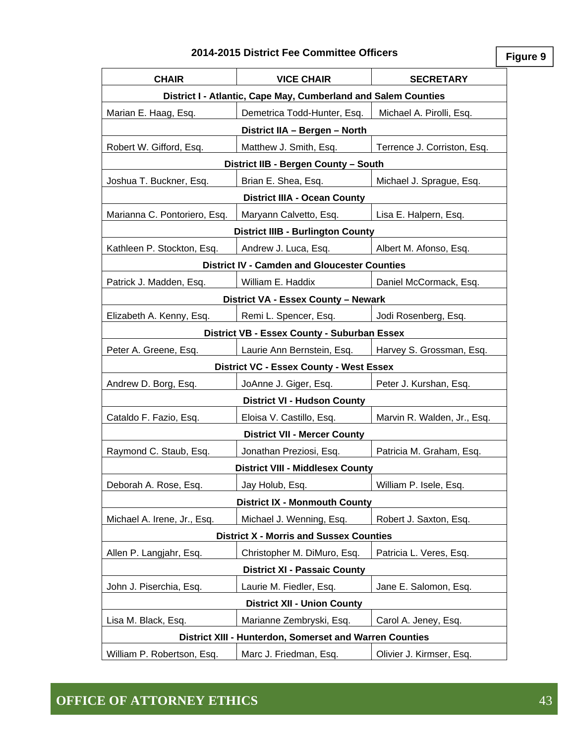## 2014-2015 District Fee Committee Officers

**Figure 9**

| CHAIR | VICE CHAIR | SECRETARY |
|---|---|---|
| **District I - Atlantic, Cape May, Cumberland and Salem Counties** | | |
| Marian E. Haag, Esq. | Demetrica Todd-Hunter, Esq. | Michael A. Pirolli, Esq. |
| **District IIA – Bergen – North** | | |
| Robert W. Gifford, Esq. | Matthew J. Smith, Esq. | Terrence J. Corriston, Esq. |
| **District IIB - Bergen County – South** | | |
| Joshua T. Buckner, Esq. | Brian E. Shea, Esq. | Michael J. Sprague, Esq. |
| **District IIIA - Ocean County** | | |
| Marianna C. Pontoriero, Esq. | Maryann Calvetto, Esq. | Lisa E. Halpern, Esq. |
| **District IIIB - Burlington County** | | |
| Kathleen P. Stockton, Esq. | Andrew J. Luca, Esq. | Albert M. Afonso, Esq. |
| **District IV - Camden and Gloucester Counties** | | |
| Patrick J. Madden, Esq. | William E. Haddix | Daniel McCormack, Esq. |
| **District VA - Essex County – Newark** | | |
| Elizabeth A. Kenny, Esq. | Remi L. Spencer, Esq. | Jodi Rosenberg, Esq. |
| **District VB - Essex County - Suburban Essex** | | |
| Peter A. Greene, Esq. | Laurie Ann Bernstein, Esq. | Harvey S. Grossman, Esq. |
| **District VC - Essex County - West Essex** | | |
| Andrew D. Borg, Esq. | JoAnne J. Giger, Esq. | Peter J. Kurshan, Esq. |
| **District VI - Hudson County** | | |
| Cataldo F. Fazio, Esq. | Eloisa V. Castillo, Esq. | Marvin R. Walden, Jr., Esq. |
| **District VII - Mercer County** | | |
| Raymond C. Staub, Esq. | Jonathan Preziosi, Esq. | Patricia M. Graham, Esq. |
| **District VIII - Middlesex County** | | |
| Deborah A. Rose, Esq. | Jay Holub, Esq. | William P. Isele, Esq. |
| **District IX - Monmouth County** | | |
| Michael A. Irene, Jr., Esq. | Michael J. Wenning, Esq. | Robert J. Saxton, Esq. |
| **District X - Morris and Sussex Counties** | | |
| Allen P. Langjahr, Esq. | Christopher M. DiMuro, Esq. | Patricia L. Veres, Esq. |
| **District XI - Passaic County** | | |
| John J. Piserchia, Esq. | Laurie M. Fiedler, Esq. | Jane E. Salomon, Esq. |
| **District XII - Union County** | | |
| Lisa M. Black, Esq. | Marianne Zembryski, Esq. | Carol A. Jeney, Esq. |
| **District XIII - Hunterdon, Somerset and Warren Counties** | | |
| William P. Robertson, Esq. | Marc J. Friedman, Esq. | Olivier J. Kirmser, Esq. |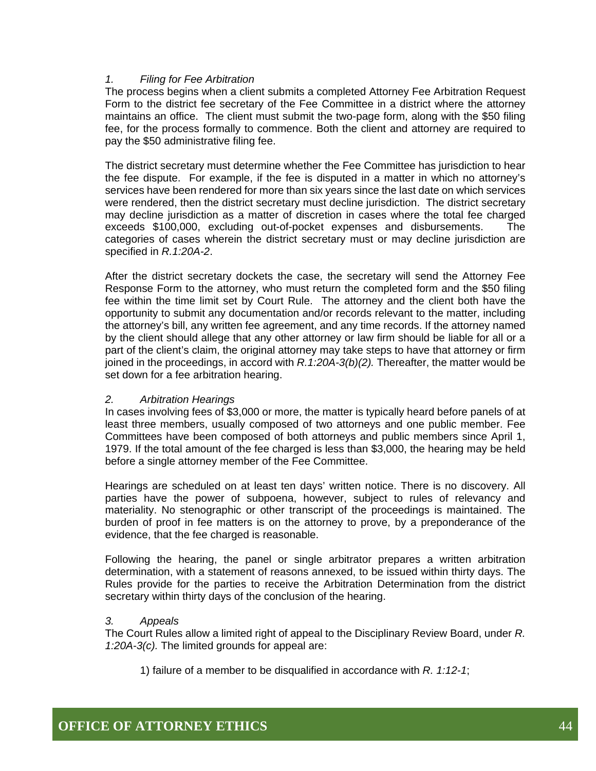### *1. Filing for Fee Arbitration*

The process begins when a client submits a completed Attorney Fee Arbitration Request Form to the district fee secretary of the Fee Committee in a district where the attorney maintains an office. The client must submit the two-page form, along with the $50 filing fee, for the process formally to commence. Both the client and attorney are required to pay the $50 administrative filing fee.

The district secretary must determine whether the Fee Committee has jurisdiction to hear the fee dispute. For example, if the fee is disputed in a matter in which no attorney's services have been rendered for more than six years since the last date on which services were rendered, then the district secretary must decline jurisdiction. The district secretary may decline jurisdiction as a matter of discretion in cases where the total fee charged exceeds $100,000, excluding out-of-pocket expenses and disbursements. The categories of cases wherein the district secretary must or may decline jurisdiction are specified in *R.1:20A-2*.

After the district secretary dockets the case, the secretary will send the Attorney Fee Response Form to the attorney, who must return the completed form and the $50 filing fee within the time limit set by Court Rule. The attorney and the client both have the opportunity to submit any documentation and/or records relevant to the matter, including the attorney's bill, any written fee agreement, and any time records. If the attorney named by the client should allege that any other attorney or law firm should be liable for all or a part of the client's claim, the original attorney may take steps to have that attorney or firm joined in the proceedings, in accord with *R.1:20A-3(b)(2).* Thereafter, the matter would be set down for a fee arbitration hearing.

### *2. Arbitration Hearings*

In cases involving fees of $3,000 or more, the matter is typically heard before panels of at least three members, usually composed of two attorneys and one public member. Fee Committees have been composed of both attorneys and public members since April 1, 1979. If the total amount of the fee charged is less than $3,000, the hearing may be held before a single attorney member of the Fee Committee.

Hearings are scheduled on at least ten days' written notice. There is no discovery. All parties have the power of subpoena, however, subject to rules of relevancy and materiality. No stenographic or other transcript of the proceedings is maintained. The burden of proof in fee matters is on the attorney to prove, by a preponderance of the evidence, that the fee charged is reasonable.

Following the hearing, the panel or single arbitrator prepares a written arbitration determination, with a statement of reasons annexed, to be issued within thirty days. The Rules provide for the parties to receive the Arbitration Determination from the district secretary within thirty days of the conclusion of the hearing.

### *3. Appeals*

The Court Rules allow a limited right of appeal to the Disciplinary Review Board, under *R. 1:20A-3(c).* The limited grounds for appeal are:

1) failure of a member to be disqualified in accordance with *R. 1:12-1*;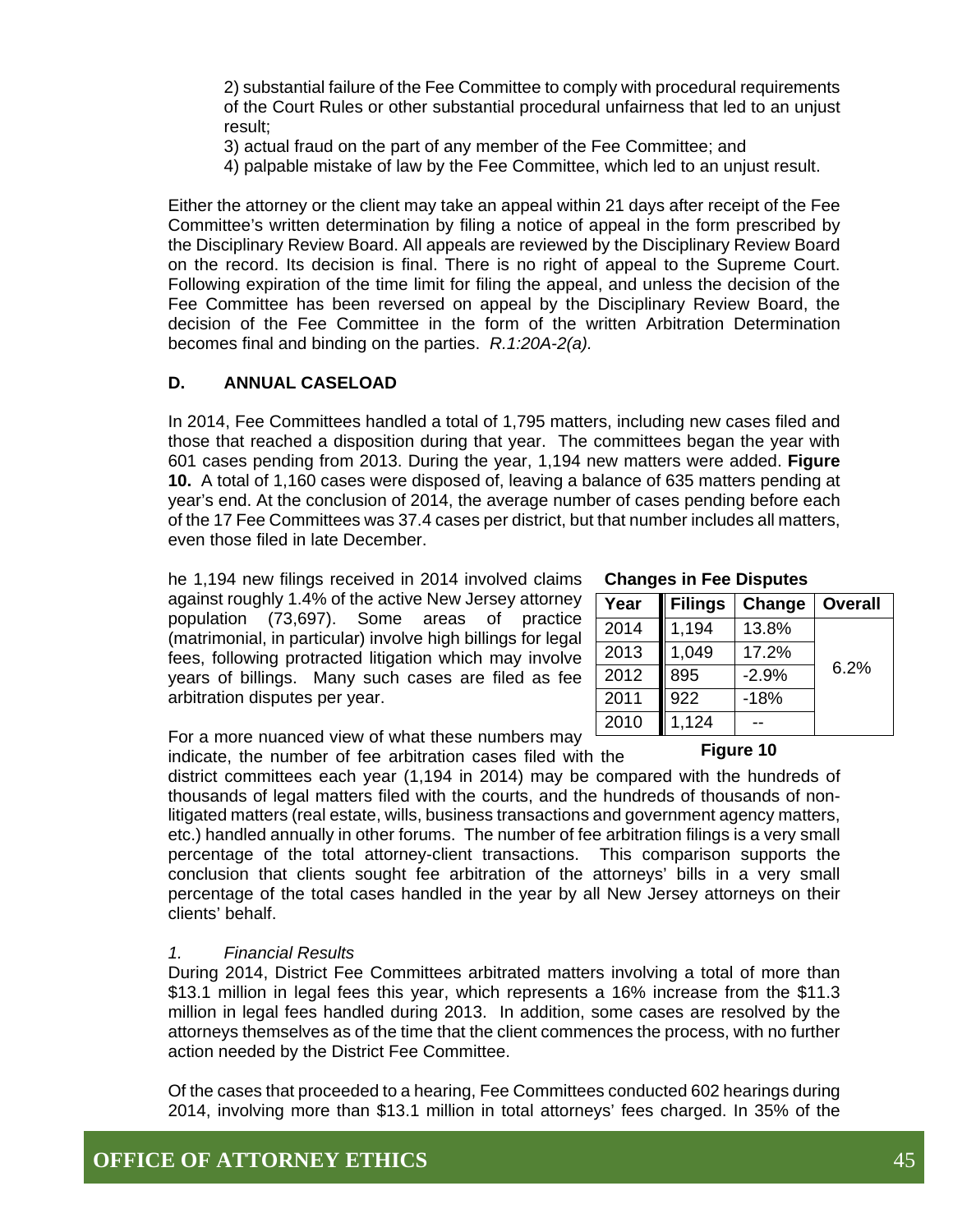2) substantial failure of the Fee Committee to comply with procedural requirements of the Court Rules or other substantial procedural unfairness that led to an unjust result;

3) actual fraud on the part of any member of the Fee Committee; and

4) palpable mistake of law by the Fee Committee, which led to an unjust result.

Either the attorney or the client may take an appeal within 21 days after receipt of the Fee Committee's written determination by filing a notice of appeal in the form prescribed by the Disciplinary Review Board. All appeals are reviewed by the Disciplinary Review Board on the record. Its decision is final. There is no right of appeal to the Supreme Court. Following expiration of the time limit for filing the appeal, and unless the decision of the Fee Committee has been reversed on appeal by the Disciplinary Review Board, the decision of the Fee Committee in the form of the written Arbitration Determination becomes final and binding on the parties. *R.1:20A-2(a).*

## D. ANNUAL CASELOAD

In 2014, Fee Committees handled a total of 1,795 matters, including new cases filed and those that reached a disposition during that year. The committees began the year with 601 cases pending from 2013. During the year, 1,194 new matters were added. **Figure 10.** A total of 1,160 cases were disposed of, leaving a balance of 635 matters pending at year's end. At the conclusion of 2014, the average number of cases pending before each of the 17 Fee Committees was 37.4 cases per district, but that number includes all matters, even those filed in late December.

he 1,194 new filings received in 2014 involved claims against roughly 1.4% of the active New Jersey attorney population (73,697). Some areas of practice (matrimonial, in particular) involve high billings for legal fees, following protracted litigation which may involve years of billings. Many such cases are filed as fee arbitration disputes per year.

**Changes in Fee Disputes**

| Year | Filings | Change | Overall |
|---|---|---|---|
| 2014 | 1,194 | 13.8% | 6.2% |
| 2013 | 1,049 | 17.2% | |
| 2012 | 895 | -2.9% | |
| 2011 | 922 | -18% | |
| 2010 | 1,124 | -- | |

**Figure 10**

For a more nuanced view of what these numbers may indicate, the number of fee arbitration cases filed with the district committees each year (1,194 in 2014) may be compared with the hundreds of thousands of legal matters filed with the courts, and the hundreds of thousands of non-litigated matters (real estate, wills, business transactions and government agency matters, etc.) handled annually in other forums. The number of fee arbitration filings is a very small percentage of the total attorney-client transactions. This comparison supports the conclusion that clients sought fee arbitration of the attorneys' bills in a very small percentage of the total cases handled in the year by all New Jersey attorneys on their clients' behalf.

### *1. Financial Results*

During 2014, District Fee Committees arbitrated matters involving a total of more than $13.1 million in legal fees this year, which represents a 16% increase from the $11.3 million in legal fees handled during 2013. In addition, some cases are resolved by the attorneys themselves as of the time that the client commences the process, with no further action needed by the District Fee Committee.

Of the cases that proceeded to a hearing, Fee Committees conducted 602 hearings during 2014, involving more than $13.1 million in total attorneys' fees charged. In 35% of the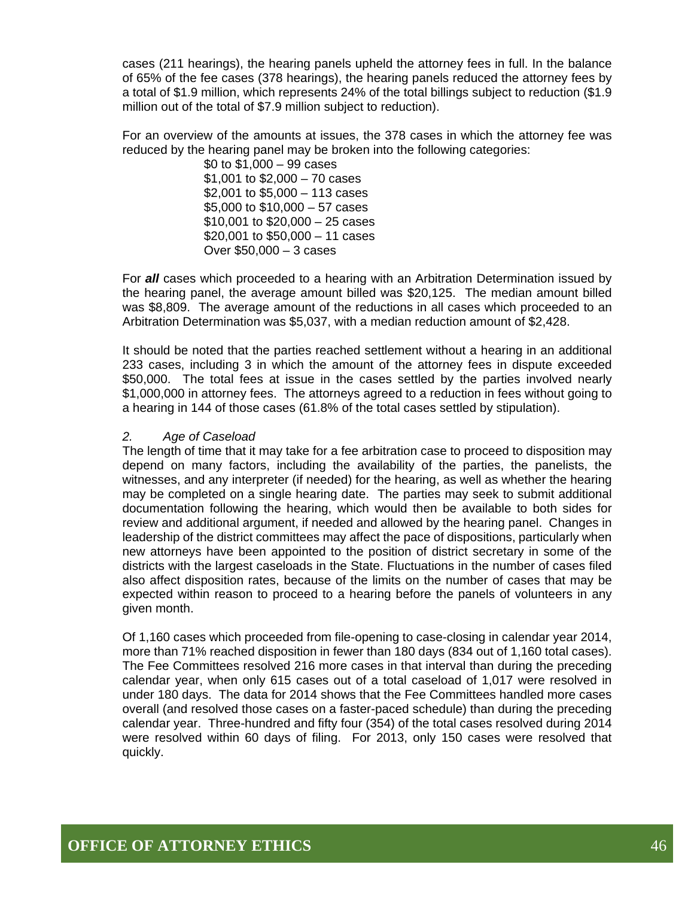cases (211 hearings), the hearing panels upheld the attorney fees in full. In the balance of 65% of the fee cases (378 hearings), the hearing panels reduced the attorney fees by a total of $1.9 million, which represents 24% of the total billings subject to reduction ($1.9 million out of the total of $7.9 million subject to reduction).

For an overview of the amounts at issues, the 378 cases in which the attorney fee was reduced by the hearing panel may be broken into the following categories:

$0 to $1,000 – 99 cases
$1,001 to $2,000 – 70 cases
$2,001 to $5,000 – 113 cases
$5,000 to $10,000 – 57 cases
$10,001 to $20,000 – 25 cases
$20,001 to $50,000 – 11 cases
Over $50,000 – 3 cases

For ***all*** cases which proceeded to a hearing with an Arbitration Determination issued by the hearing panel, the average amount billed was $20,125. The median amount billed was $8,809. The average amount of the reductions in all cases which proceeded to an Arbitration Determination was $5,037, with a median reduction amount of $2,428.

It should be noted that the parties reached settlement without a hearing in an additional 233 cases, including 3 in which the amount of the attorney fees in dispute exceeded $50,000. The total fees at issue in the cases settled by the parties involved nearly $1,000,000 in attorney fees. The attorneys agreed to a reduction in fees without going to a hearing in 144 of those cases (61.8% of the total cases settled by stipulation).

*2. Age of Caseload*

The length of time that it may take for a fee arbitration case to proceed to disposition may depend on many factors, including the availability of the parties, the panelists, the witnesses, and any interpreter (if needed) for the hearing, as well as whether the hearing may be completed on a single hearing date. The parties may seek to submit additional documentation following the hearing, which would then be available to both sides for review and additional argument, if needed and allowed by the hearing panel. Changes in leadership of the district committees may affect the pace of dispositions, particularly when new attorneys have been appointed to the position of district secretary in some of the districts with the largest caseloads in the State. Fluctuations in the number of cases filed also affect disposition rates, because of the limits on the number of cases that may be expected within reason to proceed to a hearing before the panels of volunteers in any given month.

Of 1,160 cases which proceeded from file-opening to case-closing in calendar year 2014, more than 71% reached disposition in fewer than 180 days (834 out of 1,160 total cases). The Fee Committees resolved 216 more cases in that interval than during the preceding calendar year, when only 615 cases out of a total caseload of 1,017 were resolved in under 180 days. The data for 2014 shows that the Fee Committees handled more cases overall (and resolved those cases on a faster-paced schedule) than during the preceding calendar year. Three-hundred and fifty four (354) of the total cases resolved during 2014 were resolved within 60 days of filing. For 2013, only 150 cases were resolved that quickly.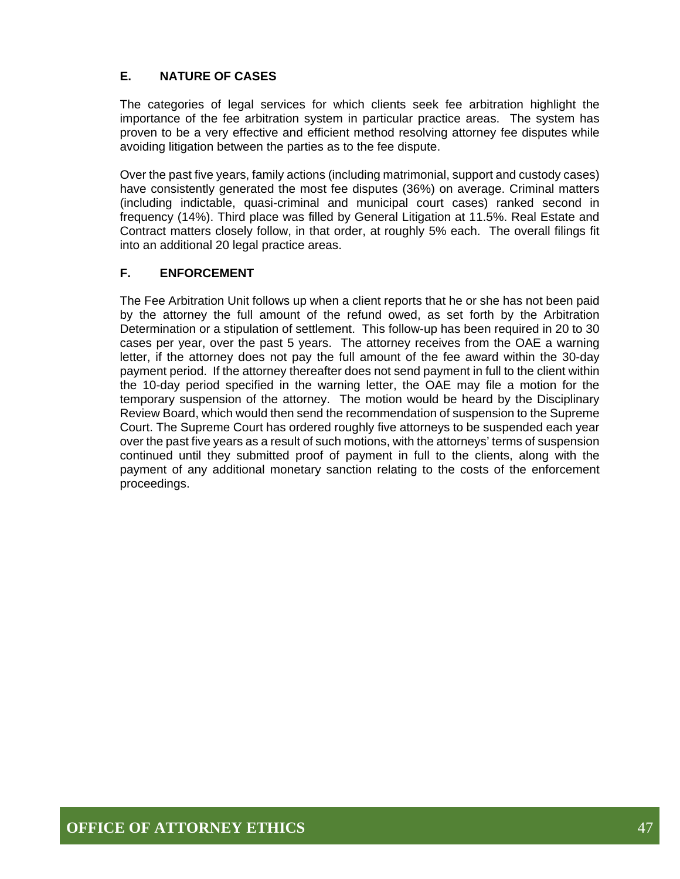### E. NATURE OF CASES

The categories of legal services for which clients seek fee arbitration highlight the importance of the fee arbitration system in particular practice areas. The system has proven to be a very effective and efficient method resolving attorney fee disputes while avoiding litigation between the parties as to the fee dispute.

Over the past five years, family actions (including matrimonial, support and custody cases) have consistently generated the most fee disputes (36%) on average. Criminal matters (including indictable, quasi-criminal and municipal court cases) ranked second in frequency (14%). Third place was filled by General Litigation at 11.5%. Real Estate and Contract matters closely follow, in that order, at roughly 5% each. The overall filings fit into an additional 20 legal practice areas.

### F. ENFORCEMENT

The Fee Arbitration Unit follows up when a client reports that he or she has not been paid by the attorney the full amount of the refund owed, as set forth by the Arbitration Determination or a stipulation of settlement. This follow-up has been required in 20 to 30 cases per year, over the past 5 years. The attorney receives from the OAE a warning letter, if the attorney does not pay the full amount of the fee award within the 30-day payment period. If the attorney thereafter does not send payment in full to the client within the 10-day period specified in the warning letter, the OAE may file a motion for the temporary suspension of the attorney. The motion would be heard by the Disciplinary Review Board, which would then send the recommendation of suspension to the Supreme Court. The Supreme Court has ordered roughly five attorneys to be suspended each year over the past five years as a result of such motions, with the attorneys' terms of suspension continued until they submitted proof of payment in full to the clients, along with the payment of any additional monetary sanction relating to the costs of the enforcement proceedings.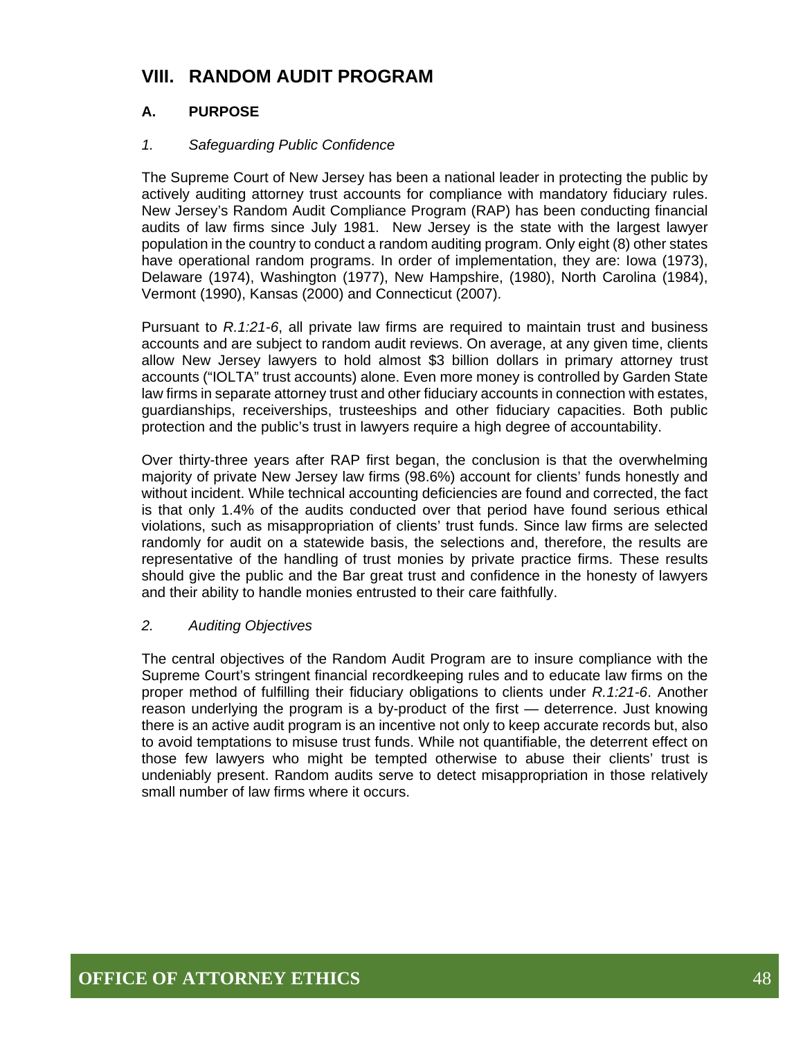# VIII. RANDOM AUDIT PROGRAM

## A. PURPOSE

### *1. Safeguarding Public Confidence*

The Supreme Court of New Jersey has been a national leader in protecting the public by actively auditing attorney trust accounts for compliance with mandatory fiduciary rules. New Jersey's Random Audit Compliance Program (RAP) has been conducting financial audits of law firms since July 1981. New Jersey is the state with the largest lawyer population in the country to conduct a random auditing program. Only eight (8) other states have operational random programs. In order of implementation, they are: Iowa (1973), Delaware (1974), Washington (1977), New Hampshire, (1980), North Carolina (1984), Vermont (1990), Kansas (2000) and Connecticut (2007).

Pursuant to *R.1:21-6*, all private law firms are required to maintain trust and business accounts and are subject to random audit reviews. On average, at any given time, clients allow New Jersey lawyers to hold almost $3 billion dollars in primary attorney trust accounts ("IOLTA" trust accounts) alone. Even more money is controlled by Garden State law firms in separate attorney trust and other fiduciary accounts in connection with estates, guardianships, receiverships, trusteeships and other fiduciary capacities. Both public protection and the public's trust in lawyers require a high degree of accountability.

Over thirty-three years after RAP first began, the conclusion is that the overwhelming majority of private New Jersey law firms (98.6%) account for clients' funds honestly and without incident. While technical accounting deficiencies are found and corrected, the fact is that only 1.4% of the audits conducted over that period have found serious ethical violations, such as misappropriation of clients' trust funds. Since law firms are selected randomly for audit on a statewide basis, the selections and, therefore, the results are representative of the handling of trust monies by private practice firms. These results should give the public and the Bar great trust and confidence in the honesty of lawyers and their ability to handle monies entrusted to their care faithfully.

### *2. Auditing Objectives*

The central objectives of the Random Audit Program are to insure compliance with the Supreme Court's stringent financial recordkeeping rules and to educate law firms on the proper method of fulfilling their fiduciary obligations to clients under *R.1:21-6*. Another reason underlying the program is a by-product of the first — deterrence. Just knowing there is an active audit program is an incentive not only to keep accurate records but, also to avoid temptations to misuse trust funds. While not quantifiable, the deterrent effect on those few lawyers who might be tempted otherwise to abuse their clients' trust is undeniably present. Random audits serve to detect misappropriation in those relatively small number of law firms where it occurs.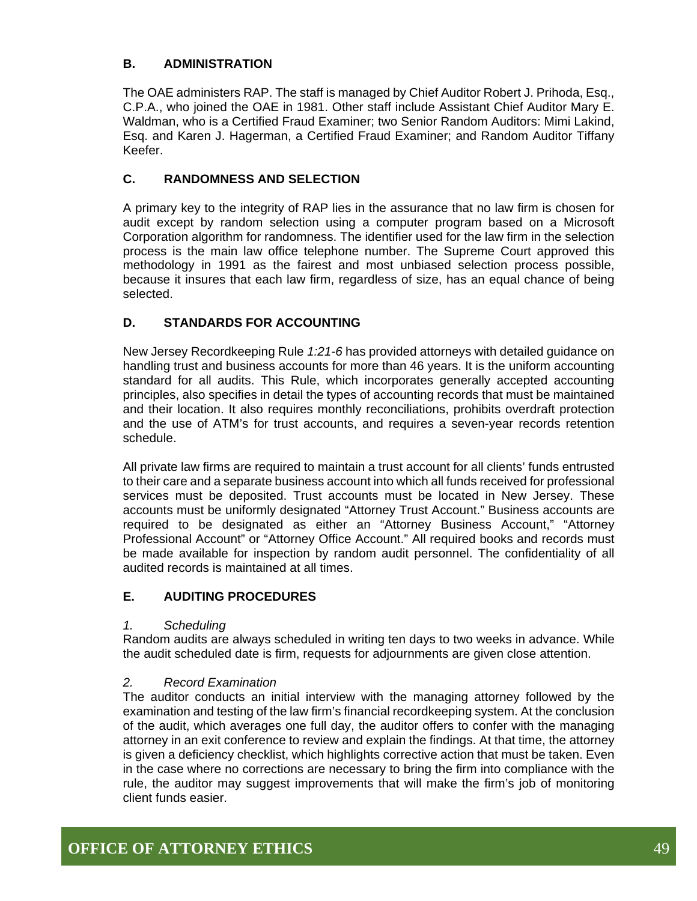## B. ADMINISTRATION

The OAE administers RAP. The staff is managed by Chief Auditor Robert J. Prihoda, Esq., C.P.A., who joined the OAE in 1981. Other staff include Assistant Chief Auditor Mary E. Waldman, who is a Certified Fraud Examiner; two Senior Random Auditors: Mimi Lakind, Esq. and Karen J. Hagerman, a Certified Fraud Examiner; and Random Auditor Tiffany Keefer.

## C. RANDOMNESS AND SELECTION

A primary key to the integrity of RAP lies in the assurance that no law firm is chosen for audit except by random selection using a computer program based on a Microsoft Corporation algorithm for randomness. The identifier used for the law firm in the selection process is the main law office telephone number. The Supreme Court approved this methodology in 1991 as the fairest and most unbiased selection process possible, because it insures that each law firm, regardless of size, has an equal chance of being selected.

## D. STANDARDS FOR ACCOUNTING

New Jersey Recordkeeping Rule *1:21-6* has provided attorneys with detailed guidance on handling trust and business accounts for more than 46 years. It is the uniform accounting standard for all audits. This Rule, which incorporates generally accepted accounting principles, also specifies in detail the types of accounting records that must be maintained and their location. It also requires monthly reconciliations, prohibits overdraft protection and the use of ATM's for trust accounts, and requires a seven-year records retention schedule.

All private law firms are required to maintain a trust account for all clients' funds entrusted to their care and a separate business account into which all funds received for professional services must be deposited. Trust accounts must be located in New Jersey. These accounts must be uniformly designated "Attorney Trust Account." Business accounts are required to be designated as either an "Attorney Business Account," "Attorney Professional Account" or "Attorney Office Account." All required books and records must be made available for inspection by random audit personnel. The confidentiality of all audited records is maintained at all times.

## E. AUDITING PROCEDURES

### *1. Scheduling*

Random audits are always scheduled in writing ten days to two weeks in advance. While the audit scheduled date is firm, requests for adjournments are given close attention.

### *2. Record Examination*

The auditor conducts an initial interview with the managing attorney followed by the examination and testing of the law firm's financial recordkeeping system. At the conclusion of the audit, which averages one full day, the auditor offers to confer with the managing attorney in an exit conference to review and explain the findings. At that time, the attorney is given a deficiency checklist, which highlights corrective action that must be taken. Even in the case where no corrections are necessary to bring the firm into compliance with the rule, the auditor may suggest improvements that will make the firm's job of monitoring client funds easier.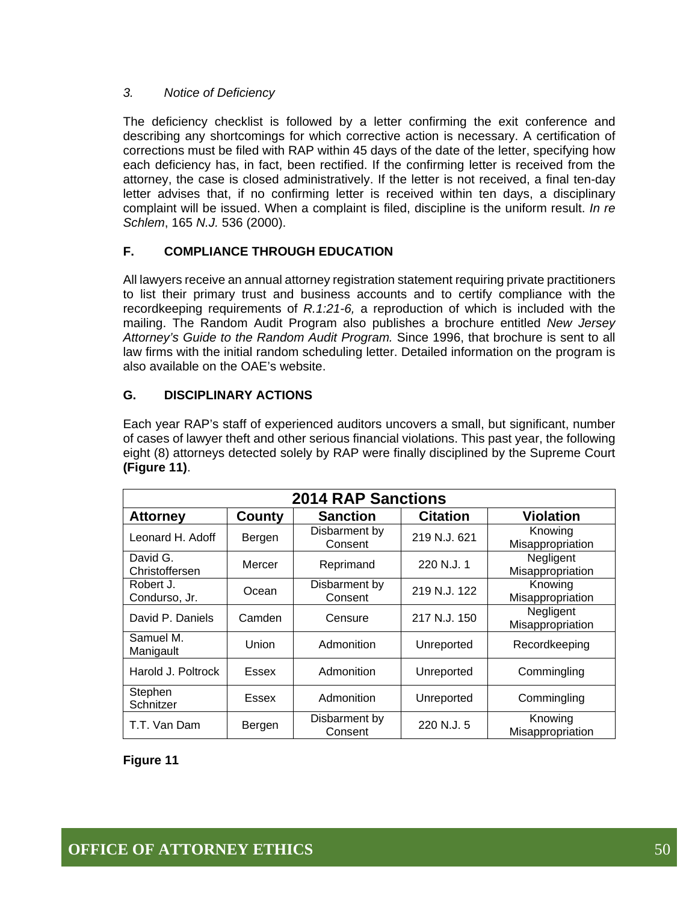### 3. *Notice of Deficiency*

The deficiency checklist is followed by a letter confirming the exit conference and describing any shortcomings for which corrective action is necessary. A certification of corrections must be filed with RAP within 45 days of the date of the letter, specifying how each deficiency has, in fact, been rectified. If the confirming letter is received from the attorney, the case is closed administratively. If the letter is not received, a final ten-day letter advises that, if no confirming letter is received within ten days, a disciplinary complaint will be issued. When a complaint is filed, discipline is the uniform result. *In re Schlem*, 165 *N.J.* 536 (2000).

## F. COMPLIANCE THROUGH EDUCATION

All lawyers receive an annual attorney registration statement requiring private practitioners to list their primary trust and business accounts and to certify compliance with the recordkeeping requirements of *R.1:21-6,* a reproduction of which is included with the mailing. The Random Audit Program also publishes a brochure entitled *New Jersey Attorney's Guide to the Random Audit Program.* Since 1996, that brochure is sent to all law firms with the initial random scheduling letter. Detailed information on the program is also available on the OAE's website.

## G. DISCIPLINARY ACTIONS

Each year RAP's staff of experienced auditors uncovers a small, but significant, number of cases of lawyer theft and other serious financial violations. This past year, the following eight (8) attorneys detected solely by RAP were finally disciplined by the Supreme Court **(Figure 11)**.

| 2014 RAP Sanctions | | | | |
|---|---|---|---|---|
| **Attorney** | **County** | **Sanction** | **Citation** | **Violation** |
| Leonard H. Adoff | Bergen | Disbarment by Consent | 219 N.J. 621 | Knowing Misappropriation |
| David G. Christoffersen | Mercer | Reprimand | 220 N.J. 1 | Negligent Misappropriation |
| Robert J. Conduroso, Jr. | Ocean | Disbarment by Consent | 219 N.J. 122 | Knowing Misappropriation |
| David P. Daniels | Camden | Censure | 217 N.J. 150 | Negligent Misappropriation |
| Samuel M. Manigault | Union | Admonition | Unreported | Recordkeeping |
| Harold J. Poltrock | Essex | Admonition | Unreported | Commingling |
| Stephen Schnitzer | Essex | Admonition | Unreported | Commingling |
| T.T. Van Dam | Bergen | Disbarment by Consent | 220 N.J. 5 | Knowing Misappropriation |

**Figure 11**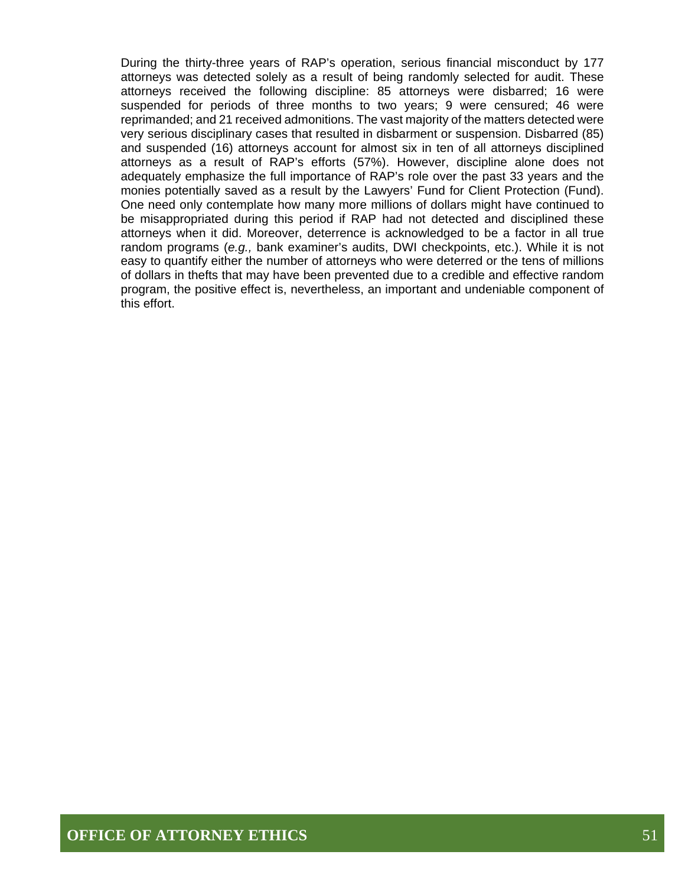During the thirty-three years of RAP's operation, serious financial misconduct by 177 attorneys was detected solely as a result of being randomly selected for audit. These attorneys received the following discipline: 85 attorneys were disbarred; 16 were suspended for periods of three months to two years; 9 were censured; 46 were reprimanded; and 21 received admonitions. The vast majority of the matters detected were very serious disciplinary cases that resulted in disbarment or suspension. Disbarred (85) and suspended (16) attorneys account for almost six in ten of all attorneys disciplined attorneys as a result of RAP's efforts (57%). However, discipline alone does not adequately emphasize the full importance of RAP's role over the past 33 years and the monies potentially saved as a result by the Lawyers' Fund for Client Protection (Fund). One need only contemplate how many more millions of dollars might have continued to be misappropriated during this period if RAP had not detected and disciplined these attorneys when it did. Moreover, deterrence is acknowledged to be a factor in all true random programs (*e.g.,* bank examiner's audits, DWI checkpoints, etc.). While it is not easy to quantify either the number of attorneys who were deterred or the tens of millions of dollars in thefts that may have been prevented due to a credible and effective random program, the positive effect is, nevertheless, an important and undeniable component of this effort.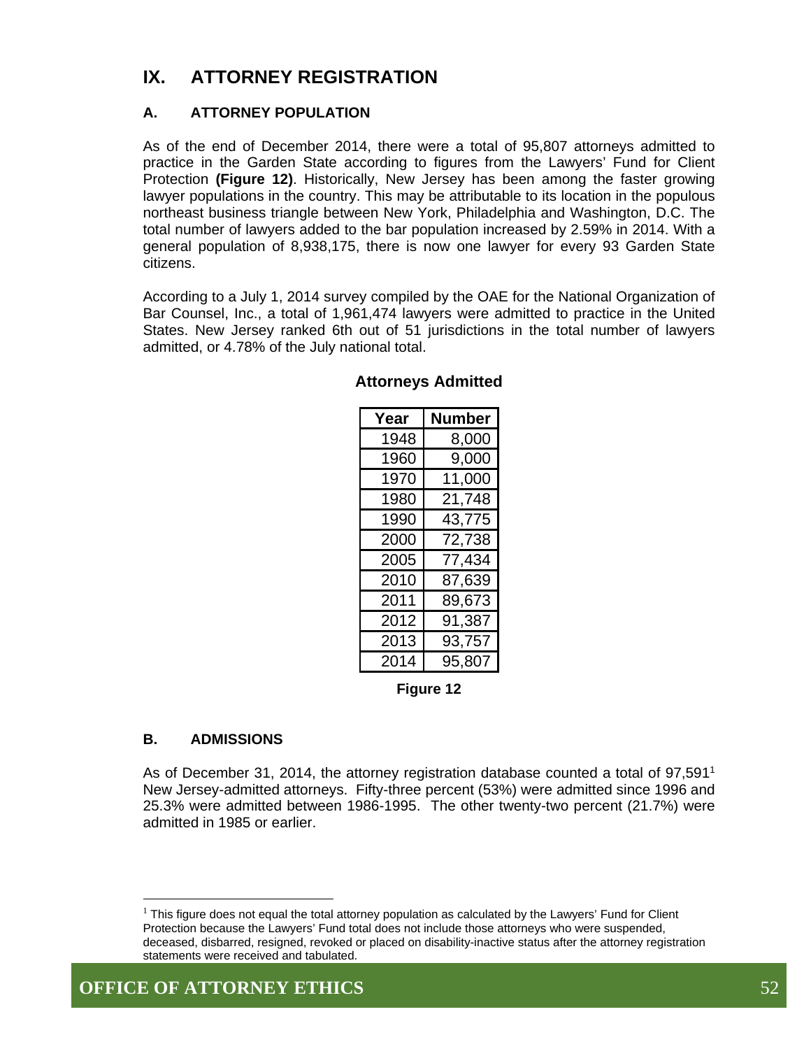# IX. ATTORNEY REGISTRATION

## A. ATTORNEY POPULATION

As of the end of December 2014, there were a total of 95,807 attorneys admitted to practice in the Garden State according to figures from the Lawyers' Fund for Client Protection **(Figure 12)**. Historically, New Jersey has been among the faster growing lawyer populations in the country. This may be attributable to its location in the populous northeast business triangle between New York, Philadelphia and Washington, D.C. The total number of lawyers added to the bar population increased by 2.59% in 2014. With a general population of 8,938,175, there is now one lawyer for every 93 Garden State citizens.

According to a July 1, 2014 survey compiled by the OAE for the National Organization of Bar Counsel, Inc., a total of 1,961,474 lawyers were admitted to practice in the United States. New Jersey ranked 6th out of 51 jurisdictions in the total number of lawyers admitted, or 4.78% of the July national total.

**Attorneys Admitted**

| Year | Number |
|---|---|
| 1948 | 8,000 |
| 1960 | 9,000 |
| 1970 | 11,000 |
| 1980 | 21,748 |
| 1990 | 43,775 |
| 2000 | 72,738 |
| 2005 | 77,434 |
| 2010 | 87,639 |
| 2011 | 89,673 |
| 2012 | 91,387 |
| 2013 | 93,757 |
| 2014 | 95,807 |

**Figure 12**

## B. ADMISSIONS

As of December 31, 2014, the attorney registration database counted a total of 97,591[1] New Jersey-admitted attorneys. Fifty-three percent (53%) were admitted since 1996 and 25.3% were admitted between 1986-1995. The other twenty-two percent (21.7%) were admitted in 1985 or earlier.

[1] This figure does not equal the total attorney population as calculated by the Lawyers' Fund for Client Protection because the Lawyers' Fund total does not include those attorneys who were suspended, deceased, disbarred, resigned, revoked or placed on disability-inactive status after the attorney registration statements were received and tabulated.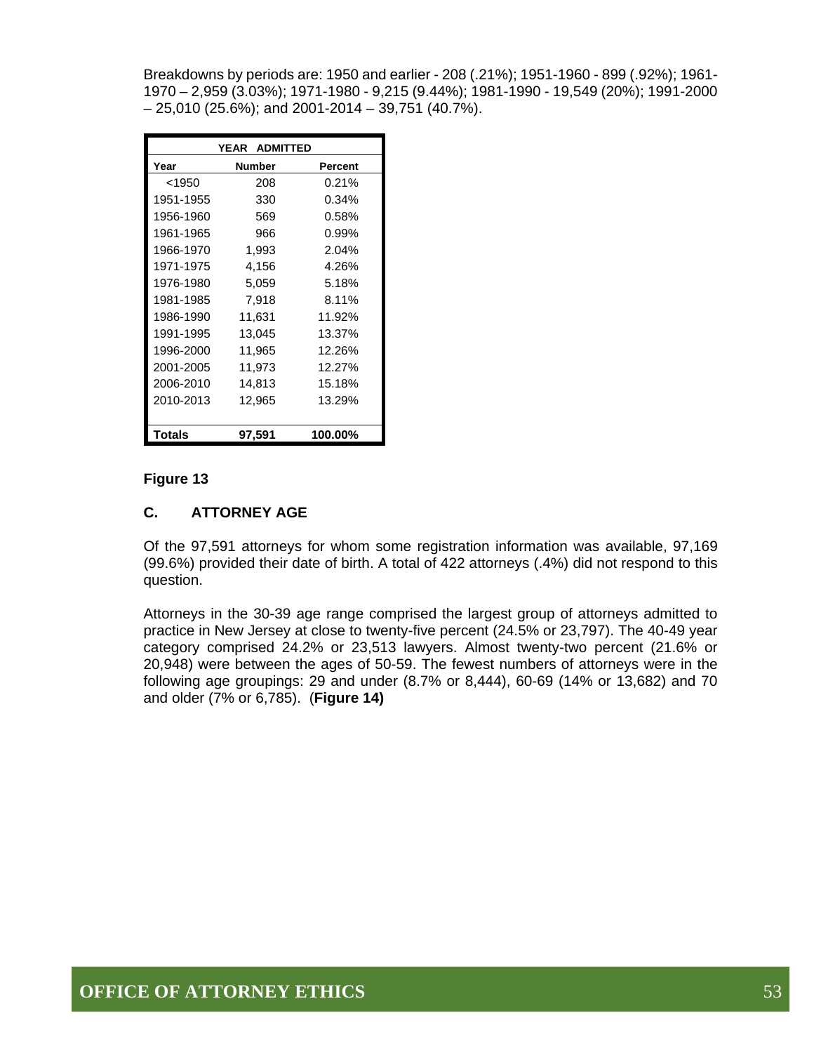Breakdowns by periods are: 1950 and earlier - 208 (.21%); 1951-1960 - 899 (.92%); 1961-1970 – 2,959 (3.03%); 1971-1980 - 9,215 (9.44%); 1981-1990 - 19,549 (20%); 1991-2000 – 25,010 (25.6%); and 2001-2014 – 39,751 (40.7%).

| YEAR ADMITTED | | |
|---|---|---|
| **Year** | **Number** | **Percent** |
| <1950 | 208 | 0.21% |
| 1951-1955 | 330 | 0.34% |
| 1956-1960 | 569 | 0.58% |
| 1961-1965 | 966 | 0.99% |
| 1966-1970 | 1,993 | 2.04% |
| 1971-1975 | 4,156 | 4.26% |
| 1976-1980 | 5,059 | 5.18% |
| 1981-1985 | 7,918 | 8.11% |
| 1986-1990 | 11,631 | 11.92% |
| 1991-1995 | 13,045 | 13.37% |
| 1996-2000 | 11,965 | 12.26% |
| 2001-2005 | 11,973 | 12.27% |
| 2006-2010 | 14,813 | 15.18% |
| 2010-2013 | 12,965 | 13.29% |
| **Totals** | **97,591** | **100.00%** |

**Figure 13**

## C. ATTORNEY AGE

Of the 97,591 attorneys for whom some registration information was available, 97,169 (99.6%) provided their date of birth. A total of 422 attorneys (.4%) did not respond to this question.

Attorneys in the 30-39 age range comprised the largest group of attorneys admitted to practice in New Jersey at close to twenty-five percent (24.5% or 23,797). The 40-49 year category comprised 24.2% or 23,513 lawyers. Almost twenty-two percent (21.6% or 20,948) were between the ages of 50-59. The fewest numbers of attorneys were in the following age groupings: 29 and under (8.7% or 8,444), 60-69 (14% or 13,682) and 70 and older (7% or 6,785). (**Figure 14)**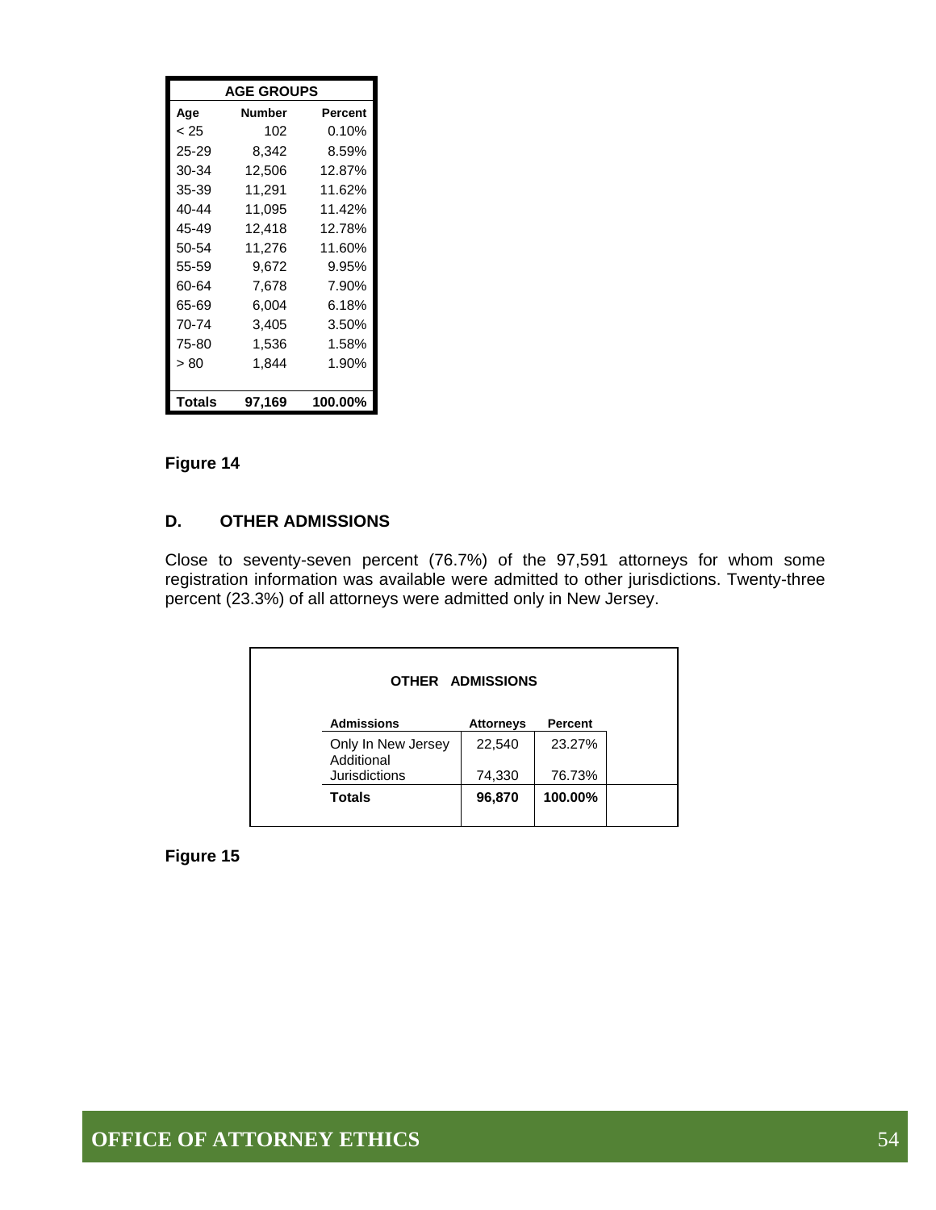| AGE GROUPS | | |
|---|---|---|
| Age | Number | Percent |
| < 25 | 102 | 0.10% |
| 25-29 | 8,342 | 8.59% |
| 30-34 | 12,506 | 12.87% |
| 35-39 | 11,291 | 11.62% |
| 40-44 | 11,095 | 11.42% |
| 45-49 | 12,418 | 12.78% |
| 50-54 | 11,276 | 11.60% |
| 55-59 | 9,672 | 9.95% |
| 60-64 | 7,678 | 7.90% |
| 65-69 | 6,004 | 6.18% |
| 70-74 | 3,405 | 3.50% |
| 75-80 | 1,536 | 1.58% |
| > 80 | 1,844 | 1.90% |
| **Totals** | **97,169** | **100.00%** |

**Figure 14**

## D. OTHER ADMISSIONS

Close to seventy-seven percent (76.7%) of the 97,591 attorneys for whom some registration information was available were admitted to other jurisdictions. Twenty-three percent (23.3%) of all attorneys were admitted only in New Jersey.

**OTHER ADMISSIONS**

| Admissions | Attorneys | Percent |
|---|---|---|
| Only In New Jersey | 22,540 | 23.27% |
| Additional Jurisdictions | 74,330 | 76.73% |
| **Totals** | **96,870** | **100.00%** |

**Figure 15**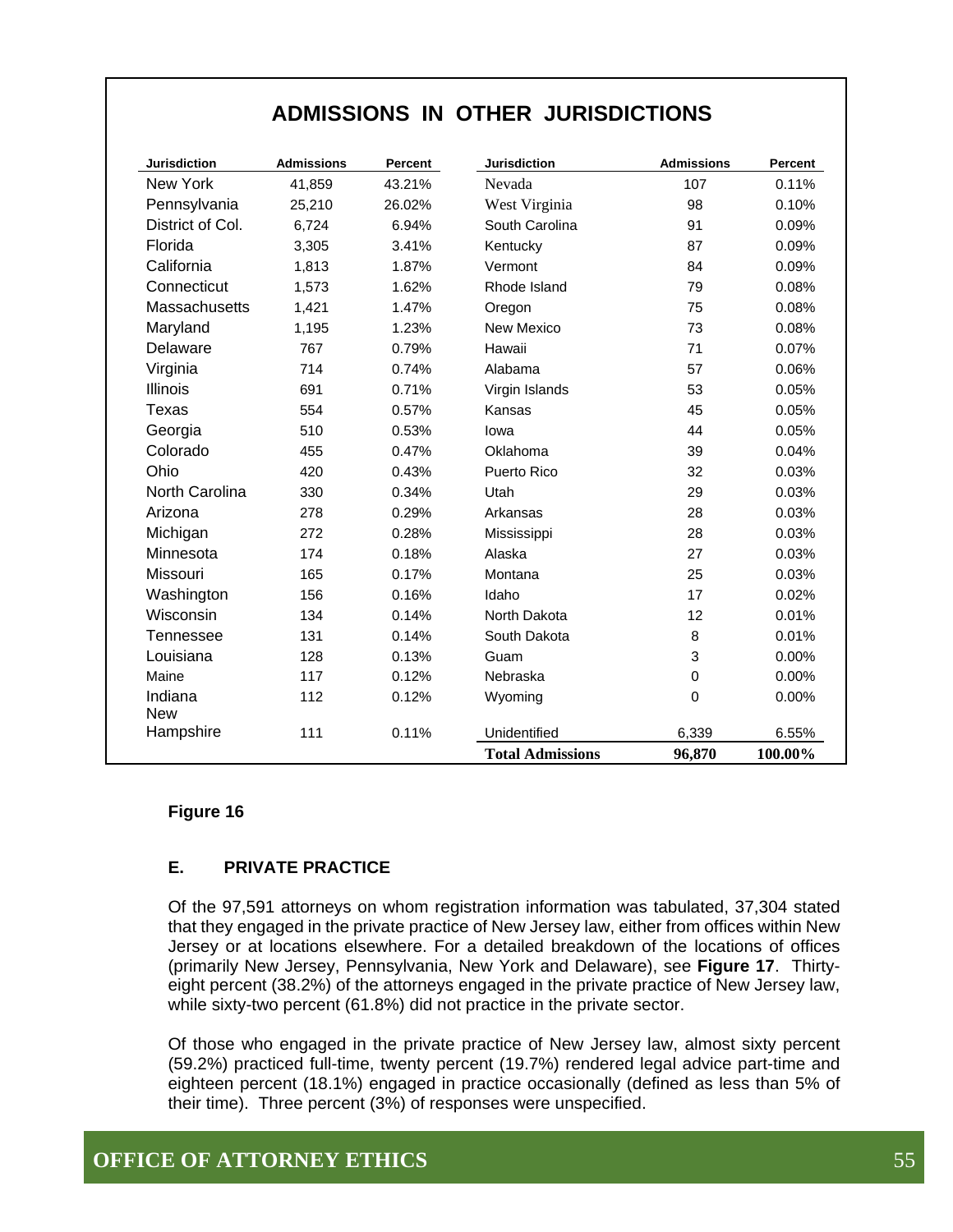## ADMISSIONS IN OTHER JURISDICTIONS

| Jurisdiction | Admissions | Percent | Jurisdiction | Admissions | Percent |
|---|---|---|---|---|---|
| New York | 41,859 | 43.21% | Nevada | 107 | 0.11% |
| Pennsylvania | 25,210 | 26.02% | West Virginia | 98 | 0.10% |
| District of Col. | 6,724 | 6.94% | South Carolina | 91 | 0.09% |
| Florida | 3,305 | 3.41% | Kentucky | 87 | 0.09% |
| California | 1,813 | 1.87% | Vermont | 84 | 0.09% |
| Connecticut | 1,573 | 1.62% | Rhode Island | 79 | 0.08% |
| Massachusetts | 1,421 | 1.47% | Oregon | 75 | 0.08% |
| Maryland | 1,195 | 1.23% | New Mexico | 73 | 0.08% |
| Delaware | 767 | 0.79% | Hawaii | 71 | 0.07% |
| Virginia | 714 | 0.74% | Alabama | 57 | 0.06% |
| Illinois | 691 | 0.71% | Virgin Islands | 53 | 0.05% |
| Texas | 554 | 0.57% | Kansas | 45 | 0.05% |
| Georgia | 510 | 0.53% | Iowa | 44 | 0.05% |
| Colorado | 455 | 0.47% | Oklahoma | 39 | 0.04% |
| Ohio | 420 | 0.43% | Puerto Rico | 32 | 0.03% |
| North Carolina | 330 | 0.34% | Utah | 29 | 0.03% |
| Arizona | 278 | 0.29% | Arkansas | 28 | 0.03% |
| Michigan | 272 | 0.28% | Mississippi | 28 | 0.03% |
| Minnesota | 174 | 0.18% | Alaska | 27 | 0.03% |
| Missouri | 165 | 0.17% | Montana | 25 | 0.03% |
| Washington | 156 | 0.16% | Idaho | 17 | 0.02% |
| Wisconsin | 134 | 0.14% | North Dakota | 12 | 0.01% |
| Tennessee | 131 | 0.14% | South Dakota | 8 | 0.01% |
| Louisiana | 128 | 0.13% | Guam | 3 | 0.00% |
| Maine | 117 | 0.12% | Nebraska | 0 | 0.00% |
| Indiana | 112 | 0.12% | Wyoming | 0 | 0.00% |
| New Hampshire | 111 | 0.11% | Unidentified | 6,339 | 6.55% |
| | | | **Total Admissions** | **96,870** | **100.00%** |

**Figure 16**

### E. PRIVATE PRACTICE

Of the 97,591 attorneys on whom registration information was tabulated, 37,304 stated that they engaged in the private practice of New Jersey law, either from offices within New Jersey or at locations elsewhere. For a detailed breakdown of the locations of offices (primarily New Jersey, Pennsylvania, New York and Delaware), see **Figure 17**. Thirty-eight percent (38.2%) of the attorneys engaged in the private practice of New Jersey law, while sixty-two percent (61.8%) did not practice in the private sector.

Of those who engaged in the private practice of New Jersey law, almost sixty percent (59.2%) practiced full-time, twenty percent (19.7%) rendered legal advice part-time and eighteen percent (18.1%) engaged in practice occasionally (defined as less than 5% of their time). Three percent (3%) of responses were unspecified.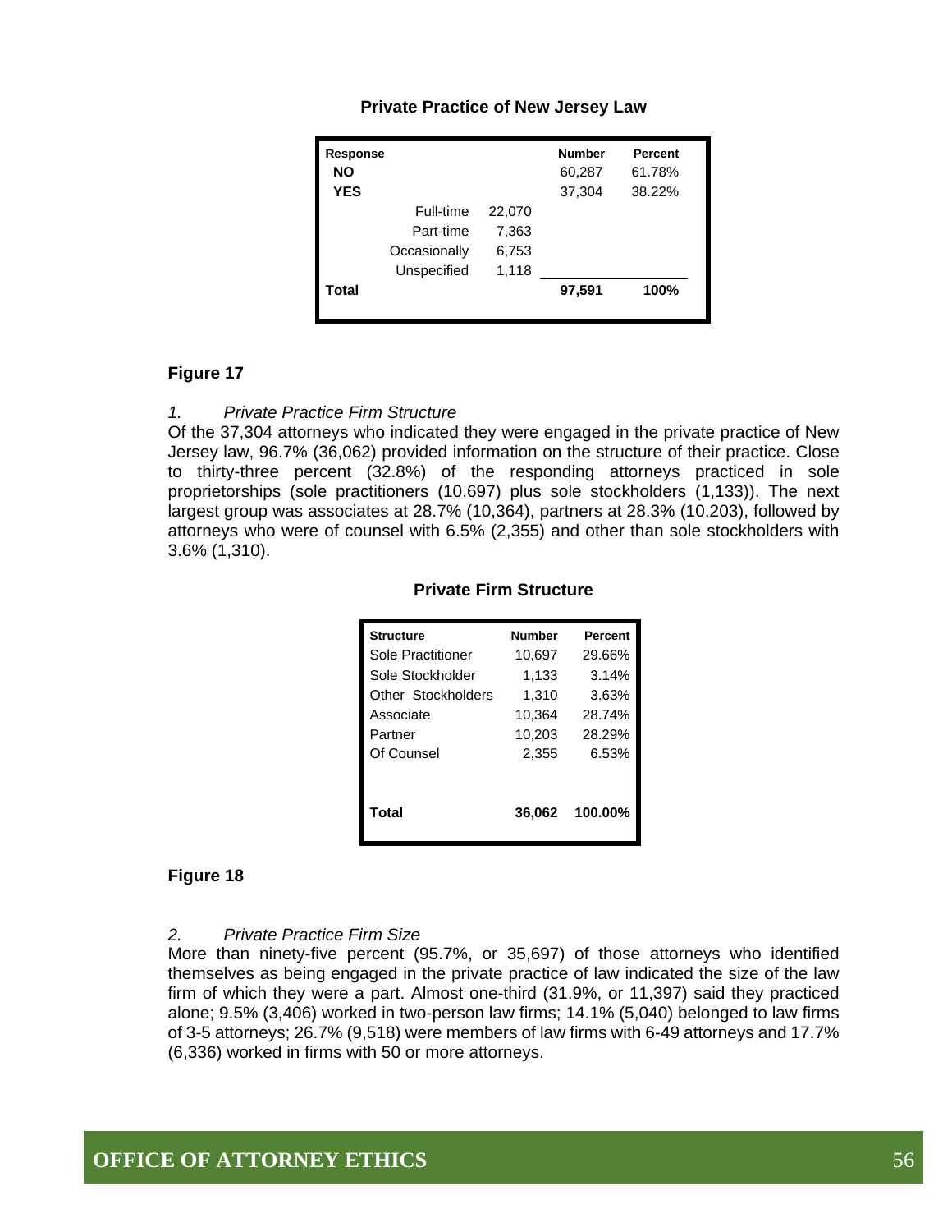**Private Practice of New Jersey Law**

| Response | | | Number | Percent |
|---|---|---|---|---|
| **NO** | | | 60,287 | 61.78% |
| **YES** | | | 37,304 | 38.22% |
| | Full-time | 22,070 | | |
| | Part-time | 7,363 | | |
| | Occasionally | 6,753 | | |
| | Unspecified | 1,118 | | |
| **Total** | | | **97,591** | **100%** |

**Figure 17**

*1. Private Practice Firm Structure*

Of the 37,304 attorneys who indicated they were engaged in the private practice of New Jersey law, 96.7% (36,062) provided information on the structure of their practice. Close to thirty-three percent (32.8%) of the responding attorneys practiced in sole proprietorships (sole practitioners (10,697) plus sole stockholders (1,133)). The next largest group was associates at 28.7% (10,364), partners at 28.3% (10,203), followed by attorneys who were of counsel with 6.5% (2,355) and other than sole stockholders with 3.6% (1,310).

**Private Firm Structure**

| Structure | Number | Percent |
|---|---|---|
| Sole Practitioner | 10,697 | 29.66% |
| Sole Stockholder | 1,133 | 3.14% |
| Other Stockholders | 1,310 | 3.63% |
| Associate | 10,364 | 28.74% |
| Partner | 10,203 | 28.29% |
| Of Counsel | 2,355 | 6.53% |
| **Total** | **36,062** | **100.00%** |

**Figure 18**

*2. Private Practice Firm Size*

More than ninety-five percent (95.7%, or 35,697) of those attorneys who identified themselves as being engaged in the private practice of law indicated the size of the law firm of which they were a part. Almost one-third (31.9%, or 11,397) said they practiced alone; 9.5% (3,406) worked in two-person law firms; 14.1% (5,040) belonged to law firms of 3-5 attorneys; 26.7% (9,518) were members of law firms with 6-49 attorneys and 17.7% (6,336) worked in firms with 50 or more attorneys.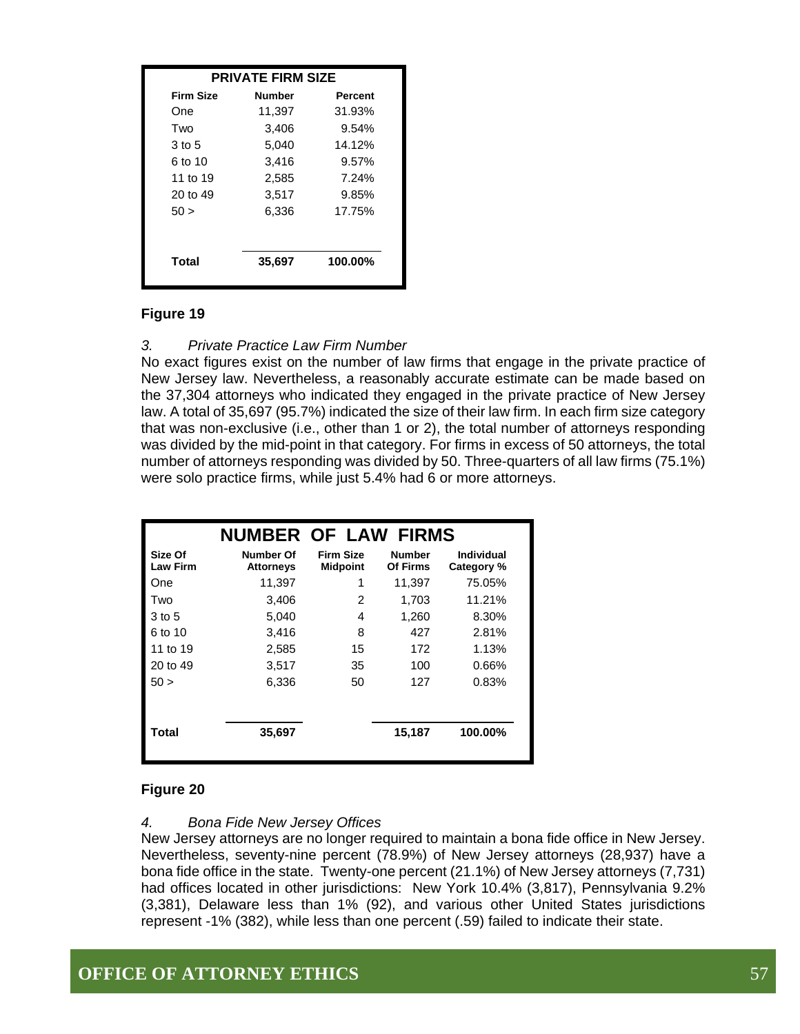| PRIVATE FIRM SIZE | | |
|---|---|---|
| **Firm Size** | **Number** | **Percent** |
| One | 11,397 | 31.93% |
| Two | 3,406 | 9.54% |
| 3 to 5 | 5,040 | 14.12% |
| 6 to 10 | 3,416 | 9.57% |
| 11 to 19 | 2,585 | 7.24% |
| 20 to 49 | 3,517 | 9.85% |
| 50 > | 6,336 | 17.75% |
| **Total** | **35,697** | **100.00%** |

**Figure 19**

*3. Private Practice Law Firm Number*

No exact figures exist on the number of law firms that engage in the private practice of New Jersey law. Nevertheless, a reasonably accurate estimate can be made based on the 37,304 attorneys who indicated they engaged in the private practice of New Jersey law. A total of 35,697 (95.7%) indicated the size of their law firm. In each firm size category that was non-exclusive (i.e., other than 1 or 2), the total number of attorneys responding was divided by the mid-point in that category. For firms in excess of 50 attorneys, the total number of attorneys responding was divided by 50. Three-quarters of all law firms (75.1%) were solo practice firms, while just 5.4% had 6 or more attorneys.

| NUMBER OF LAW FIRMS | | | | |
|---|---|---|---|---|
| **Size Of Law Firm** | **Number Of Attorneys** | **Firm Size Midpoint** | **Number Of Firms** | **Individual Category %** |
| One | 11,397 | 1 | 11,397 | 75.05% |
| Two | 3,406 | 2 | 1,703 | 11.21% |
| 3 to 5 | 5,040 | 4 | 1,260 | 8.30% |
| 6 to 10 | 3,416 | 8 | 427 | 2.81% |
| 11 to 19 | 2,585 | 15 | 172 | 1.13% |
| 20 to 49 | 3,517 | 35 | 100 | 0.66% |
| 50 > | 6,336 | 50 | 127 | 0.83% |
| **Total** | **35,697** | | **15,187** | **100.00%** |

**Figure 20**

*4. Bona Fide New Jersey Offices*

New Jersey attorneys are no longer required to maintain a bona fide office in New Jersey. Nevertheless, seventy-nine percent (78.9%) of New Jersey attorneys (28,937) have a bona fide office in the state. Twenty-one percent (21.1%) of New Jersey attorneys (7,731) had offices located in other jurisdictions: New York 10.4% (3,817), Pennsylvania 9.2% (3,381), Delaware less than 1% (92), and various other United States jurisdictions represent -1% (382), while less than one percent (.59) failed to indicate their state.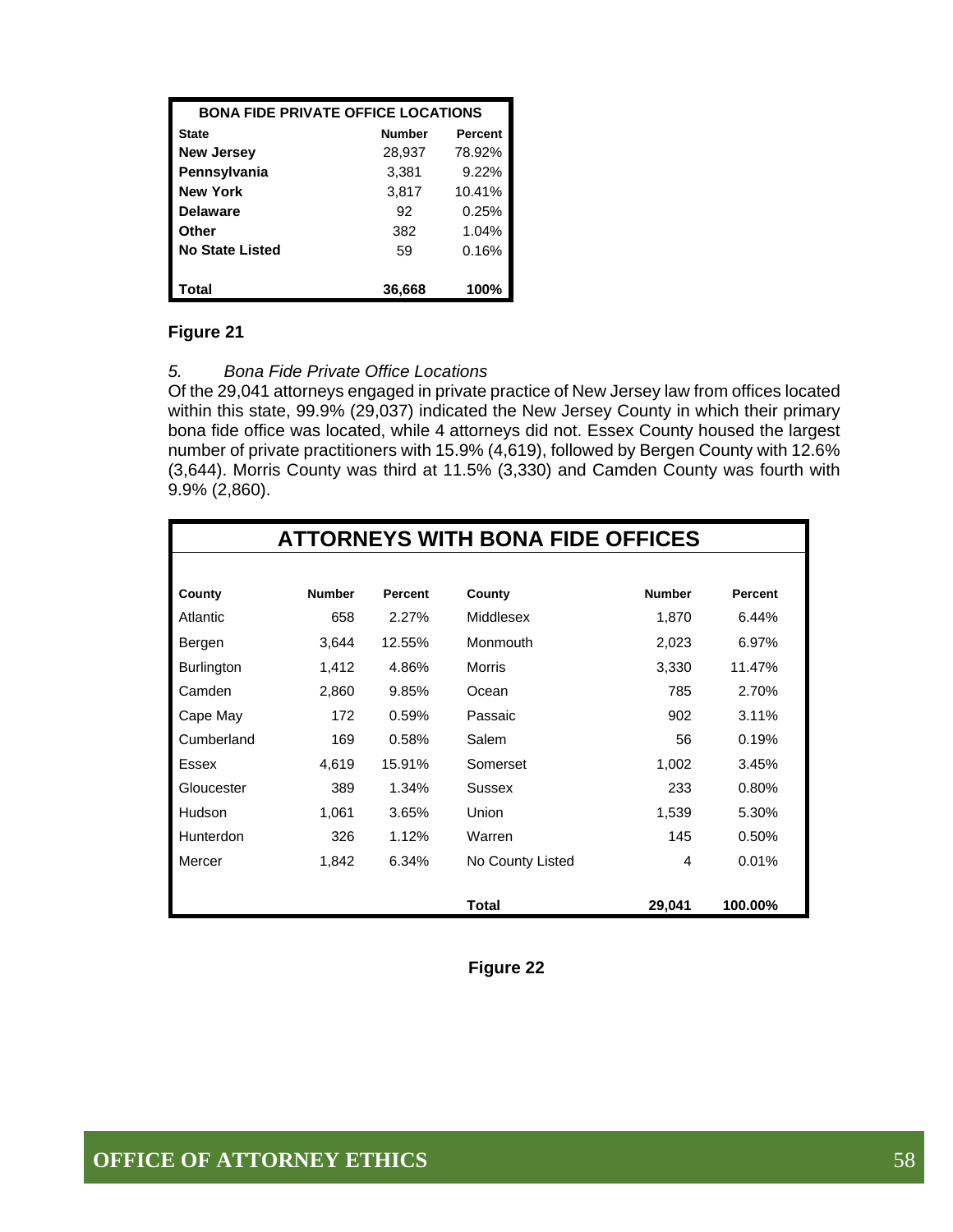| BONA FIDE PRIVATE OFFICE LOCATIONS | | |
|---|---|---|
| **State** | **Number** | **Percent** |
| **New Jersey** | 28,937 | 78.92% |
| **Pennsylvania** | 3,381 | 9.22% |
| **New York** | 3,817 | 10.41% |
| **Delaware** | 92 | 0.25% |
| **Other** | 382 | 1.04% |
| **No State Listed** | 59 | 0.16% |
| **Total** | **36,668** | **100%** |

**Figure 21**

*5. Bona Fide Private Office Locations*

Of the 29,041 attorneys engaged in private practice of New Jersey law from offices located within this state, 99.9% (29,037) indicated the New Jersey County in which their primary bona fide office was located, while 4 attorneys did not. Essex County housed the largest number of private practitioners with 15.9% (4,619), followed by Bergen County with 12.6% (3,644). Morris County was third at 11.5% (3,330) and Camden County was fourth with 9.9% (2,860).

| ATTORNEYS WITH BONA FIDE OFFICES | | | | | |
|---|---|---|---|---|---|
| **County** | **Number** | **Percent** | **County** | **Number** | **Percent** |
| Atlantic | 658 | 2.27% | Middlesex | 1,870 | 6.44% |
| Bergen | 3,644 | 12.55% | Monmouth | 2,023 | 6.97% |
| Burlington | 1,412 | 4.86% | Morris | 3,330 | 11.47% |
| Camden | 2,860 | 9.85% | Ocean | 785 | 2.70% |
| Cape May | 172 | 0.59% | Passaic | 902 | 3.11% |
| Cumberland | 169 | 0.58% | Salem | 56 | 0.19% |
| Essex | 4,619 | 15.91% | Somerset | 1,002 | 3.45% |
| Gloucester | 389 | 1.34% | Sussex | 233 | 0.80% |
| Hudson | 1,061 | 3.65% | Union | 1,539 | 5.30% |
| Hunterdon | 326 | 1.12% | Warren | 145 | 0.50% |
| Mercer | 1,842 | 6.34% | No County Listed | 4 | 0.01% |
| | | | **Total** | **29,041** | **100.00%** |

**Figure 22**